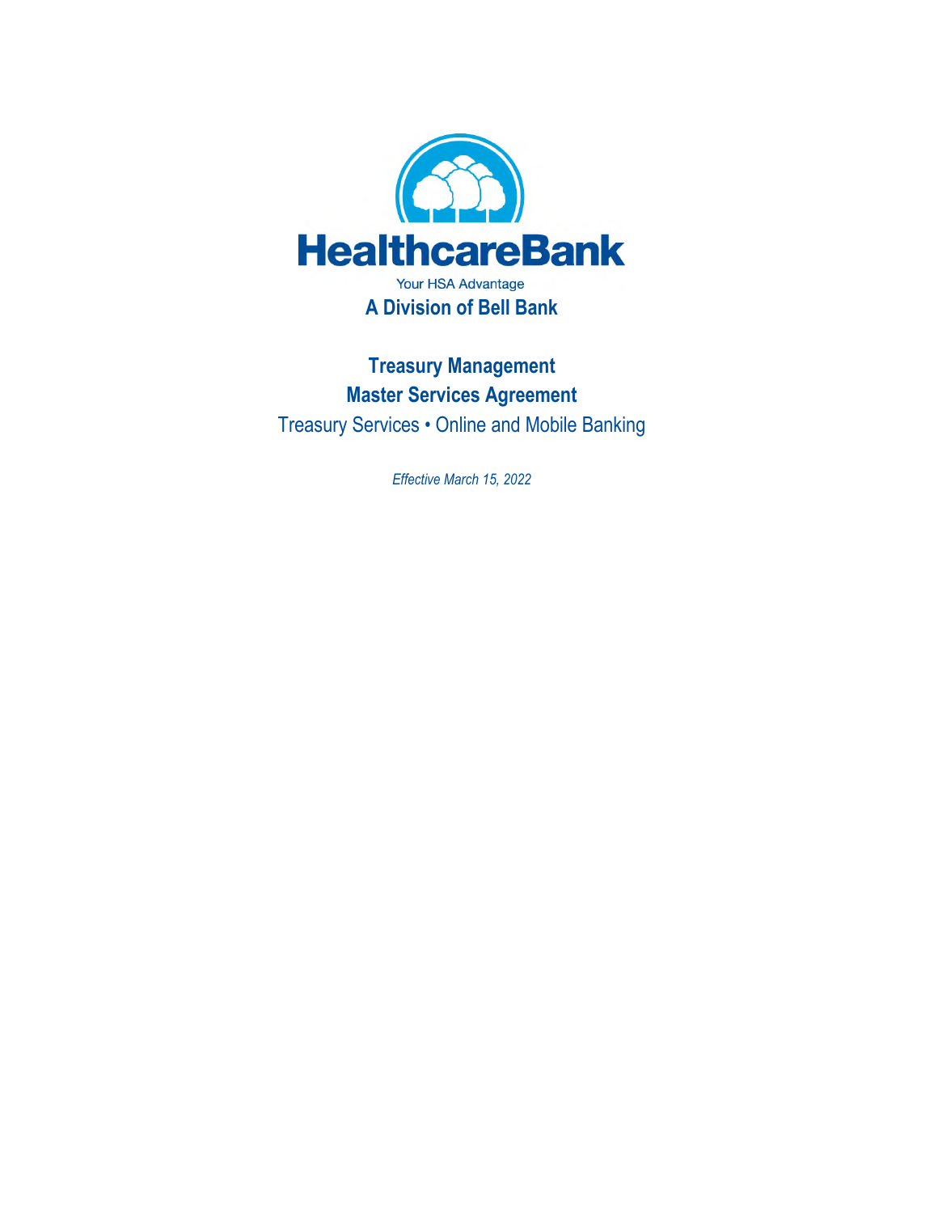HealthcareBank

Your HSA Advantage

**A Division of Bell Bank**

# Treasury Management
# Master Services Agreement

Treasury Services • Online and Mobile Banking

*Effective March 15, 2022*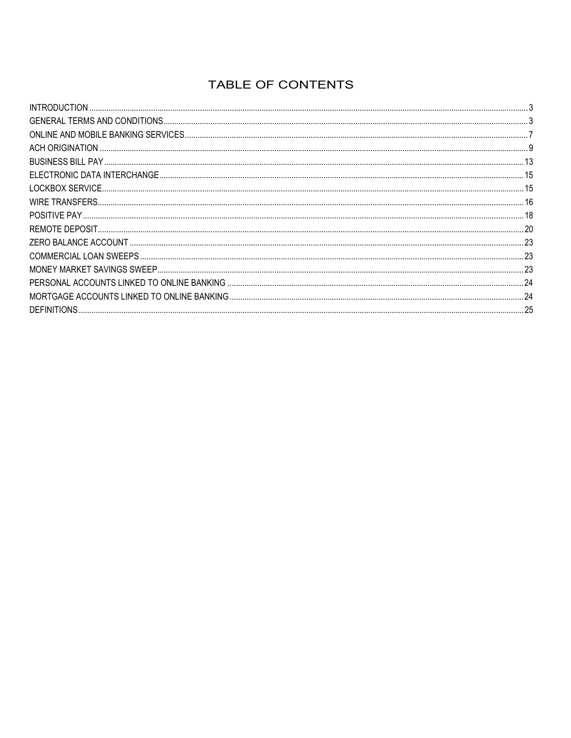# TABLE OF CONTENTS

| | |
|---|---|
| INTRODUCTION | 3 |
| GENERAL TERMS AND CONDITIONS | 3 |
| ONLINE AND MOBILE BANKING SERVICES | 7 |
| ACH ORIGINATION | 9 |
| BUSINESS BILL PAY | 13 |
| ELECTRONIC DATA INTERCHANGE | 15 |
| LOCKBOX SERVICE | 15 |
| WIRE TRANSFERS | 16 |
| POSITIVE PAY | 18 |
| REMOTE DEPOSIT | 20 |
| ZERO BALANCE ACCOUNT | 23 |
| COMMERCIAL LOAN SWEEPS | 23 |
| MONEY MARKET SAVINGS SWEEP | 23 |
| PERSONAL ACCOUNTS LINKED TO ONLINE BANKING | 24 |
| MORTGAGE ACCOUNTS LINKED TO ONLINE BANKING | 24 |
| DEFINITIONS | 25 |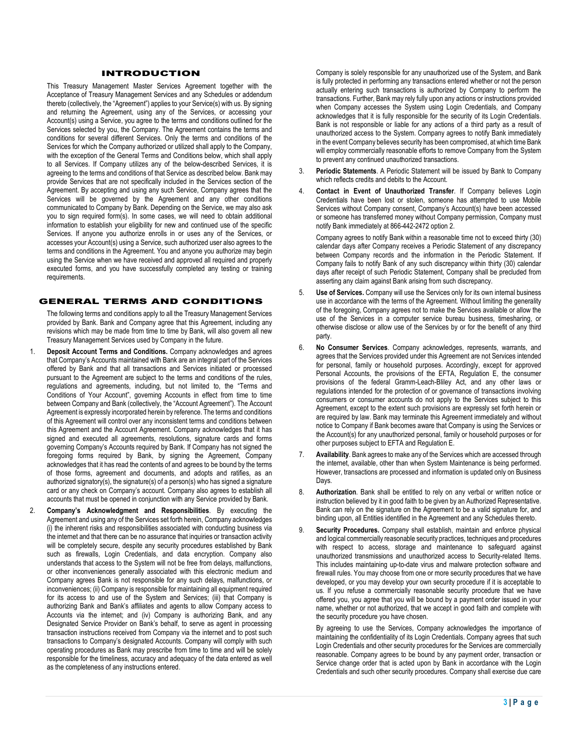## INTRODUCTION

This Treasury Management Master Services Agreement together with the Acceptance of Treasury Management Services and any Schedules or addendum thereto (collectively, the "Agreement") applies to your Service(s) with us. By signing and returning the Agreement, using any of the Services, or accessing your Account(s) using a Service, you agree to the terms and conditions outlined for the Services selected by you, the Company. The Agreement contains the terms and conditions for several different Services. Only the terms and conditions of the Services for which the Company authorized or utilized shall apply to the Company, with the exception of the General Terms and Conditions below, which shall apply to all Services. If Company utilizes any of the below-described Services, it is agreeing to the terms and conditions of that Service as described below. Bank may provide Services that are not specifically included in the Services section of the Agreement. By accepting and using any such Service, Company agrees that the Services will be governed by the Agreement and any other conditions communicated to Company by Bank. Depending on the Service, we may also ask you to sign required form(s). In some cases, we will need to obtain additional information to establish your eligibility for new and continued use of the specific Services. If anyone you authorize enrolls in or uses any of the Services, or accesses your Account(s) using a Service, such authorized user also agrees to the terms and conditions in the Agreement. You and anyone you authorize may begin using the Service when we have received and approved all required and properly executed forms, and you have successfully completed any testing or training requirements.

## GENERAL TERMS AND CONDITIONS

The following terms and conditions apply to all the Treasury Management Services provided by Bank. Bank and Company agree that this Agreement, including any revisions which may be made from time to time by Bank, will also govern all new Treasury Management Services used by Company in the future.

1. **Deposit Account Terms and Conditions.** Company acknowledges and agrees that Company's Accounts maintained with Bank are an integral part of the Services offered by Bank and that all transactions and Services initiated or processed pursuant to the Agreement are subject to the terms and conditions of the rules, regulations and agreements, including, but not limited to, the "Terms and Conditions of Your Account", governing Accounts in effect from time to time between Company and Bank (collectively, the "Account Agreement"). The Account Agreement is expressly incorporated herein by reference. The terms and conditions of this Agreement will control over any inconsistent terms and conditions between this Agreement and the Account Agreement. Company acknowledges that it has signed and executed all agreements, resolutions, signature cards and forms governing Company's Accounts required by Bank. If Company has not signed the foregoing forms required by Bank, by signing the Agreement, Company acknowledges that it has read the contents of and agrees to be bound by the terms of those forms, agreement and documents, and adopts and ratifies, as an authorized signatory(s), the signature(s) of a person(s) who has signed a signature card or any check on Company's account. Company also agrees to establish all accounts that must be opened in conjunction with any Service provided by Bank.

2. **Company's Acknowledgment and Responsibilities**. By executing the Agreement and using any of the Services set forth herein, Company acknowledges (i) the inherent risks and responsibilities associated with conducting business via the internet and that there can be no assurance that inquiries or transaction activity will be completely secure, despite any security procedures established by Bank such as firewalls, Login Credentials, and data encryption. Company also understands that access to the System will not be free from delays, malfunctions, or other inconveniences generally associated with this electronic medium and Company agrees Bank is not responsible for any such delays, malfunctions, or inconveniences; (ii) Company is responsible for maintaining all equipment required for its access to and use of the System and Services; (iii) that Company is authorizing Bank and Bank's affiliates and agents to allow Company access to Accounts via the internet; and (iv) Company is authorizing Bank, and any Designated Service Provider on Bank's behalf, to serve as agent in processing transaction instructions received from Company via the internet and to post such transactions to Company's designated Accounts. Company will comply with such operating procedures as Bank may prescribe from time to time and will be solely responsible for the timeliness, accuracy and adequacy of the data entered as well as the completeness of any instructions entered.

   Company is solely responsible for any unauthorized use of the System, and Bank is fully protected in performing any transactions entered whether or not the person actually entering such transactions is authorized by Company to perform the transactions. Further, Bank may rely fully upon any actions or instructions provided when Company accesses the System using Login Credentials, and Company acknowledges that it is fully responsible for the security of its Login Credentials. Bank is not responsible or liable for any actions of a third party as a result of unauthorized access to the System. Company agrees to notify Bank immediately in the event Company believes security has been compromised, at which time Bank will employ commercially reasonable efforts to remove Company from the System to prevent any continued unauthorized transactions.

3. **Periodic Statements**. A Periodic Statement will be issued by Bank to Company which reflects credits and debits to the Account.

4. **Contact in Event of Unauthorized Transfer**. If Company believes Login Credentials have been lost or stolen, someone has attempted to use Mobile Services without Company consent, Company's Account(s) have been accessed or someone has transferred money without Company permission, Company must notify Bank immediately at 866-442-2472 option 2.

   Company agrees to notify Bank within a reasonable time not to exceed thirty (30) calendar days after Company receives a Periodic Statement of any discrepancy between Company records and the information in the Periodic Statement. If Company fails to notify Bank of any such discrepancy within thirty (30) calendar days after receipt of such Periodic Statement, Company shall be precluded from asserting any claim against Bank arising from such discrepancy.

5. **Use of Services.** Company will use the Services only for its own internal business use in accordance with the terms of the Agreement. Without limiting the generality of the foregoing, Company agrees not to make the Services available or allow the use of the Services in a computer service bureau business, timesharing, or otherwise disclose or allow use of the Services by or for the benefit of any third party.

6. **No Consumer Services**. Company acknowledges, represents, warrants, and agrees that the Services provided under this Agreement are not Services intended for personal, family or household purposes. Accordingly, except for approved Personal Accounts, the provisions of the EFTA, Regulation E, the consumer provisions of the federal Gramm-Leach-Bliley Act, and any other laws or regulations intended for the protection of or governance of transactions involving consumers or consumer accounts do not apply to the Services subject to this Agreement, except to the extent such provisions are expressly set forth herein or are required by law. Bank may terminate this Agreement immediately and without notice to Company if Bank becomes aware that Company is using the Services or the Account(s) for any unauthorized personal, family or household purposes or for other purposes subject to EFTA and Regulation E.

7. **Availability**. Bank agrees to make any of the Services which are accessed through the internet, available, other than when System Maintenance is being performed. However, transactions are processed and information is updated only on Business Days.

8. **Authorization**. Bank shall be entitled to rely on any verbal or written notice or instruction believed by it in good faith to be given by an Authorized Representative. Bank can rely on the signature on the Agreement to be a valid signature for, and binding upon, all Entities identified in the Agreement and any Schedules thereto.

9. **Security Procedures.** Company shall establish, maintain and enforce physical and logical commercially reasonable security practices, techniques and procedures with respect to access, storage and maintenance to safeguard against unauthorized transmissions and unauthorized access to Security-related Items. This includes maintaining up-to-date virus and malware protection software and firewall rules. You may choose from one or more security procedures that we have developed, or you may develop your own security procedure if it is acceptable to us. If you refuse a commercially reasonable security procedure that we have offered you, you agree that you will be bound by a payment order issued in your name, whether or not authorized, that we accept in good faith and complete with the security procedure you have chosen.

   By agreeing to use the Services, Company acknowledges the importance of maintaining the confidentiality of its Login Credentials. Company agrees that such Login Credentials and other security procedures for the Services are commercially reasonable. Company agrees to be bound by any payment order, transaction or Service change order that is acted upon by Bank in accordance with the Login Credentials and such other security procedures. Company shall exercise due care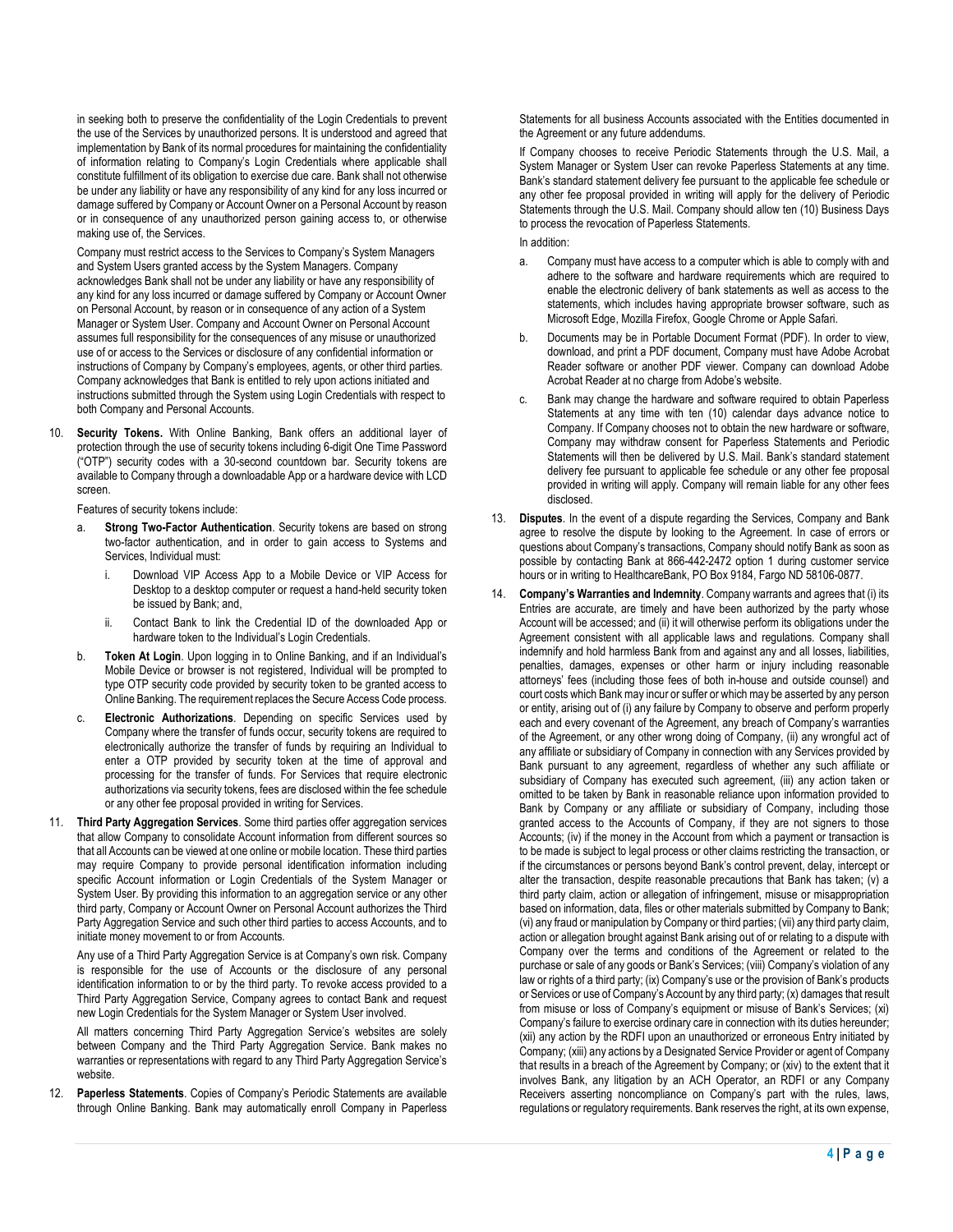in seeking both to preserve the confidentiality of the Login Credentials to prevent the use of the Services by unauthorized persons. It is understood and agreed that implementation by Bank of its normal procedures for maintaining the confidentiality of information relating to Company's Login Credentials where applicable shall constitute fulfillment of its obligation to exercise due care. Bank shall not otherwise be under any liability or have any responsibility of any kind for any loss incurred or damage suffered by Company or Account Owner on a Personal Account by reason or in consequence of any unauthorized person gaining access to, or otherwise making use of, the Services.

Company must restrict access to the Services to Company's System Managers and System Users granted access by the System Managers. Company acknowledges Bank shall not be under any liability or have any responsibility of any kind for any loss incurred or damage suffered by Company or Account Owner on Personal Account, by reason or in consequence of any action of a System Manager or System User. Company and Account Owner on Personal Account assumes full responsibility for the consequences of any misuse or unauthorized use of or access to the Services or disclosure of any confidential information or instructions of Company by Company's employees, agents, or other third parties. Company acknowledges that Bank is entitled to rely upon actions initiated and instructions submitted through the System using Login Credentials with respect to both Company and Personal Accounts.

10. **Security Tokens.** With Online Banking, Bank offers an additional layer of protection through the use of security tokens including 6-digit One Time Password ("OTP") security codes with a 30-second countdown bar. Security tokens are available to Company through a downloadable App or a hardware device with LCD screen.

    Features of security tokens include:

    a. **Strong Two-Factor Authentication**. Security tokens are based on strong two-factor authentication, and in order to gain access to Systems and Services, Individual must:

        i. Download VIP Access App to a Mobile Device or VIP Access for Desktop to a desktop computer or request a hand-held security token be issued by Bank; and,

        ii. Contact Bank to link the Credential ID of the downloaded App or hardware token to the Individual's Login Credentials.

    b. **Token At Login**. Upon logging in to Online Banking, and if an Individual's Mobile Device or browser is not registered, Individual will be prompted to type OTP security code provided by security token to be granted access to Online Banking. The requirement replaces the Secure Access Code process.

    c. **Electronic Authorizations**. Depending on specific Services used by Company where the transfer of funds occur, security tokens are required to electronically authorize the transfer of funds by requiring an Individual to enter a OTP provided by security token at the time of approval and processing for the transfer of funds. For Services that require electronic authorizations via security tokens, fees are disclosed within the fee schedule or any other fee proposal provided in writing for Services.

11. **Third Party Aggregation Services**. Some third parties offer aggregation services that allow Company to consolidate Account information from different sources so that all Accounts can be viewed at one online or mobile location. These third parties may require Company to provide personal identification information including specific Account information or Login Credentials of the System Manager or System User. By providing this information to an aggregation service or any other third party, Company or Account Owner on Personal Account authorizes the Third Party Aggregation Service and such other third parties to access Accounts, and to initiate money movement to or from Accounts.

    Any use of a Third Party Aggregation Service is at Company's own risk. Company is responsible for the use of Accounts or the disclosure of any personal identification information to or by the third party. To revoke access provided to a Third Party Aggregation Service, Company agrees to contact Bank and request new Login Credentials for the System Manager or System User involved.

    All matters concerning Third Party Aggregation Service's websites are solely between Company and the Third Party Aggregation Service. Bank makes no warranties or representations with regard to any Third Party Aggregation Service's website.

12. **Paperless Statements**. Copies of Company's Periodic Statements are available through Online Banking. Bank may automatically enroll Company in Paperless Statements for all business Accounts associated with the Entities documented in the Agreement or any future addendums.

    If Company chooses to receive Periodic Statements through the U.S. Mail, a System Manager or System User can revoke Paperless Statements at any time. Bank's standard statement delivery fee pursuant to the applicable fee schedule or any other fee proposal provided in writing will apply for the delivery of Periodic Statements through the U.S. Mail. Company should allow ten (10) Business Days to process the revocation of Paperless Statements.

    In addition:

    a. Company must have access to a computer which is able to comply with and adhere to the software and hardware requirements which are required to enable the electronic delivery of bank statements as well as access to the statements, which includes having appropriate browser software, such as Microsoft Edge, Mozilla Firefox, Google Chrome or Apple Safari.

    b. Documents may be in Portable Document Format (PDF). In order to view, download, and print a PDF document, Company must have Adobe Acrobat Reader software or another PDF viewer. Company can download Adobe Acrobat Reader at no charge from Adobe's website.

    c. Bank may change the hardware and software required to obtain Paperless Statements at any time with ten (10) calendar days advance notice to Company. If Company chooses not to obtain the new hardware or software, Company may withdraw consent for Paperless Statements and Periodic Statements will then be delivered by U.S. Mail. Bank's standard statement delivery fee pursuant to applicable fee schedule or any other fee proposal provided in writing will apply. Company will remain liable for any other fees disclosed.

13. **Disputes**. In the event of a dispute regarding the Services, Company and Bank agree to resolve the dispute by looking to the Agreement. In case of errors or questions about Company's transactions, Company should notify Bank as soon as possible by contacting Bank at 866-442-2472 option 1 during customer service hours or in writing to HealthcareBank, PO Box 9184, Fargo ND 58106-0877.

14. **Company's Warranties and Indemnity**. Company warrants and agrees that (i) its Entries are accurate, are timely and have been authorized by the party whose Account will be accessed; and (ii) it will otherwise perform its obligations under the Agreement consistent with all applicable laws and regulations. Company shall indemnify and hold harmless Bank from and against any and all losses, liabilities, penalties, damages, expenses or other harm or injury including reasonable attorneys' fees (including those fees of both in-house and outside counsel) and court costs which Bank may incur or suffer or which may be asserted by any person or entity, arising out of (i) any failure by Company to observe and perform properly each and every covenant of the Agreement, any breach of Company's warranties of the Agreement, or any other wrong doing of Company, (ii) any wrongful act of any affiliate or subsidiary of Company in connection with any Services provided by Bank pursuant to any agreement, regardless of whether any such affiliate or subsidiary of Company has executed such agreement, (iii) any action taken or omitted to be taken by Bank in reasonable reliance upon information provided to Bank by Company or any affiliate or subsidiary of Company, including those granted access to the Accounts of Company, if they are not signers to those Accounts; (iv) if the money in the Account from which a payment or transaction is to be made is subject to legal process or other claims restricting the transaction, or if the circumstances or persons beyond Bank's control prevent, delay, intercept or alter the transaction, despite reasonable precautions that Bank has taken; (v) a third party claim, action or allegation of infringement, misuse or misappropriation based on information, data, files or other materials submitted by Company to Bank; (vi) any fraud or manipulation by Company or third parties; (vii) any third party claim, action or allegation brought against Bank arising out of or relating to a dispute with Company over the terms and conditions of the Agreement or related to the purchase or sale of any goods or Bank's Services; (viii) Company's violation of any law or rights of a third party; (ix) Company's use or the provision of Bank's products or Services or use of Company's Account by any third party; (x) damages that result from misuse or loss of Company's equipment or misuse of Bank's Services; (xi) Company's failure to exercise ordinary care in connection with its duties hereunder; (xii) any action by the RDFI upon an unauthorized or erroneous Entry initiated by Company; (xiii) any actions by a Designated Service Provider or agent of Company that results in a breach of the Agreement by Company; or (xiv) to the extent that it involves Bank, any litigation by an ACH Operator, an RDFI or any Company Receivers asserting noncompliance on Company's part with the rules, laws, regulations or regulatory requirements. Bank reserves the right, at its own expense,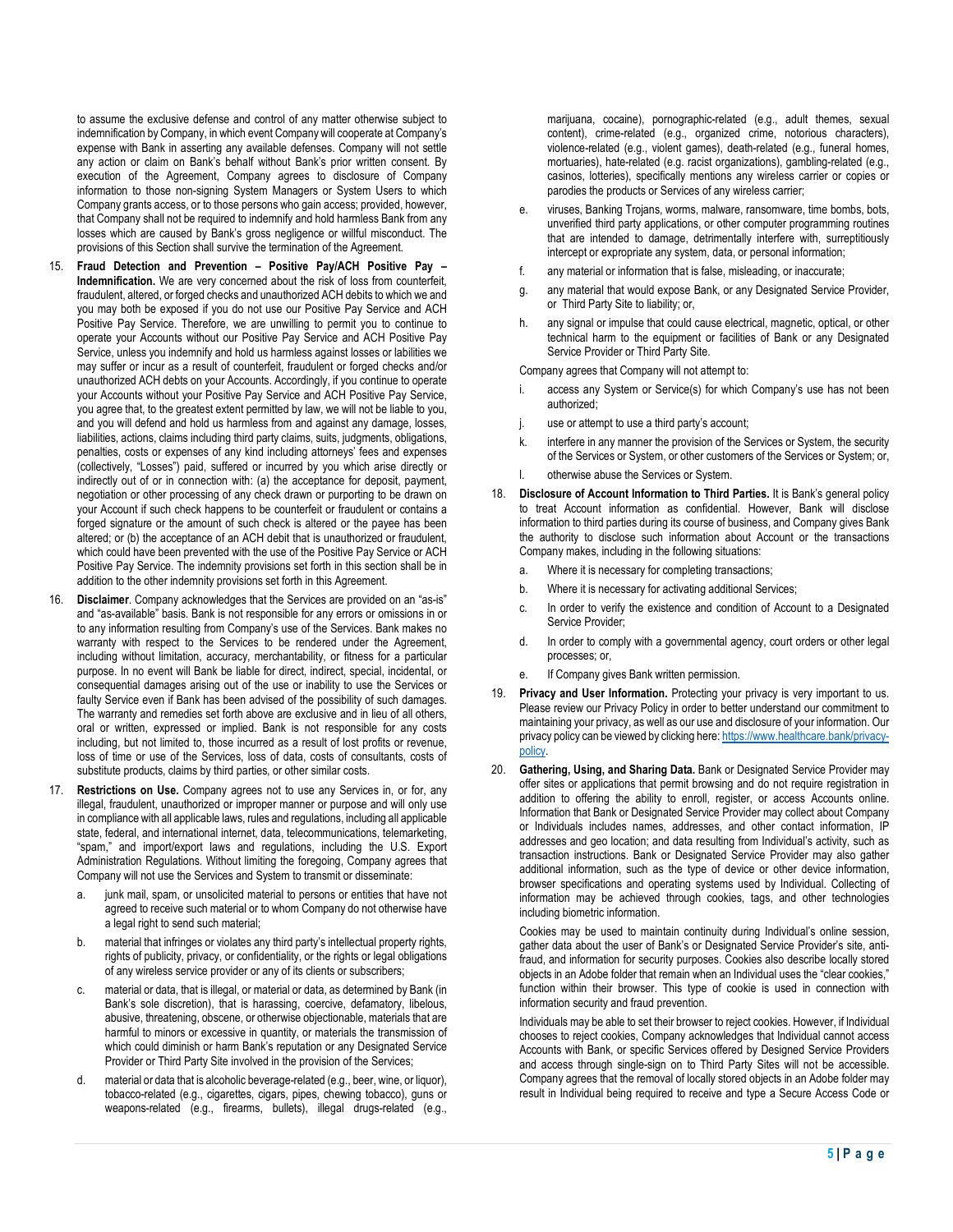to assume the exclusive defense and control of any matter otherwise subject to indemnification by Company, in which event Company will cooperate at Company's expense with Bank in asserting any available defenses. Company will not settle any action or claim on Bank's behalf without Bank's prior written consent. By execution of the Agreement, Company agrees to disclosure of Company information to those non-signing System Managers or System Users to which Company grants access, or to those persons who gain access; provided, however, that Company shall not be required to indemnify and hold harmless Bank from any losses which are caused by Bank's gross negligence or willful misconduct. The provisions of this Section shall survive the termination of the Agreement.

15. **Fraud Detection and Prevention – Positive Pay/ACH Positive Pay – Indemnification.** We are very concerned about the risk of loss from counterfeit, fraudulent, altered, or forged checks and unauthorized ACH debits to which we and you may both be exposed if you do not use our Positive Pay Service and ACH Positive Pay Service. Therefore, we are unwilling to permit you to continue to operate your Accounts without our Positive Pay Service and ACH Positive Pay Service, unless you indemnify and hold us harmless against losses or liabilities we may suffer or incur as a result of counterfeit, fraudulent or forged checks and/or unauthorized ACH debts on your Accounts. Accordingly, if you continue to operate your Accounts without your Positive Pay Service and ACH Positive Pay Service, you agree that, to the greatest extent permitted by law, we will not be liable to you, and you will defend and hold us harmless from and against any damage, losses, liabilities, actions, claims including third party claims, suits, judgments, obligations, penalties, costs or expenses of any kind including attorneys' fees and expenses (collectively, "Losses") paid, suffered or incurred by you which arise directly or indirectly out of or in connection with: (a) the acceptance for deposit, payment, negotiation or other processing of any check drawn or purporting to be drawn on your Account if such check happens to be counterfeit or fraudulent or contains a forged signature or the amount of such check is altered or the payee has been altered; or (b) the acceptance of an ACH debit that is unauthorized or fraudulent, which could have been prevented with the use of the Positive Pay Service or ACH Positive Pay Service. The indemnity provisions set forth in this section shall be in addition to the other indemnity provisions set forth in this Agreement.

16. **Disclaimer**. Company acknowledges that the Services are provided on an "as-is" and "as-available" basis. Bank is not responsible for any errors or omissions in or to any information resulting from Company's use of the Services. Bank makes no warranty with respect to the Services to be rendered under the Agreement, including without limitation, accuracy, merchantability, or fitness for a particular purpose. In no event will Bank be liable for direct, indirect, special, incidental, or consequential damages arising out of the use or inability to use the Services or faulty Service even if Bank has been advised of the possibility of such damages. The warranty and remedies set forth above are exclusive and in lieu of all others, oral or written, expressed or implied. Bank is not responsible for any costs including, but not limited to, those incurred as a result of lost profits or revenue, loss of time or use of the Services, loss of data, costs of consultants, costs of substitute products, claims by third parties, or other similar costs.

17. **Restrictions on Use.** Company agrees not to use any Services in, or for, any illegal, fraudulent, unauthorized or improper manner or purpose and will only use in compliance with all applicable laws, rules and regulations, including all applicable state, federal, and international internet, data, telecommunications, telemarketing, "spam," and import/export laws and regulations, including the U.S. Export Administration Regulations. Without limiting the foregoing, Company agrees that Company will not use the Services and System to transmit or disseminate:

    a. junk mail, spam, or unsolicited material to persons or entities that have not agreed to receive such material or to whom Company do not otherwise have a legal right to send such material;

    b. material that infringes or violates any third party's intellectual property rights, rights of publicity, privacy, or confidentiality, or the rights or legal obligations of any wireless service provider or any of its clients or subscribers;

    c. material or data, that is illegal, or material or data, as determined by Bank (in Bank's sole discretion), that is harassing, coercive, defamatory, libelous, abusive, threatening, obscene, or otherwise objectionable, materials that are harmful to minors or excessive in quantity, or materials the transmission of which could diminish or harm Bank's reputation or any Designated Service Provider or Third Party Site involved in the provision of the Services;

    d. material or data that is alcoholic beverage-related (e.g., beer, wine, or liquor), tobacco-related (e.g., cigarettes, cigars, pipes, chewing tobacco), guns or weapons-related (e.g., firearms, bullets), illegal drugs-related (e.g., marijuana, cocaine), pornographic-related (e.g., adult themes, sexual content), crime-related (e.g., organized crime, notorious characters), violence-related (e.g., violent games), death-related (e.g., funeral homes, mortuaries), hate-related (e.g. racist organizations), gambling-related (e.g., casinos, lotteries), specifically mentions any wireless carrier or copies or parodies the products or Services of any wireless carrier;

    e. viruses, Banking Trojans, worms, malware, ransomware, time bombs, bots, unverified third party applications, or other computer programming routines that are intended to damage, detrimentally interfere with, surreptitiously intercept or expropriate any system, data, or personal information;

    f. any material or information that is false, misleading, or inaccurate;

    g. any material that would expose Bank, or any Designated Service Provider, or Third Party Site to liability; or,

    h. any signal or impulse that could cause electrical, magnetic, optical, or other technical harm to the equipment or facilities of Bank or any Designated Service Provider or Third Party Site.

    Company agrees that Company will not attempt to:

    i. access any System or Service(s) for which Company's use has not been authorized;

    j. use or attempt to use a third party's account;

    k. interfere in any manner the provision of the Services or System, the security of the Services or System, or other customers of the Services or System; or,

    l. otherwise abuse the Services or System.

18. **Disclosure of Account Information to Third Parties.** It is Bank's general policy to treat Account information as confidential. However, Bank will disclose information to third parties during its course of business, and Company gives Bank the authority to disclose such information about Account or the transactions Company makes, including in the following situations:

    a. Where it is necessary for completing transactions;

    b. Where it is necessary for activating additional Services;

    c. In order to verify the existence and condition of Account to a Designated Service Provider;

    d. In order to comply with a governmental agency, court orders or other legal processes; or,

    e. If Company gives Bank written permission.

19. **Privacy and User Information.** Protecting your privacy is very important to us. Please review our Privacy Policy in order to better understand our commitment to maintaining your privacy, as well as our use and disclosure of your information. Our privacy policy can be viewed by clicking here: https://www.healthcare.bank/privacy-policy.

20. **Gathering, Using, and Sharing Data.** Bank or Designated Service Provider may offer sites or applications that permit browsing and do not require registration in addition to offering the ability to enroll, register, or access Accounts online. Information that Bank or Designated Service Provider may collect about Company or Individuals includes names, addresses, and other contact information, IP addresses and geo location; and data resulting from Individual's activity, such as transaction instructions. Bank or Designated Service Provider may also gather additional information, such as the type of device or other device information, browser specifications and operating systems used by Individual. Collecting of information may be achieved through cookies, tags, and other technologies including biometric information.

    Cookies may be used to maintain continuity during Individual's online session, gather data about the user of Bank's or Designated Service Provider's site, anti-fraud, and information for security purposes. Cookies also describe locally stored objects in an Adobe folder that remain when an Individual uses the "clear cookies," function within their browser. This type of cookie is used in connection with information security and fraud prevention.

    Individuals may be able to set their browser to reject cookies. However, if Individual chooses to reject cookies, Company acknowledges that Individual cannot access Accounts with Bank, or specific Services offered by Designed Service Providers and access through single-sign on to Third Party Sites will not be accessible. Company agrees that the removal of locally stored objects in an Adobe folder may result in Individual being required to receive and type a Secure Access Code or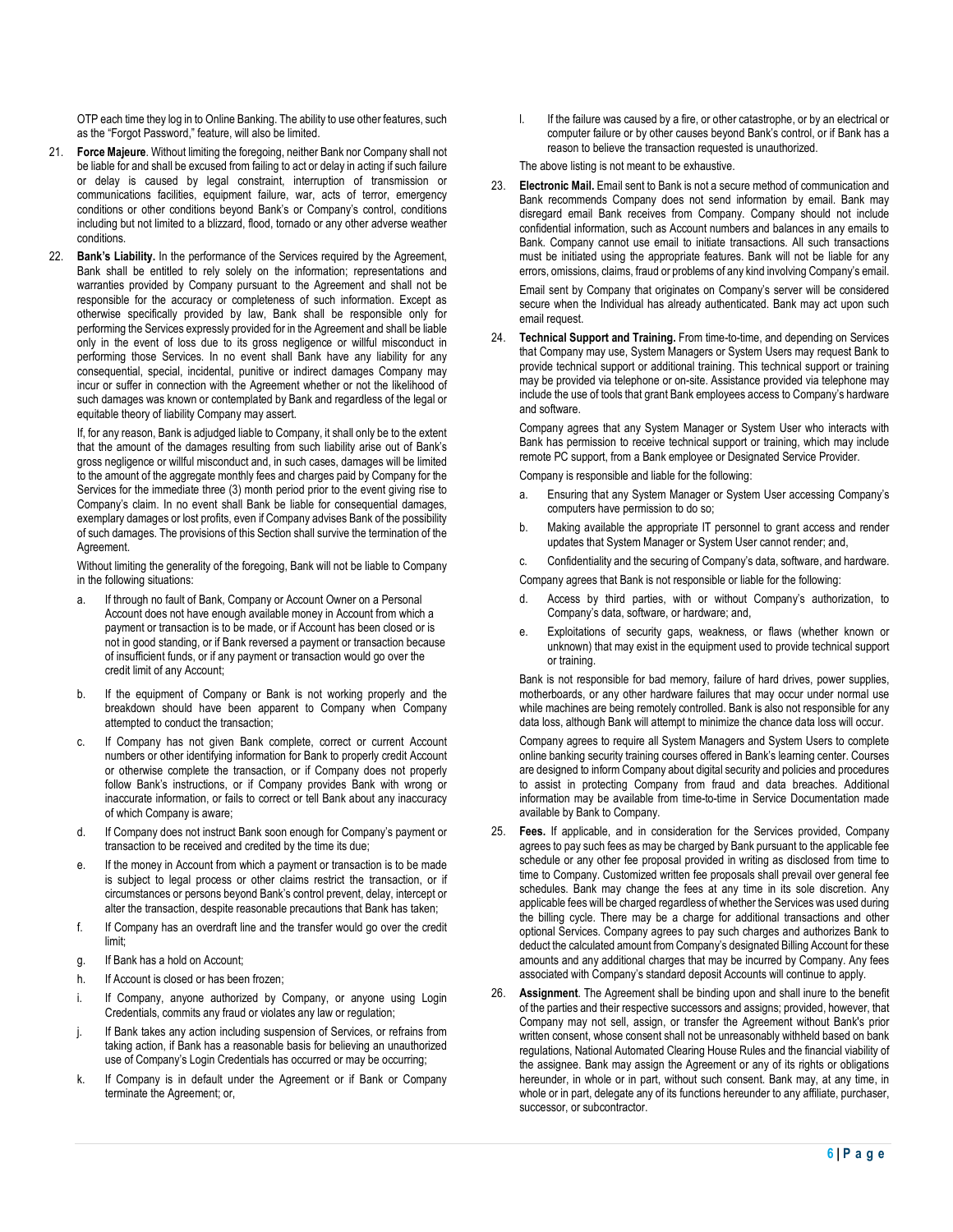OTP each time they log in to Online Banking. The ability to use other features, such as the "Forgot Password," feature, will also be limited.

21. **Force Majeure**. Without limiting the foregoing, neither Bank nor Company shall not be liable for and shall be excused from failing to act or delay in acting if such failure or delay is caused by legal constraint, interruption of transmission or communications facilities, equipment failure, war, acts of terror, emergency conditions or other conditions beyond Bank's or Company's control, conditions including but not limited to a blizzard, flood, tornado or any other adverse weather conditions.

22. **Bank's Liability.** In the performance of the Services required by the Agreement, Bank shall be entitled to rely solely on the information; representations and warranties provided by Company pursuant to the Agreement and shall not be responsible for the accuracy or completeness of such information. Except as otherwise specifically provided by law, Bank shall be responsible only for performing the Services expressly provided for in the Agreement and shall be liable only in the event of loss due to its gross negligence or willful misconduct in performing those Services. In no event shall Bank have any liability for any consequential, special, incidental, punitive or indirect damages Company may incur or suffer in connection with the Agreement whether or not the likelihood of such damages was known or contemplated by Bank and regardless of the legal or equitable theory of liability Company may assert.

    If, for any reason, Bank is adjudged liable to Company, it shall only be to the extent that the amount of the damages resulting from such liability arise out of Bank's gross negligence or willful misconduct and, in such cases, damages will be limited to the amount of the aggregate monthly fees and charges paid by Company for the Services for the immediate three (3) month period prior to the event giving rise to Company's claim. In no event shall Bank be liable for consequential damages, exemplary damages or lost profits, even if Company advises Bank of the possibility of such damages. The provisions of this Section shall survive the termination of the Agreement.

    Without limiting the generality of the foregoing, Bank will not be liable to Company in the following situations:

    a. If through no fault of Bank, Company or Account Owner on a Personal Account does not have enough available money in Account from which a payment or transaction is to be made, or if Account has been closed or is not in good standing, or if Bank reversed a payment or transaction because of insufficient funds, or if any payment or transaction would go over the credit limit of any Account;
    b. If the equipment of Company or Bank is not working properly and the breakdown should have been apparent to Company when Company attempted to conduct the transaction;
    c. If Company has not given Bank complete, correct or current Account numbers or other identifying information for Bank to properly credit Account or otherwise complete the transaction, or if Company does not properly follow Bank's instructions, or if Company provides Bank with wrong or inaccurate information, or fails to correct or tell Bank about any inaccuracy of which Company is aware;
    d. If Company does not instruct Bank soon enough for Company's payment or transaction to be received and credited by the time its due;
    e. If the money in Account from which a payment or transaction is to be made is subject to legal process or other claims restrict the transaction, or if circumstances or persons beyond Bank's control prevent, delay, intercept or alter the transaction, despite reasonable precautions that Bank has taken;
    f. If Company has an overdraft line and the transfer would go over the credit limit;
    g. If Bank has a hold on Account;
    h. If Account is closed or has been frozen;
    i. If Company, anyone authorized by Company, or anyone using Login Credentials, commits any fraud or violates any law or regulation;
    j. If Bank takes any action including suspension of Services, or refrains from taking action, if Bank has a reasonable basis for believing an unauthorized use of Company's Login Credentials has occurred or may be occurring;
    k. If Company is in default under the Agreement or if Bank or Company terminate the Agreement; or,
    l. If the failure was caused by a fire, or other catastrophe, or by an electrical or computer failure or by other causes beyond Bank's control, or if Bank has a reason to believe the transaction requested is unauthorized.

    The above listing is not meant to be exhaustive.

23. **Electronic Mail.** Email sent to Bank is not a secure method of communication and Bank recommends Company does not send information by email. Bank may disregard email Bank receives from Company. Company should not include confidential information, such as Account numbers and balances in any emails to Bank. Company cannot use email to initiate transactions. All such transactions must be initiated using the appropriate features. Bank will not be liable for any errors, omissions, claims, fraud or problems of any kind involving Company's email.

    Email sent by Company that originates on Company's server will be considered secure when the Individual has already authenticated. Bank may act upon such email request.

24. **Technical Support and Training.** From time-to-time, and depending on Services that Company may use, System Managers or System Users may request Bank to provide technical support or additional training. This technical support or training may be provided via telephone or on-site. Assistance provided via telephone may include the use of tools that grant Bank employees access to Company's hardware and software.

    Company agrees that any System Manager or System User who interacts with Bank has permission to receive technical support or training, which may include remote PC support, from a Bank employee or Designated Service Provider.

    Company is responsible and liable for the following:

    a. Ensuring that any System Manager or System User accessing Company's computers have permission to do so;
    b. Making available the appropriate IT personnel to grant access and render updates that System Manager or System User cannot render; and,
    c. Confidentiality and the securing of Company's data, software, and hardware.

    Company agrees that Bank is not responsible or liable for the following:

    d. Access by third parties, with or without Company's authorization, to Company's data, software, or hardware; and,
    e. Exploitations of security gaps, weakness, or flaws (whether known or unknown) that may exist in the equipment used to provide technical support or training.

    Bank is not responsible for bad memory, failure of hard drives, power supplies, motherboards, or any other hardware failures that may occur under normal use while machines are being remotely controlled. Bank is also not responsible for any data loss, although Bank will attempt to minimize the chance data loss will occur.

    Company agrees to require all System Managers and System Users to complete online banking security training courses offered in Bank's learning center. Courses are designed to inform Company about digital security and policies and procedures to assist in protecting Company from fraud and data breaches. Additional information may be available from time-to-time in Service Documentation made available by Bank to Company.

25. **Fees.** If applicable, and in consideration for the Services provided, Company agrees to pay such fees as may be charged by Bank pursuant to the applicable fee schedule or any other fee proposal provided in writing as disclosed from time to time to Company. Customized written fee proposals shall prevail over general fee schedules. Bank may change the fees at any time in its sole discretion. Any applicable fees will be charged regardless of whether the Services was used during the billing cycle. There may be a charge for additional transactions and other optional Services. Company agrees to pay such charges and authorizes Bank to deduct the calculated amount from Company's designated Billing Account for these amounts and any additional charges that may be incurred by Company. Any fees associated with Company's standard deposit Accounts will continue to apply.

26. **Assignment**. The Agreement shall be binding upon and shall inure to the benefit of the parties and their respective successors and assigns; provided, however, that Company may not sell, assign, or transfer the Agreement without Bank's prior written consent, whose consent shall not be unreasonably withheld based on bank regulations, National Automated Clearing House Rules and the financial viability of the assignee. Bank may assign the Agreement or any of its rights or obligations hereunder, in whole or in part, without such consent. Bank may, at any time, in whole or in part, delegate any of its functions hereunder to any affiliate, purchaser, successor, or subcontractor.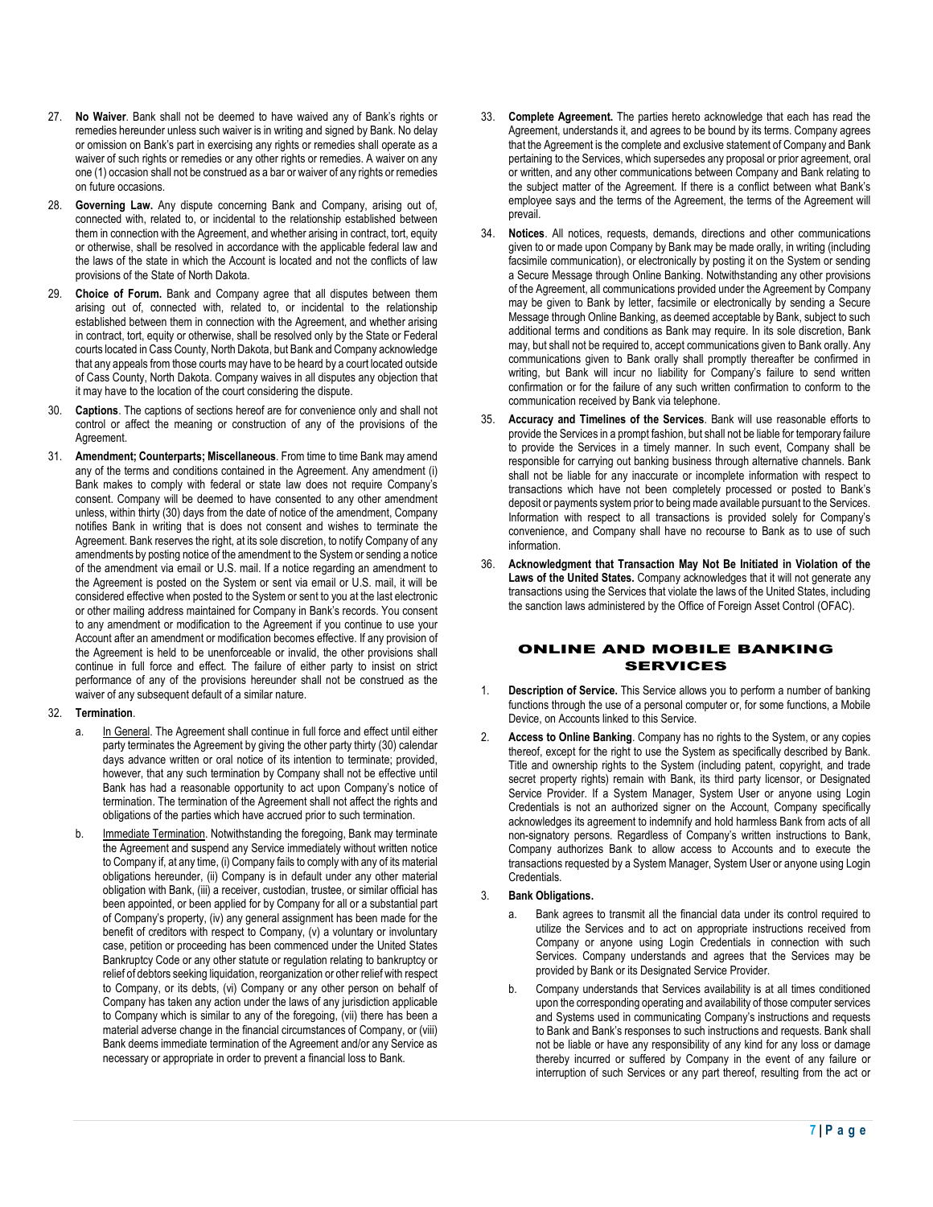27. **No Waiver**. Bank shall not be deemed to have waived any of Bank's rights or remedies hereunder unless such waiver is in writing and signed by Bank. No delay or omission on Bank's part in exercising any rights or remedies shall operate as a waiver of such rights or remedies or any other rights or remedies. A waiver on any one (1) occasion shall not be construed as a bar or waiver of any rights or remedies on future occasions.

28. **Governing Law.** Any dispute concerning Bank and Company, arising out of, connected with, related to, or incidental to the relationship established between them in connection with the Agreement, and whether arising in contract, tort, equity or otherwise, shall be resolved in accordance with the applicable federal law and the laws of the state in which the Account is located and not the conflicts of law provisions of the State of North Dakota.

29. **Choice of Forum.** Bank and Company agree that all disputes between them arising out of, connected with, related to, or incidental to the relationship established between them in connection with the Agreement, and whether arising in contract, tort, equity or otherwise, shall be resolved only by the State or Federal courts located in Cass County, North Dakota, but Bank and Company acknowledge that any appeals from those courts may have to be heard by a court located outside of Cass County, North Dakota. Company waives in all disputes any objection that it may have to the location of the court considering the dispute.

30. **Captions**. The captions of sections hereof are for convenience only and shall not control or affect the meaning or construction of any of the provisions of the Agreement.

31. **Amendment; Counterparts; Miscellaneous**. From time to time Bank may amend any of the terms and conditions contained in the Agreement. Any amendment (i) Bank makes to comply with federal or state law does not require Company's consent. Company will be deemed to have consented to any other amendment unless, within thirty (30) days from the date of notice of the amendment, Company notifies Bank in writing that is does not consent and wishes to terminate the Agreement. Bank reserves the right, at its sole discretion, to notify Company of any amendments by posting notice of the amendment to the System or sending a notice of the amendment via email or U.S. mail. If a notice regarding an amendment to the Agreement is posted on the System or sent via email or U.S. mail, it will be considered effective when posted to the System or sent to you at the last electronic or other mailing address maintained for Company in Bank's records. You consent to any amendment or modification to the Agreement if you continue to use your Account after an amendment or modification becomes effective. If any provision of the Agreement is held to be unenforceable or invalid, the other provisions shall continue in full force and effect. The failure of either party to insist on strict performance of any of the provisions hereunder shall not be construed as the waiver of any subsequent default of a similar nature.

32. **Termination**.

    a. In General. The Agreement shall continue in full force and effect until either party terminates the Agreement by giving the other party thirty (30) calendar days advance written or oral notice of its intention to terminate; provided, however, that any such termination by Company shall not be effective until Bank has had a reasonable opportunity to act upon Company's notice of termination. The termination of the Agreement shall not affect the rights and obligations of the parties which have accrued prior to such termination.

    b. Immediate Termination. Notwithstanding the foregoing, Bank may terminate the Agreement and suspend any Service immediately without written notice to Company if, at any time, (i) Company fails to comply with any of its material obligations hereunder, (ii) Company is in default under any other material obligation with Bank, (iii) a receiver, custodian, trustee, or similar official has been appointed, or been applied for by Company for all or a substantial part of Company's property, (iv) any general assignment has been made for the benefit of creditors with respect to Company, (v) a voluntary or involuntary case, petition or proceeding has been commenced under the United States Bankruptcy Code or any other statute or regulation relating to bankruptcy or relief of debtors seeking liquidation, reorganization or other relief with respect to Company, or its debts, (vi) Company or any other person on behalf of Company has taken any action under the laws of any jurisdiction applicable to Company which is similar to any of the foregoing, (vii) there has been a material adverse change in the financial circumstances of Company, or (viii) Bank deems immediate termination of the Agreement and/or any Service as necessary or appropriate in order to prevent a financial loss to Bank.

33. **Complete Agreement.** The parties hereto acknowledge that each has read the Agreement, understands it, and agrees to be bound by its terms. Company agrees that the Agreement is the complete and exclusive statement of Company and Bank pertaining to the Services, which supersedes any proposal or prior agreement, oral or written, and any other communications between Company and Bank relating to the subject matter of the Agreement. If there is a conflict between what Bank's employee says and the terms of the Agreement, the terms of the Agreement will prevail.

34. **Notices**. All notices, requests, demands, directions and other communications given to or made upon Company by Bank may be made orally, in writing (including facsimile communication), or electronically by posting it on the System or sending a Secure Message through Online Banking. Notwithstanding any other provisions of the Agreement, all communications provided under the Agreement by Company may be given to Bank by letter, facsimile or electronically by sending a Secure Message through Online Banking, as deemed acceptable by Bank, subject to such additional terms and conditions as Bank may require. In its sole discretion, Bank may, but shall not be required to, accept communications given to Bank orally. Any communications given to Bank orally shall promptly thereafter be confirmed in writing, but Bank will incur no liability for Company's failure to send written confirmation or for the failure of any such written confirmation to conform to the communication received by Bank via telephone.

35. **Accuracy and Timelines of the Services**. Bank will use reasonable efforts to provide the Services in a prompt fashion, but shall not be liable for temporary failure to provide the Services in a timely manner. In such event, Company shall be responsible for carrying out banking business through alternative channels. Bank shall not be liable for any inaccurate or incomplete information with respect to transactions which have not been completely processed or posted to Bank's deposit or payments system prior to being made available pursuant to the Services. Information with respect to all transactions is provided solely for Company's convenience, and Company shall have no recourse to Bank as to use of such information.

36. **Acknowledgment that Transaction May Not Be Initiated in Violation of the Laws of the United States.** Company acknowledges that it will not generate any transactions using the Services that violate the laws of the United States, including the sanction laws administered by the Office of Foreign Asset Control (OFAC).

## ONLINE AND MOBILE BANKING SERVICES

1. **Description of Service.** This Service allows you to perform a number of banking functions through the use of a personal computer or, for some functions, a Mobile Device, on Accounts linked to this Service.

2. **Access to Online Banking**. Company has no rights to the System, or any copies thereof, except for the right to use the System as specifically described by Bank. Title and ownership rights to the System (including patent, copyright, and trade secret property rights) remain with Bank, its third party licensor, or Designated Service Provider. If a System Manager, System User or anyone using Login Credentials is not an authorized signer on the Account, Company specifically acknowledges its agreement to indemnify and hold harmless Bank from acts of all non-signatory persons. Regardless of Company's written instructions to Bank, Company authorizes Bank to allow access to Accounts and to execute the transactions requested by a System Manager, System User or anyone using Login Credentials.

3. **Bank Obligations.**

    a. Bank agrees to transmit all the financial data under its control required to utilize the Services and to act on appropriate instructions received from Company or anyone using Login Credentials in connection with such Services. Company understands and agrees that the Services may be provided by Bank or its Designated Service Provider.

    b. Company understands that Services availability is at all times conditioned upon the corresponding operating and availability of those computer services and Systems used in communicating Company's instructions and requests to Bank and Bank's responses to such instructions and requests. Bank shall not be liable or have any responsibility of any kind for any loss or damage thereby incurred or suffered by Company in the event of any failure or interruption of such Services or any part thereof, resulting from the act or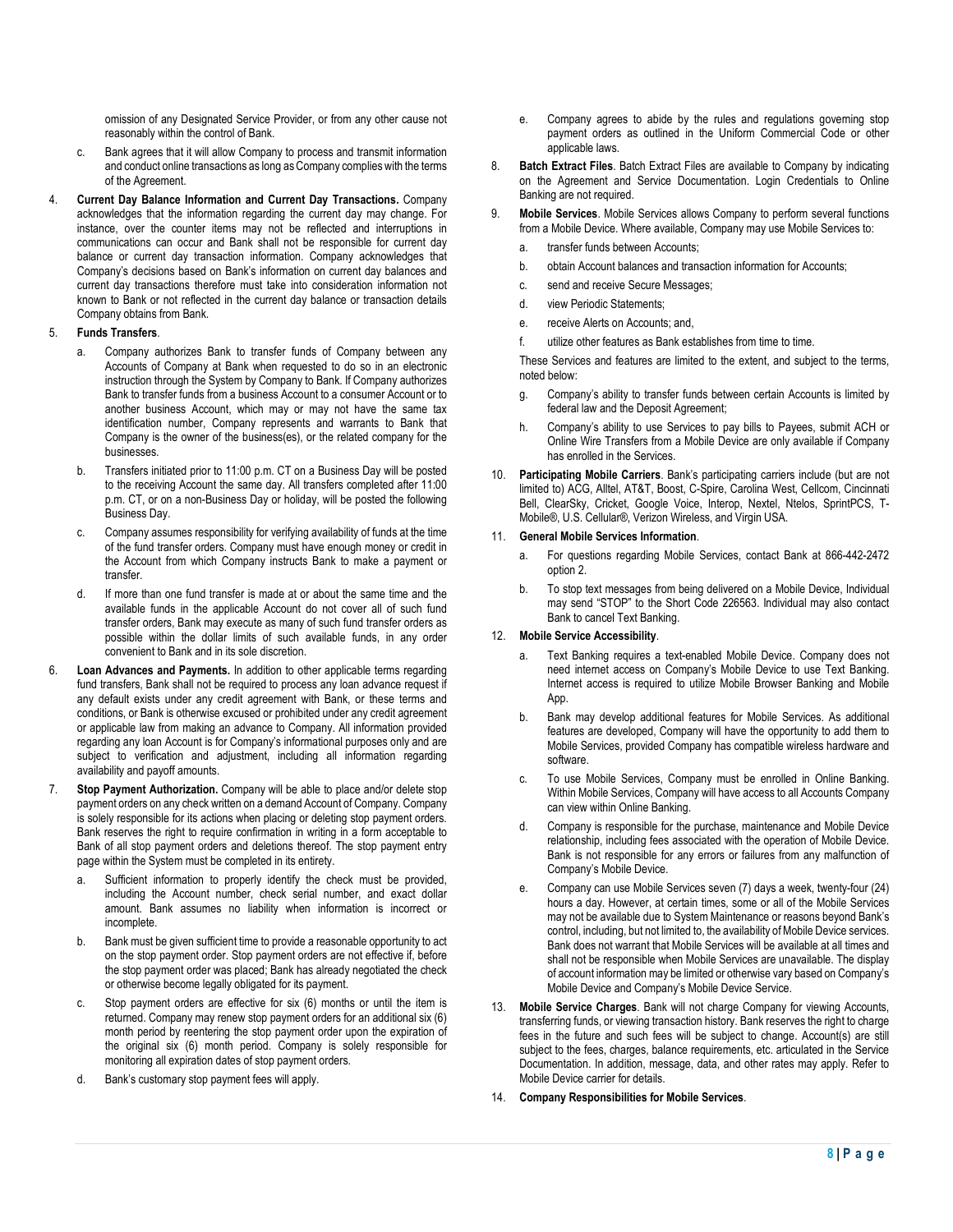omission of any Designated Service Provider, or from any other cause not reasonably within the control of Bank.

c. Bank agrees that it will allow Company to process and transmit information and conduct online transactions as long as Company complies with the terms of the Agreement.

4. **Current Day Balance Information and Current Day Transactions.** Company acknowledges that the information regarding the current day may change. For instance, over the counter items may not be reflected and interruptions in communications can occur and Bank shall not be responsible for current day balance or current day transaction information. Company acknowledges that Company's decisions based on Bank's information on current day balances and current day transactions therefore must take into consideration information not known to Bank or not reflected in the current day balance or transaction details Company obtains from Bank.

5. **Funds Transfers**.

   a. Company authorizes Bank to transfer funds of Company between any Accounts of Company at Bank when requested to do so in an electronic instruction through the System by Company to Bank. If Company authorizes Bank to transfer funds from a business Account to a consumer Account or to another business Account, which may or may not have the same tax identification number, Company represents and warrants to Bank that Company is the owner of the business(es), or the related company for the businesses.

   b. Transfers initiated prior to 11:00 p.m. CT on a Business Day will be posted to the receiving Account the same day. All transfers completed after 11:00 p.m. CT, or on a non-Business Day or holiday, will be posted the following Business Day.

   c. Company assumes responsibility for verifying availability of funds at the time of the fund transfer orders. Company must have enough money or credit in the Account from which Company instructs Bank to make a payment or transfer.

   d. If more than one fund transfer is made at or about the same time and the available funds in the applicable Account do not cover all of such fund transfer orders, Bank may execute as many of such fund transfer orders as possible within the dollar limits of such available funds, in any order convenient to Bank and in its sole discretion.

6. **Loan Advances and Payments.** In addition to other applicable terms regarding fund transfers, Bank shall not be required to process any loan advance request if any default exists under any credit agreement with Bank, or these terms and conditions, or Bank is otherwise excused or prohibited under any credit agreement or applicable law from making an advance to Company. All information provided regarding any loan Account is for Company's informational purposes only and are subject to verification and adjustment, including all information regarding availability and payoff amounts.

7. **Stop Payment Authorization.** Company will be able to place and/or delete stop payment orders on any check written on a demand Account of Company. Company is solely responsible for its actions when placing or deleting stop payment orders. Bank reserves the right to require confirmation in writing in a form acceptable to Bank of all stop payment orders and deletions thereof. The stop payment entry page within the System must be completed in its entirety.

   a. Sufficient information to properly identify the check must be provided, including the Account number, check serial number, and exact dollar amount. Bank assumes no liability when information is incorrect or incomplete.

   b. Bank must be given sufficient time to provide a reasonable opportunity to act on the stop payment order. Stop payment orders are not effective if, before the stop payment order was placed; Bank has already negotiated the check or otherwise become legally obligated for its payment.

   c. Stop payment orders are effective for six (6) months or until the item is returned. Company may renew stop payment orders for an additional six (6) month period by reentering the stop payment order upon the expiration of the original six (6) month period. Company is solely responsible for monitoring all expiration dates of stop payment orders.

   d. Bank's customary stop payment fees will apply.

   e. Company agrees to abide by the rules and regulations governing stop payment orders as outlined in the Uniform Commercial Code or other applicable laws.

8. **Batch Extract Files**. Batch Extract Files are available to Company by indicating on the Agreement and Service Documentation. Login Credentials to Online Banking are not required.

9. **Mobile Services**. Mobile Services allows Company to perform several functions from a Mobile Device. Where available, Company may use Mobile Services to:

   a. transfer funds between Accounts;

   b. obtain Account balances and transaction information for Accounts;

   c. send and receive Secure Messages;

   d. view Periodic Statements;

   e. receive Alerts on Accounts; and,

   f. utilize other features as Bank establishes from time to time.

   These Services and features are limited to the extent, and subject to the terms, noted below:

   g. Company's ability to transfer funds between certain Accounts is limited by federal law and the Deposit Agreement;

   h. Company's ability to use Services to pay bills to Payees, submit ACH or Online Wire Transfers from a Mobile Device are only available if Company has enrolled in the Services.

10. **Participating Mobile Carriers**. Bank's participating carriers include (but are not limited to) ACG, Alltel, AT&T, Boost, C-Spire, Carolina West, Cellcom, Cincinnati Bell, ClearSky, Cricket, Google Voice, Interop, Nextel, Ntelos, SprintPCS, T-Mobile®, U.S. Cellular®, Verizon Wireless, and Virgin USA.

11. **General Mobile Services Information**.

    a. For questions regarding Mobile Services, contact Bank at 866-442-2472 option 2.

    b. To stop text messages from being delivered on a Mobile Device, Individual may send "STOP" to the Short Code 226563. Individual may also contact Bank to cancel Text Banking.

12. **Mobile Service Accessibility**.

    a. Text Banking requires a text-enabled Mobile Device. Company does not need internet access on Company's Mobile Device to use Text Banking. Internet access is required to utilize Mobile Browser Banking and Mobile App.

    b. Bank may develop additional features for Mobile Services. As additional features are developed, Company will have the opportunity to add them to Mobile Services, provided Company has compatible wireless hardware and software.

    c. To use Mobile Services, Company must be enrolled in Online Banking. Within Mobile Services, Company will have access to all Accounts Company can view within Online Banking.

    d. Company is responsible for the purchase, maintenance and Mobile Device relationship, including fees associated with the operation of Mobile Device. Bank is not responsible for any errors or failures from any malfunction of Company's Mobile Device.

    e. Company can use Mobile Services seven (7) days a week, twenty-four (24) hours a day. However, at certain times, some or all of the Mobile Services may not be available due to System Maintenance or reasons beyond Bank's control, including, but not limited to, the availability of Mobile Device services. Bank does not warrant that Mobile Services will be available at all times and shall not be responsible when Mobile Services are unavailable. The display of account information may be limited or otherwise vary based on Company's Mobile Device and Company's Mobile Device Service.

13. **Mobile Service Charges**. Bank will not charge Company for viewing Accounts, transferring funds, or viewing transaction history. Bank reserves the right to charge fees in the future and such fees will be subject to change. Account(s) are still subject to the fees, charges, balance requirements, etc. articulated in the Service Documentation. In addition, message, data, and other rates may apply. Refer to Mobile Device carrier for details.

14. **Company Responsibilities for Mobile Services**.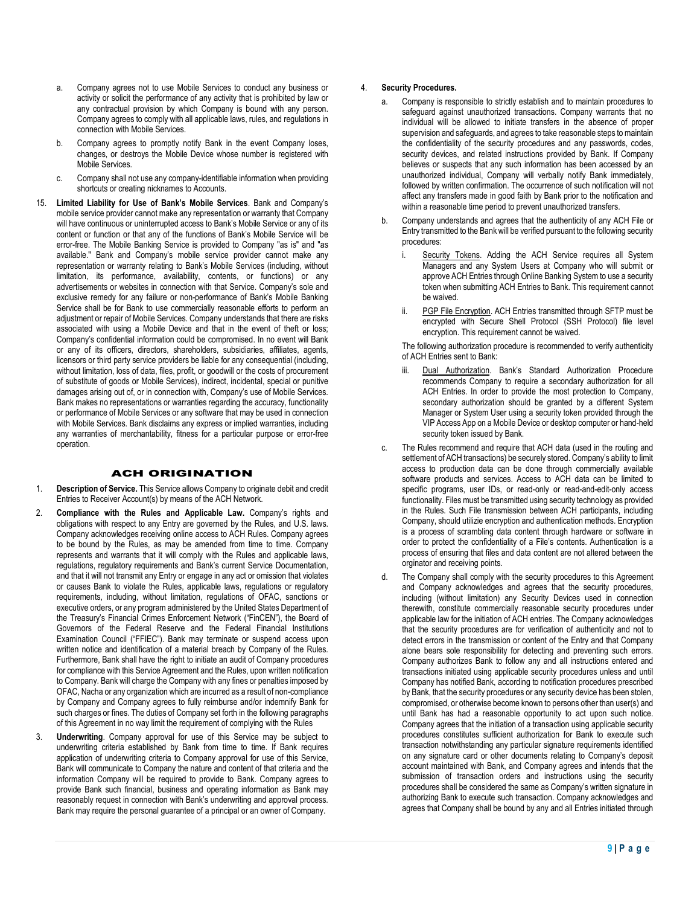a. Company agrees not to use Mobile Services to conduct any business or activity or solicit the performance of any activity that is prohibited by law or any contractual provision by which Company is bound with any person. Company agrees to comply with all applicable laws, rules, and regulations in connection with Mobile Services.

b. Company agrees to promptly notify Bank in the event Company loses, changes, or destroys the Mobile Device whose number is registered with Mobile Services.

c. Company shall not use any company-identifiable information when providing shortcuts or creating nicknames to Accounts.

15. **Limited Liability for Use of Bank's Mobile Services**. Bank and Company's mobile service provider cannot make any representation or warranty that Company will have continuous or uninterrupted access to Bank's Mobile Service or any of its content or function or that any of the functions of Bank's Mobile Service will be error-free. The Mobile Banking Service is provided to Company "as is" and "as available." Bank and Company's mobile service provider cannot make any representation or warranty relating to Bank's Mobile Services (including, without limitation, its performance, availability, contents, or functions) or any advertisements or websites in connection with that Service. Company's sole and exclusive remedy for any failure or non-performance of Bank's Mobile Banking Service shall be for Bank to use commercially reasonable efforts to perform an adjustment or repair of Mobile Services. Company understands that there are risks associated with using a Mobile Device and that in the event of theft or loss; Company's confidential information could be compromised. In no event will Bank or any of its officers, directors, shareholders, subsidiaries, affiliates, agents, licensors or third party service providers be liable for any consequential (including, without limitation, loss of data, files, profit, or goodwill or the costs of procurement of substitute of goods or Mobile Services), indirect, incidental, special or punitive damages arising out of, or in connection with, Company's use of Mobile Services. Bank makes no representations or warranties regarding the accuracy, functionality or performance of Mobile Services or any software that may be used in connection with Mobile Services. Bank disclaims any express or implied warranties, including any warranties of merchantability, fitness for a particular purpose or error-free operation.

## ACH ORIGINATION

1. **Description of Service.** This Service allows Company to originate debit and credit Entries to Receiver Account(s) by means of the ACH Network.

2. **Compliance with the Rules and Applicable Law.** Company's rights and obligations with respect to any Entry are governed by the Rules, and U.S. laws. Company acknowledges receiving online access to ACH Rules. Company agrees to be bound by the Rules, as may be amended from time to time. Company represents and warrants that it will comply with the Rules and applicable laws, regulations, regulatory requirements and Bank's current Service Documentation, and that it will not transmit any Entry or engage in any act or omission that violates or causes Bank to violate the Rules, applicable laws, regulations or regulatory requirements, including, without limitation, regulations of OFAC, sanctions or executive orders, or any program administered by the United States Department of the Treasury's Financial Crimes Enforcement Network ("FinCEN"), the Board of Governors of the Federal Reserve and the Federal Financial Institutions Examination Council ("FFIEC"). Bank may terminate or suspend access upon written notice and identification of a material breach by Company of the Rules. Furthermore, Bank shall have the right to initiate an audit of Company procedures for compliance with this Service Agreement and the Rules, upon written notification to Company. Bank will charge the Company with any fines or penalties imposed by OFAC, Nacha or any organization which are incurred as a result of non-compliance by Company and Company agrees to fully reimburse and/or indemnify Bank for such charges or fines. The duties of Company set forth in the following paragraphs of this Agreement in no way limit the requirement of complying with the Rules

3. **Underwriting**. Company approval for use of this Service may be subject to underwriting criteria established by Bank from time to time. If Bank requires application of underwriting criteria to Company approval for use of this Service, Bank will communicate to Company the nature and content of that criteria and the information Company will be required to provide to Bank. Company agrees to provide Bank such financial, business and operating information as Bank may reasonably request in connection with Bank's underwriting and approval process. Bank may require the personal guarantee of a principal or an owner of Company.

4. **Security Procedures.**

   a. Company is responsible to strictly establish and to maintain procedures to safeguard against unauthorized transactions. Company warrants that no individual will be allowed to initiate transfers in the absence of proper supervision and safeguards, and agrees to take reasonable steps to maintain the confidentiality of the security procedures and any passwords, codes, security devices, and related instructions provided by Bank. If Company believes or suspects that any such information has been accessed by an unauthorized individual, Company will verbally notify Bank immediately, followed by written confirmation. The occurrence of such notification will not affect any transfers made in good faith by Bank prior to the notification and within a reasonable time period to prevent unauthorized transfers.

   b. Company understands and agrees that the authenticity of any ACH File or Entry transmitted to the Bank will be verified pursuant to the following security procedures:

      i. Security Tokens. Adding the ACH Service requires all System Managers and any System Users at Company who will submit or approve ACH Entries through Online Banking System to use a security token when submitting ACH Entries to Bank. This requirement cannot be waived.

      ii. PGP File Encryption. ACH Entries transmitted through SFTP must be encrypted with Secure Shell Protocol (SSH Protocol) file level encryption. This requirement cannot be waived.

      The following authorization procedure is recommended to verify authenticity of ACH Entries sent to Bank:

      iii. Dual Authorization. Bank's Standard Authorization Procedure recommends Company to require a secondary authorization for all ACH Entries. In order to provide the most protection to Company, secondary authorization should be granted by a different System Manager or System User using a security token provided through the VIP Access App on a Mobile Device or desktop computer or hand-held security token issued by Bank.

   c. The Rules recommend and require that ACH data (used in the routing and settlement of ACH transactions) be securely stored. Company's ability to limit access to production data can be done through commercially available software products and services. Access to ACH data can be limited to specific programs, user IDs, or read-only or read-and-edit-only access functionality. Files must be transmitted using security technology as provided in the Rules. Such File transmission between ACH participants, including Company, should utilize encryption and authentication methods. Encryption is a process of scrambling data content through hardware or software in order to protect the confidentiality of a File's contents. Authentication is a process of ensuring that files and data content are not altered between the orginator and receiving points.

   d. The Company shall comply with the security procedures to this Agreement and Company acknowledges and agrees that the security procedures, including (without limitation) any Security Devices used in connection therewith, constitute commercially reasonable security procedures under applicable law for the initiation of ACH entries. The Company acknowledges that the security procedures are for verification of authenticity and not to detect errors in the transmission or content of the Entry and that Company alone bears sole responsibility for detecting and preventing such errors. Company authorizes Bank to follow any and all instructions entered and transactions initiated using applicable security procedures unless and until Company has notified Bank, according to notification procedures prescribed by Bank, that the security procedures or any security device has been stolen, compromised, or otherwise become known to persons other than user(s) and until Bank has had a reasonable opportunity to act upon such notice. Company agrees that the initiation of a transaction using applicable security procedures constitutes sufficient authorization for Bank to execute such transaction notwithstanding any particular signature requirements identified on any signature card or other documents relating to Company's deposit account maintained with Bank, and Company agrees and intends that the submission of transaction orders and instructions using the security procedures shall be considered the same as Company's written signature in authorizing Bank to execute such transaction. Company acknowledges and agrees that Company shall be bound by any and all Entries initiated through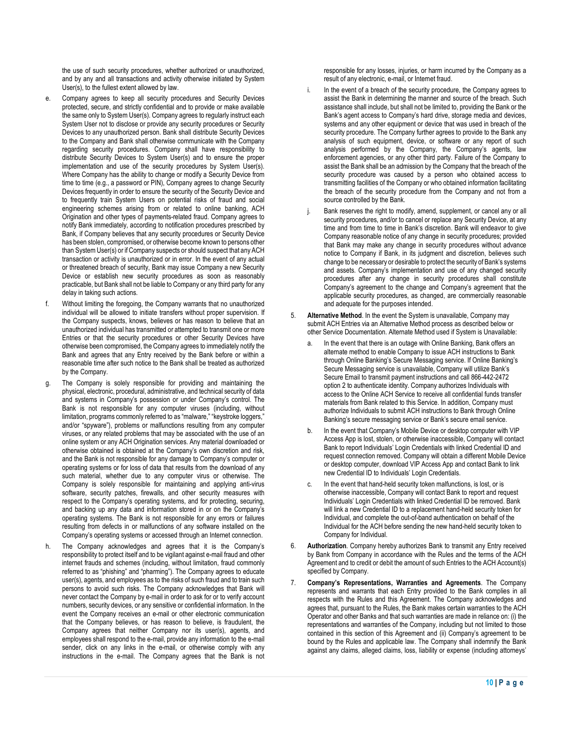the use of such security procedures, whether authorized or unauthorized, and by any and all transactions and activity otherwise initiated by System User(s), to the fullest extent allowed by law.

e. Company agrees to keep all security procedures and Security Devices protected, secure, and strictly confidential and to provide or make available the same only to System User(s). Company agrees to regularly instruct each System User not to disclose or provide any security procedures or Security Devices to any unauthorized person. Bank shall distribute Security Devices to the Company and Bank shall otherwise communicate with the Company regarding security procedures. Company shall have responsibility to distribute Security Devices to System User(s) and to ensure the proper implementation and use of the security procedures by System User(s). Where Company has the ability to change or modify a Security Device from time to time (e.g., a password or PIN), Company agrees to change Security Devices frequently in order to ensure the security of the Security Device and to frequently train System Users on potential risks of fraud and social engineering schemes arising from or related to online banking, ACH Origination and other types of payments-related fraud. Company agrees to notify Bank immediately, according to notification procedures prescribed by Bank, if Company believes that any security procedures or Security Device has been stolen, compromised, or otherwise become known to persons other than System User(s) or if Company suspects or should suspect that any ACH transaction or activity is unauthorized or in error. In the event of any actual or threatened breach of security, Bank may issue Company a new Security Device or establish new security procedures as soon as reasonably practicable, but Bank shall not be liable to Company or any third party for any delay in taking such actions.

f. Without limiting the foregoing, the Company warrants that no unauthorized individual will be allowed to initiate transfers without proper supervision. If the Company suspects, knows, believes or has reason to believe that an unauthorized individual has transmitted or attempted to transmit one or more Entries or that the security procedures or other Security Devices have otherwise been compromised, the Company agrees to immediately notify the Bank and agrees that any Entry received by the Bank before or within a reasonable time after such notice to the Bank shall be treated as authorized by the Company.

g. The Company is solely responsible for providing and maintaining the physical, electronic, procedural, administrative, and technical security of data and systems in Company's possession or under Company's control. The Bank is not responsible for any computer viruses (including, without limitation, programs commonly referred to as "malware," "keystroke loggers," and/or "spyware"), problems or malfunctions resulting from any computer viruses, or any related problems that may be associated with the use of an online system or any ACH Origination services. Any material downloaded or otherwise obtained is obtained at the Company's own discretion and risk, and the Bank is not responsible for any damage to Company's computer or operating systems or for loss of data that results from the download of any such material, whether due to any computer virus or otherwise. The Company is solely responsible for maintaining and applying anti-virus software, security patches, firewalls, and other security measures with respect to the Company's operating systems, and for protecting, securing, and backing up any data and information stored in or on the Company's operating systems. The Bank is not responsible for any errors or failures resulting from defects in or malfunctions of any software installed on the Company's operating systems or accessed through an Internet connection.

h. The Company acknowledges and agrees that it is the Company's responsibility to protect itself and to be vigilant against e-mail fraud and other internet frauds and schemes (including, without limitation, fraud commonly referred to as "phishing" and "pharming"). The Company agrees to educate user(s), agents, and employees as to the risks of such fraud and to train such persons to avoid such risks. The Company acknowledges that Bank will never contact the Company by e-mail in order to ask for or to verify account numbers, security devices, or any sensitive or confidential information. In the event the Company receives an e-mail or other electronic communication that the Company believes, or has reason to believe, is fraudulent, the Company agrees that neither Company nor its user(s), agents, and employees shall respond to the e-mail, provide any information to the e-mail sender, click on any links in the e-mail, or otherwise comply with any instructions in the e-mail. The Company agrees that the Bank is not responsible for any losses, injuries, or harm incurred by the Company as a result of any electronic, e-mail, or Internet fraud.

i. In the event of a breach of the security procedure, the Company agrees to assist the Bank in determining the manner and source of the breach. Such assistance shall include, but shall not be limited to, providing the Bank or the Bank's agent access to Company's hard drive, storage media and devices, systems and any other equipment or device that was used in breach of the security procedure. The Company further agrees to provide to the Bank any analysis of such equipment, device, or software or any report of such analysis performed by the Company, the Company's agents, law enforcement agencies, or any other third party. Failure of the Company to assist the Bank shall be an admission by the Company that the breach of the security procedure was caused by a person who obtained access to transmitting facilities of the Company or who obtained information facilitating the breach of the security procedure from the Company and not from a source controlled by the Bank.

j. Bank reserves the right to modify, amend, supplement, or cancel any or all security procedures, and/or to cancel or replace any Security Device, at any time and from time to time in Bank's discretion. Bank will endeavor to give Company reasonable notice of any change in security procedures; provided that Bank may make any change in security procedures without advance notice to Company if Bank, in its judgment and discretion, believes such change to be necessary or desirable to protect the security of Bank's systems and assets. Company's implementation and use of any changed security procedures after any change in security procedures shall constitute Company's agreement to the change and Company's agreement that the applicable security procedures, as changed, are commercially reasonable and adequate for the purposes intended.

5. **Alternative Method**. In the event the System is unavailable, Company may submit ACH Entries via an Alternative Method process as described below or other Service Documentation. Alternate Method used if System is Unavailable:

   a. In the event that there is an outage with Online Banking, Bank offers an alternate method to enable Company to issue ACH instructions to Bank through Online Banking's Secure Messaging service. If Online Banking's Secure Messaging service is unavailable, Company will utilize Bank's Secure Email to transmit payment instructions and call 866-442-2472 option 2 to authenticate identity. Company authorizes Individuals with access to the Online ACH Service to receive all confidential funds transfer materials from Bank related to this Service. In addition, Company must authorize Individuals to submit ACH instructions to Bank through Online Banking's secure messaging service or Bank's secure email service.

   b. In the event that Company's Mobile Device or desktop computer with VIP Access App is lost, stolen, or otherwise inaccessible, Company will contact Bank to report Individuals' Login Credentials with linked Credential ID and request connection removed. Company will obtain a different Mobile Device or desktop computer, download VIP Access App and contact Bank to link new Credential ID to Individuals' Login Credentials.

   c. In the event that hand-held security token malfunctions, is lost, or is otherwise inaccessible, Company will contact Bank to report and request Individuals' Login Credentials with linked Credential ID be removed. Bank will link a new Credential ID to a replacement hand-held security token for Individual, and complete the out-of-band authentication on behalf of the Individual for the ACH before sending the new hand-held security token to Company for Individual.

6. **Authorization**. Company hereby authorizes Bank to transmit any Entry received by Bank from Company in accordance with the Rules and the terms of the ACH Agreement and to credit or debit the amount of such Entries to the ACH Account(s) specified by Company.

7. **Company's Representations, Warranties and Agreements**. The Company represents and warrants that each Entry provided to the Bank complies in all respects with the Rules and this Agreement. The Company acknowledges and agrees that, pursuant to the Rules, the Bank makes certain warranties to the ACH Operator and other Banks and that such warranties are made in reliance on: (i) the representations and warranties of the Company, including but not limited to those contained in this section of this Agreement and (ii) Company's agreement to be bound by the Rules and applicable law. The Company shall indemnify the Bank against any claims, alleged claims, loss, liability or expense (including attorneys'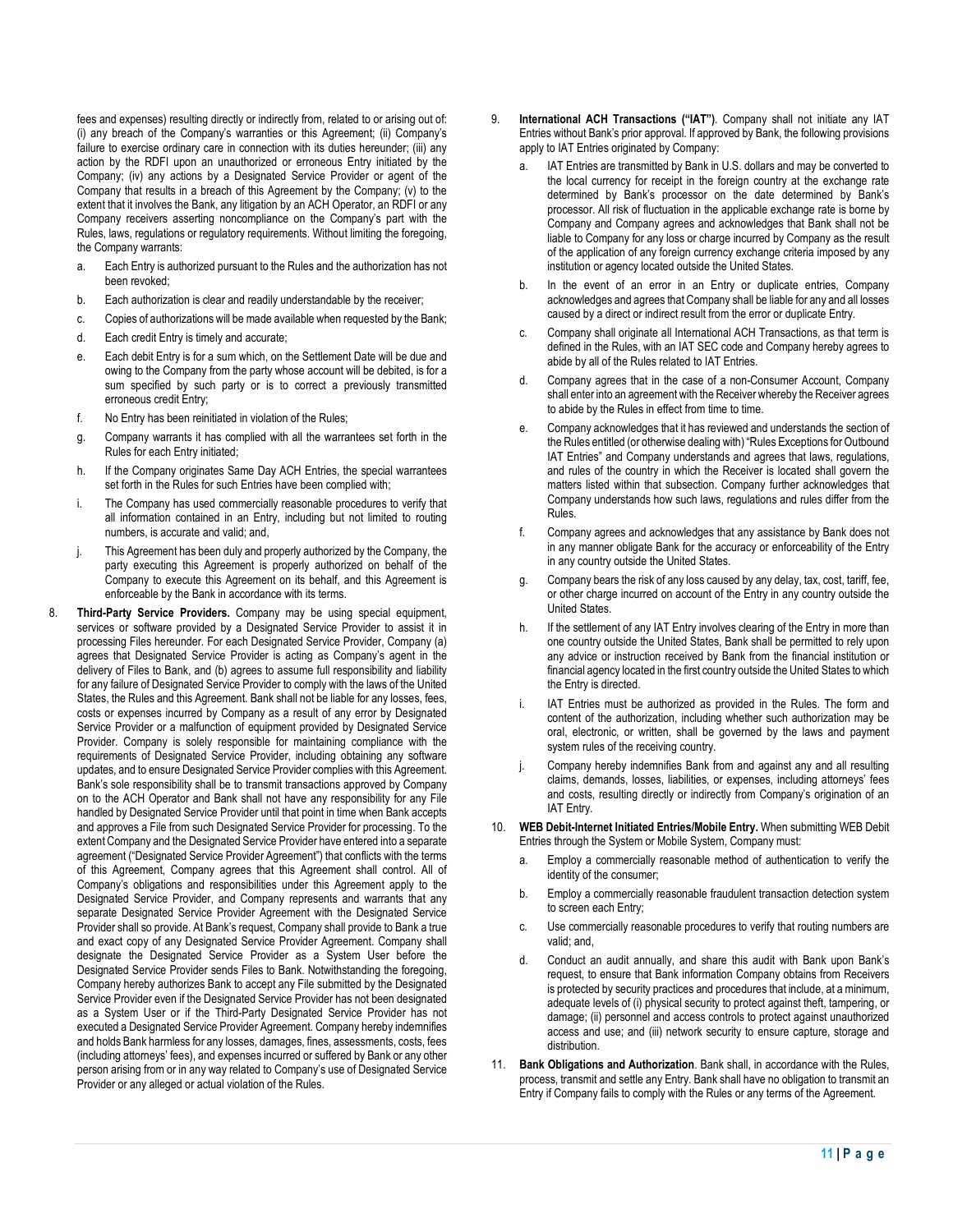fees and expenses) resulting directly or indirectly from, related to or arising out of: (i) any breach of the Company's warranties or this Agreement; (ii) Company's failure to exercise ordinary care in connection with its duties hereunder; (iii) any action by the RDFI upon an unauthorized or erroneous Entry initiated by the Company; (iv) any actions by a Designated Service Provider or agent of the Company that results in a breach of this Agreement by the Company; (v) to the extent that it involves the Bank, any litigation by an ACH Operator, an RDFI or any Company receivers asserting noncompliance on the Company's part with the Rules, laws, regulations or regulatory requirements. Without limiting the foregoing, the Company warrants:

a. Each Entry is authorized pursuant to the Rules and the authorization has not been revoked;
b. Each authorization is clear and readily understandable by the receiver;
c. Copies of authorizations will be made available when requested by the Bank;
d. Each credit Entry is timely and accurate;
e. Each debit Entry is for a sum which, on the Settlement Date will be due and owing to the Company from the party whose account will be debited, is for a sum specified by such party or is to correct a previously transmitted erroneous credit Entry;
f. No Entry has been reinitiated in violation of the Rules;
g. Company warrants it has complied with all the warrantees set forth in the Rules for each Entry initiated;
h. If the Company originates Same Day ACH Entries, the special warrantees set forth in the Rules for such Entries have been complied with;
i. The Company has used commercially reasonable procedures to verify that all information contained in an Entry, including but not limited to routing numbers, is accurate and valid; and,
j. This Agreement has been duly and properly authorized by the Company, the party executing this Agreement is properly authorized on behalf of the Company to execute this Agreement on its behalf, and this Agreement is enforceable by the Bank in accordance with its terms.

8. **Third-Party Service Providers.** Company may be using special equipment, services or software provided by a Designated Service Provider to assist it in processing Files hereunder. For each Designated Service Provider, Company (a) agrees that Designated Service Provider is acting as Company's agent in the delivery of Files to Bank, and (b) agrees to assume full responsibility and liability for any failure of Designated Service Provider to comply with the laws of the United States, the Rules and this Agreement. Bank shall not be liable for any losses, fees, costs or expenses incurred by Company as a result of any error by Designated Service Provider or a malfunction of equipment provided by Designated Service Provider. Company is solely responsible for maintaining compliance with the requirements of Designated Service Provider, including obtaining any software updates, and to ensure Designated Service Provider complies with this Agreement. Bank's sole responsibility shall be to transmit transactions approved by Company on to the ACH Operator and Bank shall not have any responsibility for any File handled by Designated Service Provider until that point in time when Bank accepts and approves a File from such Designated Service Provider for processing. To the extent Company and the Designated Service Provider have entered into a separate agreement ("Designated Service Provider Agreement") that conflicts with the terms of this Agreement, Company agrees that this Agreement shall control. All of Company's obligations and responsibilities under this Agreement apply to the Designated Service Provider, and Company represents and warrants that any separate Designated Service Provider Agreement with the Designated Service Provider shall so provide. At Bank's request, Company shall provide to Bank a true and exact copy of any Designated Service Provider Agreement. Company shall designate the Designated Service Provider as a System User before the Designated Service Provider sends Files to Bank. Notwithstanding the foregoing, Company hereby authorizes Bank to accept any File submitted by the Designated Service Provider even if the Designated Service Provider has not been designated as a System User or if the Third-Party Designated Service Provider has not executed a Designated Service Provider Agreement. Company hereby indemnifies and holds Bank harmless for any losses, damages, fines, assessments, costs, fees (including attorneys' fees), and expenses incurred or suffered by Bank or any other person arising from or in any way related to Company's use of Designated Service Provider or any alleged or actual violation of the Rules.

9. **International ACH Transactions ("IAT")**. Company shall not initiate any IAT Entries without Bank's prior approval. If approved by Bank, the following provisions apply to IAT Entries originated by Company:

a. IAT Entries are transmitted by Bank in U.S. dollars and may be converted to the local currency for receipt in the foreign country at the exchange rate determined by Bank's processor on the date determined by Bank's processor. All risk of fluctuation in the applicable exchange rate is borne by Company and Company agrees and acknowledges that Bank shall not be liable to Company for any loss or charge incurred by Company as the result of the application of any foreign currency exchange criteria imposed by any institution or agency located outside the United States.
b. In the event of an error in an Entry or duplicate entries, Company acknowledges and agrees that Company shall be liable for any and all losses caused by a direct or indirect result from the error or duplicate Entry.
c. Company shall originate all International ACH Transactions, as that term is defined in the Rules, with an IAT SEC code and Company hereby agrees to abide by all of the Rules related to IAT Entries.
d. Company agrees that in the case of a non-Consumer Account, Company shall enter into an agreement with the Receiver whereby the Receiver agrees to abide by the Rules in effect from time to time.
e. Company acknowledges that it has reviewed and understands the section of the Rules entitled (or otherwise dealing with) "Rules Exceptions for Outbound IAT Entries" and Company understands and agrees that laws, regulations, and rules of the country in which the Receiver is located shall govern the matters listed within that subsection. Company further acknowledges that Company understands how such laws, regulations and rules differ from the Rules.
f. Company agrees and acknowledges that any assistance by Bank does not in any manner obligate Bank for the accuracy or enforceability of the Entry in any country outside the United States.
g. Company bears the risk of any loss caused by any delay, tax, cost, tariff, fee, or other charge incurred on account of the Entry in any country outside the United States.
h. If the settlement of any IAT Entry involves clearing of the Entry in more than one country outside the United States, Bank shall be permitted to rely upon any advice or instruction received by Bank from the financial institution or financial agency located in the first country outside the United States to which the Entry is directed.
i. IAT Entries must be authorized as provided in the Rules. The form and content of the authorization, including whether such authorization may be oral, electronic, or written, shall be governed by the laws and payment system rules of the receiving country.
j. Company hereby indemnifies Bank from and against any and all resulting claims, demands, losses, liabilities, or expenses, including attorneys' fees and costs, resulting directly or indirectly from Company's origination of an IAT Entry.

10. **WEB Debit-Internet Initiated Entries/Mobile Entry.** When submitting WEB Debit Entries through the System or Mobile System, Company must:

a. Employ a commercially reasonable method of authentication to verify the identity of the consumer;
b. Employ a commercially reasonable fraudulent transaction detection system to screen each Entry;
c. Use commercially reasonable procedures to verify that routing numbers are valid; and,
d. Conduct an audit annually, and share this audit with Bank upon Bank's request, to ensure that Bank information Company obtains from Receivers is protected by security practices and procedures that include, at a minimum, adequate levels of (i) physical security to protect against theft, tampering, or damage; (ii) personnel and access controls to protect against unauthorized access and use; and (iii) network security to ensure capture, storage and distribution.

11. **Bank Obligations and Authorization**. Bank shall, in accordance with the Rules, process, transmit and settle any Entry. Bank shall have no obligation to transmit an Entry if Company fails to comply with the Rules or any terms of the Agreement.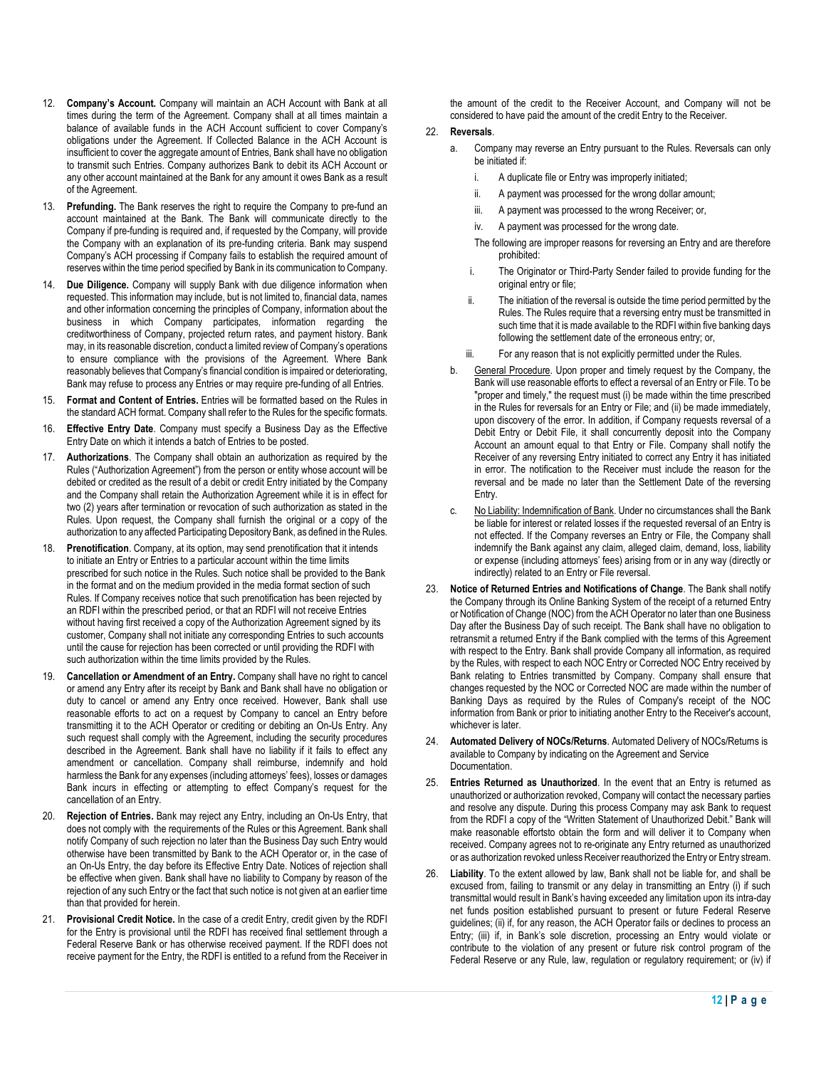12. **Company's Account.** Company will maintain an ACH Account with Bank at all times during the term of the Agreement. Company shall at all times maintain a balance of available funds in the ACH Account sufficient to cover Company's obligations under the Agreement. If Collected Balance in the ACH Account is insufficient to cover the aggregate amount of Entries, Bank shall have no obligation to transmit such Entries. Company authorizes Bank to debit its ACH Account or any other account maintained at the Bank for any amount it owes Bank as a result of the Agreement.

13. **Prefunding.** The Bank reserves the right to require the Company to pre-fund an account maintained at the Bank. The Bank will communicate directly to the Company if pre-funding is required and, if requested by the Company, will provide the Company with an explanation of its pre-funding criteria. Bank may suspend Company's ACH processing if Company fails to establish the required amount of reserves within the time period specified by Bank in its communication to Company.

14. **Due Diligence.** Company will supply Bank with due diligence information when requested. This information may include, but is not limited to, financial data, names and other information concerning the principles of Company, information about the business in which Company participates, information regarding the creditworthiness of Company, projected return rates, and payment history. Bank may, in its reasonable discretion, conduct a limited review of Company's operations to ensure compliance with the provisions of the Agreement. Where Bank reasonably believes that Company's financial condition is impaired or deteriorating, Bank may refuse to process any Entries or may require pre-funding of all Entries.

15. **Format and Content of Entries.** Entries will be formatted based on the Rules in the standard ACH format. Company shall refer to the Rules for the specific formats.

16. **Effective Entry Date**. Company must specify a Business Day as the Effective Entry Date on which it intends a batch of Entries to be posted.

17. **Authorizations**. The Company shall obtain an authorization as required by the Rules ("Authorization Agreement") from the person or entity whose account will be debited or credited as the result of a debit or credit Entry initiated by the Company and the Company shall retain the Authorization Agreement while it is in effect for two (2) years after termination or revocation of such authorization as stated in the Rules. Upon request, the Company shall furnish the original or a copy of the authorization to any affected Participating Depository Bank, as defined in the Rules.

18. **Prenotification**. Company, at its option, may send prenotification that it intends to initiate an Entry or Entries to a particular account within the time limits prescribed for such notice in the Rules. Such notice shall be provided to the Bank in the format and on the medium provided in the media format section of such Rules. If Company receives notice that such prenotification has been rejected by an RDFI within the prescribed period, or that an RDFI will not receive Entries without having first received a copy of the Authorization Agreement signed by its customer, Company shall not initiate any corresponding Entries to such accounts until the cause for rejection has been corrected or until providing the RDFI with such authorization within the time limits provided by the Rules.

19. **Cancellation or Amendment of an Entry.** Company shall have no right to cancel or amend any Entry after its receipt by Bank and Bank shall have no obligation or duty to cancel or amend any Entry once received. However, Bank shall use reasonable efforts to act on a request by Company to cancel an Entry before transmitting it to the ACH Operator or crediting or debiting an On-Us Entry. Any such request shall comply with the Agreement, including the security procedures described in the Agreement. Bank shall have no liability if it fails to effect any amendment or cancellation. Company shall reimburse, indemnify and hold harmless the Bank for any expenses (including attorneys' fees), losses or damages Bank incurs in effecting or attempting to effect Company's request for the cancellation of an Entry.

20. **Rejection of Entries.** Bank may reject any Entry, including an On-Us Entry, that does not comply with the requirements of the Rules or this Agreement. Bank shall notify Company of such rejection no later than the Business Day such Entry would otherwise have been transmitted by Bank to the ACH Operator or, in the case of an On-Us Entry, the day before its Effective Entry Date. Notices of rejection shall be effective when given. Bank shall have no liability to Company by reason of the rejection of any such Entry or the fact that such notice is not given at an earlier time than that provided for herein.

21. **Provisional Credit Notice.** In the case of a credit Entry, credit given by the RDFI for the Entry is provisional until the RDFI has received final settlement through a Federal Reserve Bank or has otherwise received payment. If the RDFI does not receive payment for the Entry, the RDFI is entitled to a refund from the Receiver in the amount of the credit to the Receiver Account, and Company will not be considered to have paid the amount of the credit Entry to the Receiver.

22. **Reversals**.

    a. Company may reverse an Entry pursuant to the Rules. Reversals can only be initiated if:

       i. A duplicate file or Entry was improperly initiated;

       ii. A payment was processed for the wrong dollar amount;

       iii. A payment was processed to the wrong Receiver; or,

       iv. A payment was processed for the wrong date.

       The following are improper reasons for reversing an Entry and are therefore prohibited:

       i. The Originator or Third-Party Sender failed to provide funding for the original entry or file;

       ii. The initiation of the reversal is outside the time period permitted by the Rules. The Rules require that a reversing entry must be transmitted in such time that it is made available to the RDFI within five banking days following the settlement date of the erroneous entry; or,

       iii. For any reason that is not explicitly permitted under the Rules.

    b. <u>General Procedure</u>. Upon proper and timely request by the Company, the Bank will use reasonable efforts to effect a reversal of an Entry or File. To be "proper and timely," the request must (i) be made within the time prescribed in the Rules for reversals for an Entry or File; and (ii) be made immediately, upon discovery of the error. In addition, if Company requests reversal of a Debit Entry or Debit File, it shall concurrently deposit into the Company Account an amount equal to that Entry or File. Company shall notify the Receiver of any reversing Entry initiated to correct any Entry it has initiated in error. The notification to the Receiver must include the reason for the reversal and be made no later than the Settlement Date of the reversing Entry.

    c. <u>No Liability: Indemnification of Bank</u>. Under no circumstances shall the Bank be liable for interest or related losses if the requested reversal of an Entry is not effected. If the Company reverses an Entry or File, the Company shall indemnify the Bank against any claim, alleged claim, demand, loss, liability or expense (including attorneys' fees) arising from or in any way (directly or indirectly) related to an Entry or File reversal.

23. **Notice of Returned Entries and Notifications of Change**. The Bank shall notify the Company through its Online Banking System of the receipt of a returned Entry or Notification of Change (NOC) from the ACH Operator no later than one Business Day after the Business Day of such receipt. The Bank shall have no obligation to retransmit a returned Entry if the Bank complied with the terms of this Agreement with respect to the Entry. Bank shall provide Company all information, as required by the Rules, with respect to each NOC Entry or Corrected NOC Entry received by Bank relating to Entries transmitted by Company. Company shall ensure that changes requested by the NOC or Corrected NOC are made within the number of Banking Days as required by the Rules of Company's receipt of the NOC information from Bank or prior to initiating another Entry to the Receiver's account, whichever is later.

24. **Automated Delivery of NOCs/Returns**. Automated Delivery of NOCs/Returns is available to Company by indicating on the Agreement and Service Documentation.

25. **Entries Returned as Unauthorized**. In the event that an Entry is returned as unauthorized or authorization revoked, Company will contact the necessary parties and resolve any dispute. During this process Company may ask Bank to request from the RDFI a copy of the "Written Statement of Unauthorized Debit." Bank will make reasonable effortsto obtain the form and will deliver it to Company when received. Company agrees not to re-originate any Entry returned as unauthorized or as authorization revoked unless Receiver reauthorized the Entry or Entry stream.

26. **Liability**. To the extent allowed by law, Bank shall not be liable for, and shall be excused from, failing to transmit or any delay in transmitting an Entry (i) if such transmittal would result in Bank's having exceeded any limitation upon its intra-day net funds position established pursuant to present or future Federal Reserve guidelines; (ii) if, for any reason, the ACH Operator fails or declines to process an Entry; (iii) if, in Bank's sole discretion, processing an Entry would violate or contribute to the violation of any present or future risk control program of the Federal Reserve or any Rule, law, regulation or regulatory requirement; or (iv) if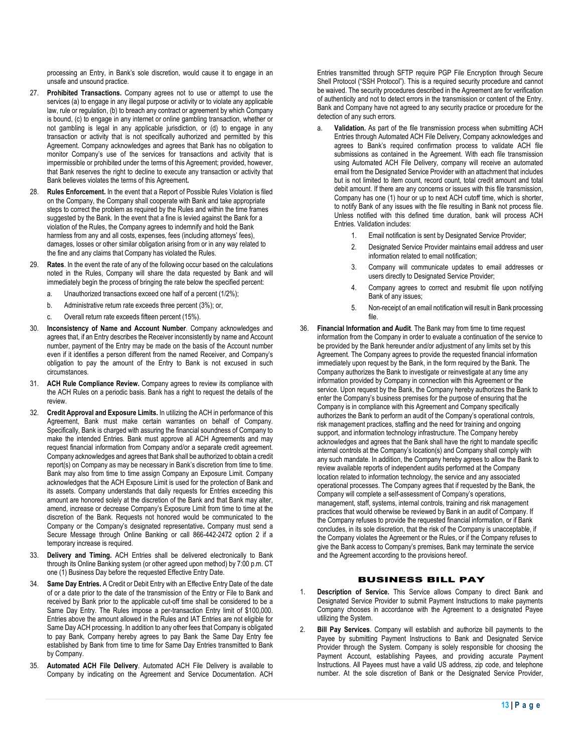processing an Entry, in Bank's sole discretion, would cause it to engage in an unsafe and unsound practice.

27. **Prohibited Transactions.** Company agrees not to use or attempt to use the services (a) to engage in any illegal purpose or activity or to violate any applicable law, rule or regulation, (b) to breach any contract or agreement by which Company is bound, (c) to engage in any internet or online gambling transaction, whether or not gambling is legal in any applicable jurisdiction, or (d) to engage in any transaction or activity that is not specifically authorized and permitted by this Agreement. Company acknowledges and agrees that Bank has no obligation to monitor Company's use of the services for transactions and activity that is impermissible or prohibited under the terms of this Agreement; provided, however, that Bank reserves the right to decline to execute any transaction or activity that Bank believes violates the terms of this Agreement**.**

28. **Rules Enforcement.** In the event that a Report of Possible Rules Violation is filed on the Company, the Company shall cooperate with Bank and take appropriate steps to correct the problem as required by the Rules and within the time frames suggested by the Bank. In the event that a fine is levied against the Bank for a violation of the Rules, the Company agrees to indemnify and hold the Bank harmless from any and all costs, expenses, fees (including attorneys' fees), damages, losses or other similar obligation arising from or in any way related to the fine and any claims that Company has violated the Rules.

29. **Rates**. In the event the rate of any of the following occur based on the calculations noted in the Rules, Company will share the data requested by Bank and will immediately begin the process of bringing the rate below the specified percent:
    a. Unauthorized transactions exceed one half of a percent (1/2%);
    b. Administrative return rate exceeds three percent (3%); or,
    c. Overall return rate exceeds fifteen percent (15%).

30. **Inconsistency of Name and Account Number**. Company acknowledges and agrees that, if an Entry describes the Receiver inconsistently by name and Account number, payment of the Entry may be made on the basis of the Account number even if it identifies a person different from the named Receiver, and Company's obligation to pay the amount of the Entry to Bank is not excused in such circumstances.

31. **ACH Rule Compliance Review.** Company agrees to review its compliance with the ACH Rules on a periodic basis. Bank has a right to request the details of the review.

32. **Credit Approval and Exposure Limits.** In utilizing the ACH in performance of this Agreement, Bank must make certain warranties on behalf of Company. Specifically, Bank is charged with assuring the financial soundness of Company to make the intended Entries. Bank must approve all ACH Agreements and may request financial information from Company and/or a separate credit agreement. Company acknowledges and agrees that Bank shall be authorized to obtain a credit report(s) on Company as may be necessary in Bank's discretion from time to time. Bank may also from time to time assign Company an Exposure Limit. Company acknowledges that the ACH Exposure Limit is used for the protection of Bank and its assets. Company understands that daily requests for Entries exceeding this amount are honored solely at the discretion of the Bank and that Bank may alter, amend, increase or decrease Company's Exposure Limit from time to time at the discretion of the Bank. Requests not honored would be communicated to the Company or the Company's designated representative**.** Company must send a Secure Message through Online Banking or call 866-442-2472 option 2 if a temporary increase is required.

33. **Delivery and Timing.** ACH Entries shall be delivered electronically to Bank through its Online Banking system (or other agreed upon method) by 7:00 p.m. CT one (1) Business Day before the requested Effective Entry Date.

34. **Same Day Entries.** A Credit or Debit Entry with an Effective Entry Date of the date of or a date prior to the date of the transmission of the Entry or File to Bank and received by Bank prior to the applicable cut-off time shall be considered to be a Same Day Entry. The Rules impose a per-transaction Entry limit of $100,000. Entries above the amount allowed in the Rules and IAT Entries are not eligible for Same Day ACH processing. In addition to any other fees that Company is obligated to pay Bank, Company hereby agrees to pay Bank the Same Day Entry fee established by Bank from time to time for Same Day Entries transmitted to Bank by Company.

35. **Automated ACH File Delivery**. Automated ACH File Delivery is available to Company by indicating on the Agreement and Service Documentation. ACH Entries transmitted through SFTP require PGP File Encryption through Secure Shell Protocol ("SSH Protocol"). This is a required security procedure and cannot be waived. The security procedures described in the Agreement are for verification of authenticity and not to detect errors in the transmission or content of the Entry. Bank and Company have not agreed to any security practice or procedure for the detection of any such errors.
    a. **Validation.** As part of the file transmission process when submitting ACH Entries through Automated ACH File Delivery, Company acknowledges and agrees to Bank's required confirmation process to validate ACH file submissions as contained in the Agreement. With each file transmission using Automated ACH File Delivery, company will receive an automated email from the Designated Service Provider with an attachment that includes but is not limited to item count, record count, total credit amount and total debit amount. If there are any concerns or issues with this file transmission, Company has one (1) hour or up to next ACH cutoff time, which is shorter, to notify Bank of any issues with the file resulting in Bank not process file. Unless notified with this defined time duration, bank will process ACH Entries. Validation includes:
        1. Email notification is sent by Designated Service Provider;
        2. Designated Service Provider maintains email address and user information related to email notification;
        3. Company will communicate updates to email addresses or users directly to Designated Service Provider;
        4. Company agrees to correct and resubmit file upon notifying Bank of any issues;
        5. Non-receipt of an email notification will result in Bank processing file.

36. **Financial Information and Audit**. The Bank may from time to time request information from the Company in order to evaluate a continuation of the service to be provided by the Bank hereunder and/or adjustment of any limits set by this Agreement. The Company agrees to provide the requested financial information immediately upon request by the Bank, in the form required by the Bank. The Company authorizes the Bank to investigate or reinvestigate at any time any information provided by Company in connection with this Agreement or the service. Upon request by the Bank, the Company hereby authorizes the Bank to enter the Company's business premises for the purpose of ensuring that the Company is in compliance with this Agreement and Company specifically authorizes the Bank to perform an audit of the Company's operational controls, risk management practices, staffing and the need for training and ongoing support, and information technology infrastructure. The Company hereby acknowledges and agrees that the Bank shall have the right to mandate specific internal controls at the Company's location(s) and Company shall comply with any such mandate. In addition, the Company hereby agrees to allow the Bank to review available reports of independent audits performed at the Company location related to information technology, the service and any associated operational processes. The Company agrees that if requested by the Bank, the Company will complete a self-assessment of Company's operations, management, staff, systems, internal controls, training and risk management practices that would otherwise be reviewed by Bank in an audit of Company. If the Company refuses to provide the requested financial information, or if Bank concludes, in its sole discretion, that the risk of the Company is unacceptable, if the Company violates the Agreement or the Rules, or if the Company refuses to give the Bank access to Company's premises, Bank may terminate the service and the Agreement according to the provisions hereof.

## BUSINESS BILL PAY

1. **Description of Service.** This Service allows Company to direct Bank and Designated Service Provider to submit Payment Instructions to make payments Company chooses in accordance with the Agreement to a designated Payee utilizing the System.

2. **Bill Pay Services**. Company will establish and authorize bill payments to the Payee by submitting Payment Instructions to Bank and Designated Service Provider through the System. Company is solely responsible for choosing the Payment Account, establishing Payees, and providing accurate Payment Instructions. All Payees must have a valid US address, zip code, and telephone number. At the sole discretion of Bank or the Designated Service Provider,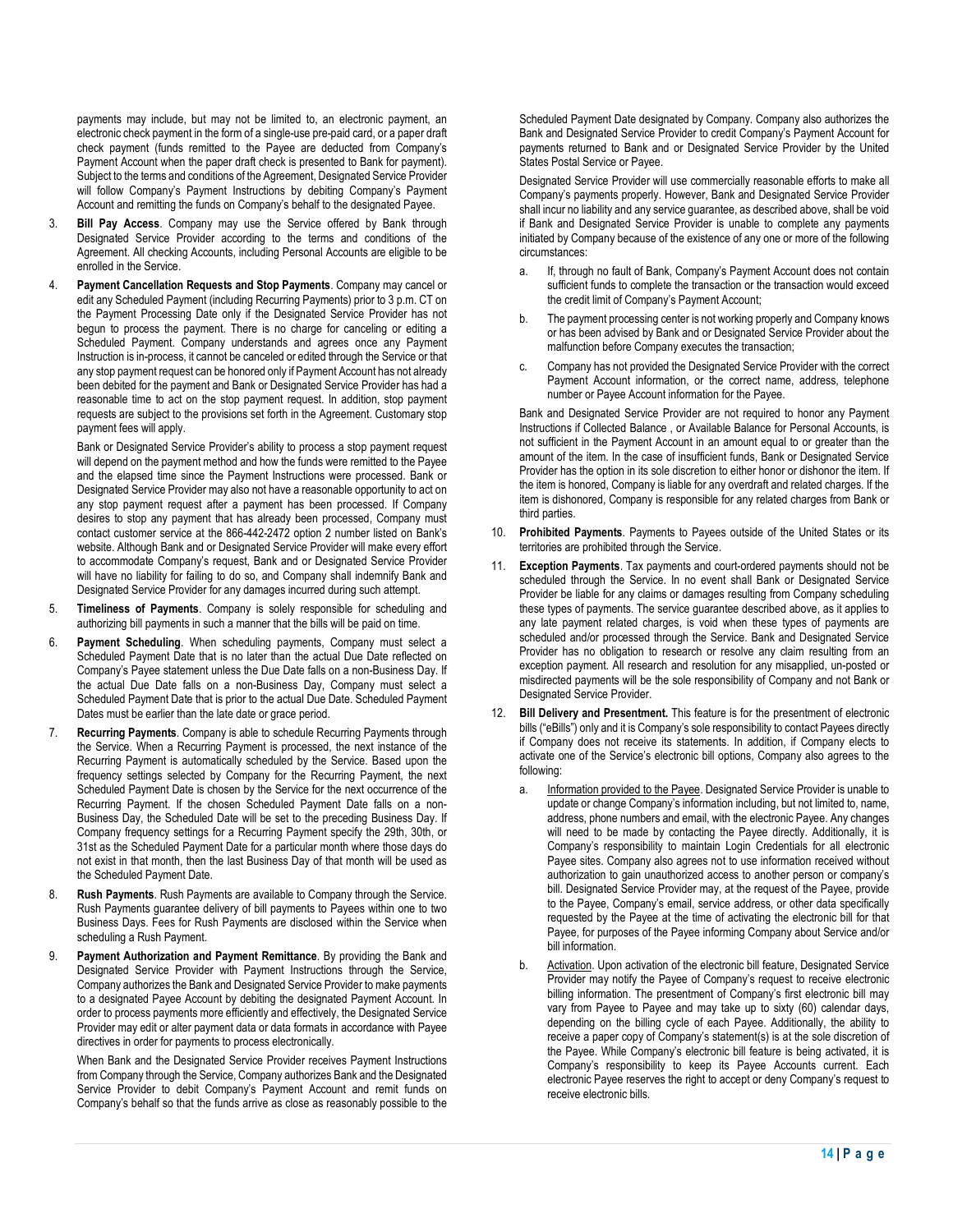payments may include, but may not be limited to, an electronic payment, an electronic check payment in the form of a single-use pre-paid card, or a paper draft check payment (funds remitted to the Payee are deducted from Company's Payment Account when the paper draft check is presented to Bank for payment). Subject to the terms and conditions of the Agreement, Designated Service Provider will follow Company's Payment Instructions by debiting Company's Payment Account and remitting the funds on Company's behalf to the designated Payee.

3. **Bill Pay Access**. Company may use the Service offered by Bank through Designated Service Provider according to the terms and conditions of the Agreement. All checking Accounts, including Personal Accounts are eligible to be enrolled in the Service.

4. **Payment Cancellation Requests and Stop Payments**. Company may cancel or edit any Scheduled Payment (including Recurring Payments) prior to 3 p.m. CT on the Payment Processing Date only if the Designated Service Provider has not begun to process the payment. There is no charge for canceling or editing a Scheduled Payment. Company understands and agrees once any Payment Instruction is in-process, it cannot be canceled or edited through the Service or that any stop payment request can be honored only if Payment Account has not already been debited for the payment and Bank or Designated Service Provider has had a reasonable time to act on the stop payment request. In addition, stop payment requests are subject to the provisions set forth in the Agreement. Customary stop payment fees will apply.

   Bank or Designated Service Provider's ability to process a stop payment request will depend on the payment method and how the funds were remitted to the Payee and the elapsed time since the Payment Instructions were processed. Bank or Designated Service Provider may also not have a reasonable opportunity to act on any stop payment request after a payment has been processed. If Company desires to stop any payment that has already been processed, Company must contact customer service at the 866-442-2472 option 2 number listed on Bank's website. Although Bank or Designated Service Provider will make every effort to accommodate Company's request, Bank and Designated Service Provider will have no liability for failing to do so, and Company shall indemnify Bank and Designated Service Provider for any damages incurred during such attempt.

5. **Timeliness of Payments**. Company is solely responsible for scheduling and authorizing bill payments in such a manner that the bills will be paid on time.

6. **Payment Scheduling**. When scheduling payments, Company must select a Scheduled Payment Date that is no later than the actual Due Date reflected on Company's Payee statement unless the Due Date falls on a non-Business Day. If the actual Due Date falls on a non-Business Day, Company must select a Scheduled Payment Date that is prior to the actual Due Date. Scheduled Payment Dates must be earlier than the late date or grace period.

7. **Recurring Payments**. Company is able to schedule Recurring Payments through the Service. When a Recurring Payment is processed, the next instance of the Recurring Payment is automatically scheduled by the Service. Based upon the frequency settings selected by Company for the Recurring Payment, the next Scheduled Payment Date is chosen by the Service for the next occurrence of the Recurring Payment. If the chosen Scheduled Payment Date falls on a non-Business Day, the Scheduled Date will be set to the preceding Business Day. If Company frequency settings for a Recurring Payment specify the 29th, 30th, or 31st as the Scheduled Payment Date for a particular month where those days do not exist in that month, then the last Business Day of that month will be used as the Scheduled Payment Date.

8. **Rush Payments**. Rush Payments are available to Company through the Service. Rush Payments guarantee delivery of bill payments to Payees within one to two Business Days. Fees for Rush Payments are disclosed within the Service when scheduling a Rush Payment.

9. **Payment Authorization and Payment Remittance**. By providing the Bank and Designated Service Provider with Payment Instructions through the Service, Company authorizes the Bank and Designated Service Provider to make payments to a designated Payee Account by debiting the designated Payment Account. In order to process payments more efficiently and effectively, the Designated Service Provider may edit or alter payment data or data formats in accordance with Payee directives in order for payments to process electronically.

   When Bank and the Designated Service Provider receives Payment Instructions from Company through the Service, Company authorizes Bank and the Designated Service Provider to debit Company's Payment Account and remit funds on Company's behalf so that the funds arrive as close as reasonably possible to the Scheduled Payment Date designated by Company. Company also authorizes the Bank and Designated Service Provider to credit Company's Payment Account for payments returned to Bank and or Designated Service Provider by the United States Postal Service or Payee.

   Designated Service Provider will use commercially reasonable efforts to make all Company's payments properly. However, Bank and Designated Service Provider shall incur no liability and any service guarantee, as described above, shall be void if Bank and Designated Service Provider is unable to complete any payments initiated by Company because of the existence of any one or more of the following circumstances:

   a. If, through no fault of Bank, Company's Payment Account does not contain sufficient funds to complete the transaction or the transaction would exceed the credit limit of Company's Payment Account;

   b. The payment processing center is not working properly and Company knows or has been advised by Bank and or Designated Service Provider about the malfunction before Company executes the transaction;

   c. Company has not provided the Designated Service Provider with the correct Payment Account information, or the correct name, address, telephone number or Payee Account information for the Payee.

   Bank and Designated Service Provider are not required to honor any Payment Instructions if Collected Balance , or Available Balance for Personal Accounts, is not sufficient in the Payment Account in an amount equal to or greater than the amount of the item. In the case of insufficient funds, Bank or Designated Service Provider has the option in its sole discretion to either honor or dishonor the item. If the item is honored, Company is liable for any overdraft and related charges. If the item is dishonored, Company is responsible for any related charges from Bank or third parties.

10. **Prohibited Payments**. Payments to Payees outside of the United States or its territories are prohibited through the Service.

11. **Exception Payments**. Tax payments and court-ordered payments should not be scheduled through the Service. In no event shall Bank or Designated Service Provider be liable for any claims or damages resulting from Company scheduling these types of payments. The service guarantee described above, as it applies to any late payment related charges, is void when these types of payments are scheduled and/or processed through the Service. Bank and Designated Service Provider has no obligation to research or resolve any claim resulting from an exception payment. All research and resolution for any misapplied, un-posted or misdirected payments will be the sole responsibility of Company and not Bank or Designated Service Provider.

12. **Bill Delivery and Presentment.** This feature is for the presentment of electronic bills ("eBills") only and it is Company's sole responsibility to contact Payees directly if Company does not receive its statements. In addition, if Company elects to activate one of the Service's electronic bill options, Company also agrees to the following:

   a. Information provided to the Payee. Designated Service Provider is unable to update or change Company's information including, but not limited to, name, address, phone numbers and email, with the electronic Payee. Any changes will need to be made by contacting the Payee directly. Additionally, it is Company's responsibility to maintain Login Credentials for all electronic Payee sites. Company also agrees not to use information received without authorization to gain unauthorized access to another person or company's bill. Designated Service Provider may, at the request of the Payee, provide to the Payee, Company's email, service address, or other data specifically requested by the Payee at the time of activating the electronic bill for that Payee, for purposes of the Payee informing Company about Service and/or bill information.

   b. Activation. Upon activation of the electronic bill feature, Designated Service Provider may notify the Payee of Company's request to receive electronic billing information. The presentment of Company's first electronic bill may vary from Payee to Payee and may take up to sixty (60) calendar days, depending on the billing cycle of each Payee. Additionally, the ability to receive a paper copy of Company's statement(s) is at the sole discretion of the Payee. While Company's electronic bill feature is being activated, it is Company's responsibility to keep its Payee Accounts current. Each electronic Payee reserves the right to accept or deny Company's request to receive electronic bills.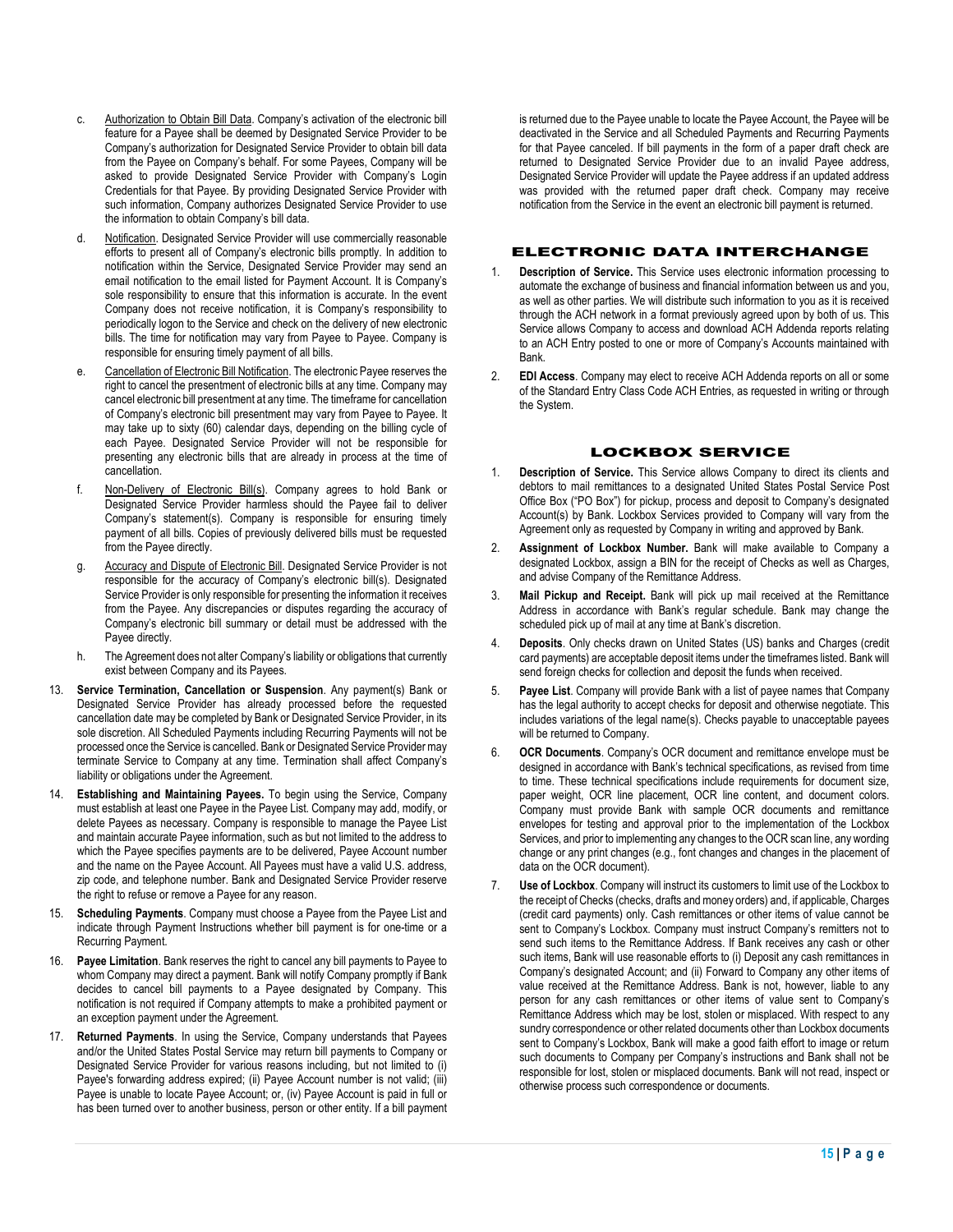c. Authorization to Obtain Bill Data. Company's activation of the electronic bill feature for a Payee shall be deemed by Designated Service Provider to be Company's authorization for Designated Service Provider to obtain bill data from the Payee on Company's behalf. For some Payees, Company will be asked to provide Designated Service Provider with Company's Login Credentials for that Payee. By providing Designated Service Provider with such information, Company authorizes Designated Service Provider to use the information to obtain Company's bill data.

d. Notification. Designated Service Provider will use commercially reasonable efforts to present all of Company's electronic bills promptly. In addition to notification within the Service, Designated Service Provider may send an email notification to the email listed for Payment Account. It is Company's sole responsibility to ensure that this information is accurate. In the event Company does not receive notification, it is Company's responsibility to periodically logon to the Service and check on the delivery of new electronic bills. The time for notification may vary from Payee to Payee. Company is responsible for ensuring timely payment of all bills.

e. Cancellation of Electronic Bill Notification. The electronic Payee reserves the right to cancel the presentment of electronic bills at any time. Company may cancel electronic bill presentment at any time. The timeframe for cancellation of Company's electronic bill presentment may vary from Payee to Payee. It may take up to sixty (60) calendar days, depending on the billing cycle of each Payee. Designated Service Provider will not be responsible for presenting any electronic bills that are already in process at the time of cancellation.

f. Non-Delivery of Electronic Bill(s). Company agrees to hold Bank or Designated Service Provider harmless should the Payee fail to deliver Company's statement(s). Company is responsible for ensuring timely payment of all bills. Copies of previously delivered bills must be requested from the Payee directly.

g. Accuracy and Dispute of Electronic Bill. Designated Service Provider is not responsible for the accuracy of Company's electronic bill(s). Designated Service Provider is only responsible for presenting the information it receives from the Payee. Any discrepancies or disputes regarding the accuracy of Company's electronic bill summary or detail must be addressed with the Payee directly.

h. The Agreement does not alter Company's liability or obligations that currently exist between Company and its Payees.

13. **Service Termination, Cancellation or Suspension**. Any payment(s) Bank or Designated Service Provider has already processed before the requested cancellation date may be completed by Bank or Designated Service Provider, in its sole discretion. All Scheduled Payments including Recurring Payments will not be processed once the Service is cancelled. Bank or Designated Service Provider may terminate Service to Company at any time. Termination shall affect Company's liability or obligations under the Agreement.

14. **Establishing and Maintaining Payees.** To begin using the Service, Company must establish at least one Payee in the Payee List. Company may add, modify, or delete Payees as necessary. Company is responsible to manage the Payee List and maintain accurate Payee information, such as but not limited to the address to which the Payee specifies payments are to be delivered, Payee Account number and the name on the Payee Account. All Payees must have a valid U.S. address, zip code, and telephone number. Bank and Designated Service Provider reserve the right to refuse or remove a Payee for any reason.

15. **Scheduling Payments**. Company must choose a Payee from the Payee List and indicate through Payment Instructions whether bill payment is for one-time or a Recurring Payment.

16. **Payee Limitation**. Bank reserves the right to cancel any bill payments to Payee to whom Company may direct a payment. Bank will notify Company promptly if Bank decides to cancel bill payments to a Payee designated by Company. This notification is not required if Company attempts to make a prohibited payment or an exception payment under the Agreement.

17. **Returned Payments**. In using the Service, Company understands that Payees and/or the United States Postal Service may return bill payments to Company or Designated Service Provider for various reasons including, but not limited to (i) Payee's forwarding address expired; (ii) Payee Account number is not valid; (iii) Payee is unable to locate Payee Account; or, (iv) Payee Account is paid in full or has been turned over to another business, person or other entity. If a bill payment is returned due to the Payee unable to locate the Payee Account, the Payee will be deactivated in the Service and all Scheduled Payments and Recurring Payments for that Payee canceled. If bill payments in the form of a paper draft check are returned to Designated Service Provider due to an invalid Payee address, Designated Service Provider will update the Payee address if an updated address was provided with the returned paper draft check. Company may receive notification from the Service in the event an electronic bill payment is returned.

## ELECTRONIC DATA INTERCHANGE

1. **Description of Service.** This Service uses electronic information processing to automate the exchange of business and financial information between us and you, as well as other parties. We will distribute such information to you as it is received through the ACH network in a format previously agreed upon by both of us. This Service allows Company to access and download ACH Addenda reports relating to an ACH Entry posted to one or more of Company's Accounts maintained with Bank.

2. **EDI Access**. Company may elect to receive ACH Addenda reports on all or some of the Standard Entry Class Code ACH Entries, as requested in writing or through the System.

## LOCKBOX SERVICE

1. **Description of Service.** This Service allows Company to direct its clients and debtors to mail remittances to a designated United States Postal Service Post Office Box ("PO Box") for pickup, process and deposit to Company's designated Account(s) by Bank. Lockbox Services provided to Company will vary from the Agreement only as requested by Company in writing and approved by Bank.

2. **Assignment of Lockbox Number.** Bank will make available to Company a designated Lockbox, assign a BIN for the receipt of Checks as well as Charges, and advise Company of the Remittance Address.

3. **Mail Pickup and Receipt.** Bank will pick up mail received at the Remittance Address in accordance with Bank's regular schedule. Bank may change the scheduled pick up of mail at any time at Bank's discretion.

4. **Deposits**. Only checks drawn on United States (US) banks and Charges (credit card payments) are acceptable deposit items under the timeframes listed. Bank will send foreign checks for collection and deposit the funds when received.

5. **Payee List**. Company will provide Bank with a list of payee names that Company has the legal authority to accept checks for deposit and otherwise negotiate. This includes variations of the legal name(s). Checks payable to unacceptable payees will be returned to Company.

6. **OCR Documents**. Company's OCR document and remittance envelope must be designed in accordance with Bank's technical specifications, as revised from time to time. These technical specifications include requirements for document size, paper weight, OCR line placement, OCR line content, and document colors. Company must provide Bank with sample OCR documents and remittance envelopes for testing and approval prior to the implementation of the Lockbox Services, and prior to implementing any changes to the OCR scan line, any wording change or any print changes (e.g., font changes and changes in the placement of data on the OCR document).

7. **Use of Lockbox**. Company will instruct its customers to limit use of the Lockbox to the receipt of Checks (checks, drafts and money orders) and, if applicable, Charges (credit card payments) only. Cash remittances or other items of value cannot be sent to Company's Lockbox. Company must instruct Company's remitters not to send such items to the Remittance Address. If Bank receives any cash or other such items, Bank will use reasonable efforts to (i) Deposit any cash remittances in Company's designated Account; and (ii) Forward to Company any other items of value received at the Remittance Address. Bank is not, however, liable to any person for any cash remittances or other items of value sent to Company's Remittance Address which may be lost, stolen or misplaced. With respect to any sundry correspondence or other related documents other than Lockbox documents sent to Company's Lockbox, Bank will make a good faith effort to image or return such documents to Company per Company's instructions and Bank shall not be responsible for lost, stolen or misplaced documents. Bank will not read, inspect or otherwise process such correspondence or documents.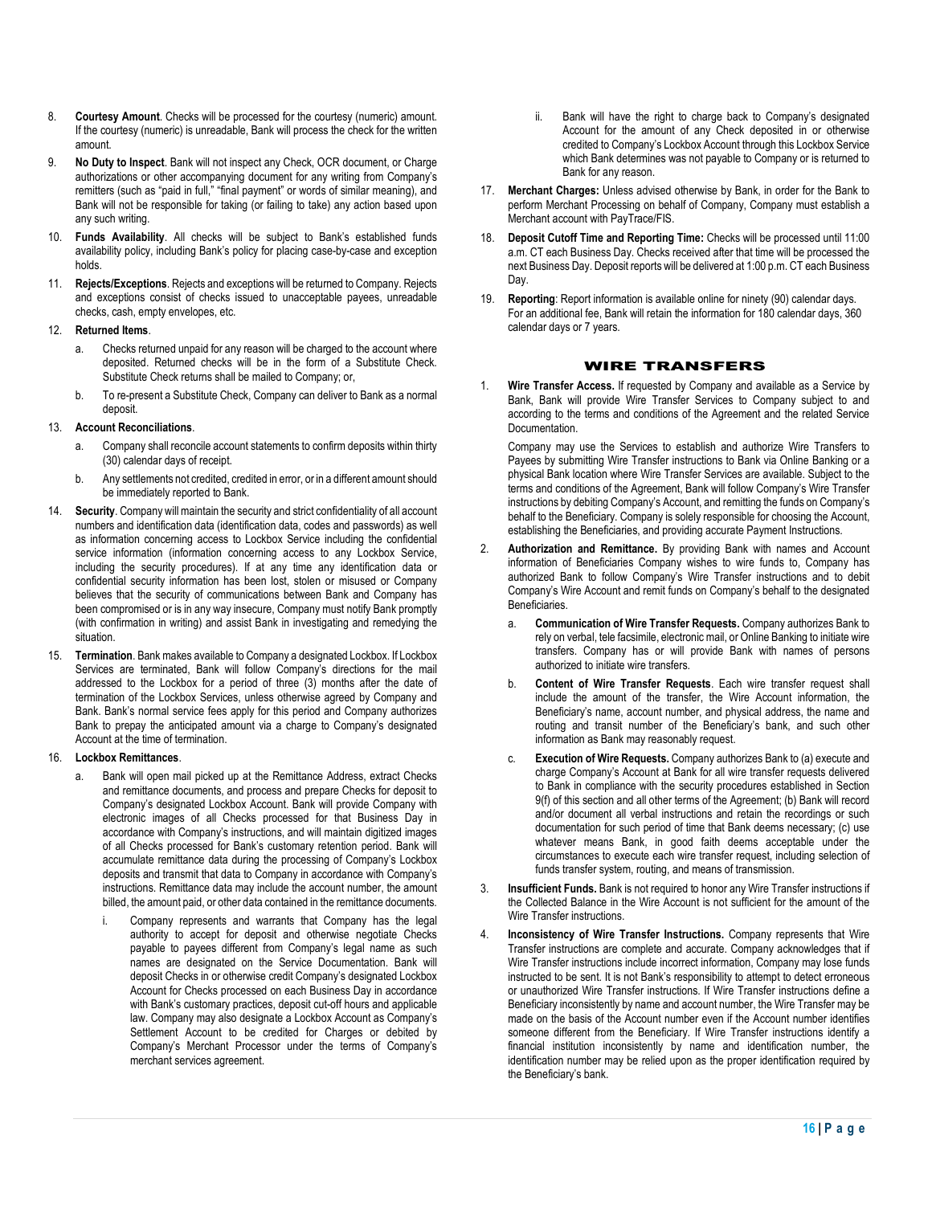8. **Courtesy Amount**. Checks will be processed for the courtesy (numeric) amount. If the courtesy (numeric) is unreadable, Bank will process the check for the written amount.

9. **No Duty to Inspect**. Bank will not inspect any Check, OCR document, or Charge authorizations or other accompanying document for any writing from Company's remitters (such as "paid in full," "final payment" or words of similar meaning), and Bank will not be responsible for taking (or failing to take) any action based upon any such writing.

10. **Funds Availability**. All checks will be subject to Bank's established funds availability policy, including Bank's policy for placing case-by-case and exception holds.

11. **Rejects/Exceptions**. Rejects and exceptions will be returned to Company. Rejects and exceptions consist of checks issued to unacceptable payees, unreadable checks, cash, empty envelopes, etc.

12. **Returned Items**.

    a. Checks returned unpaid for any reason will be charged to the account where deposited. Returned checks will be in the form of a Substitute Check. Substitute Check returns shall be mailed to Company; or,

    b. To re-present a Substitute Check, Company can deliver to Bank as a normal deposit.

13. **Account Reconciliations**.

    a. Company shall reconcile account statements to confirm deposits within thirty (30) calendar days of receipt.

    b. Any settlements not credited, credited in error, or in a different amount should be immediately reported to Bank.

14. **Security**. Company will maintain the security and strict confidentiality of all account numbers and identification data (identification data, codes and passwords) as well as information concerning access to Lockbox Service including the confidential service information (information concerning access to any Lockbox Service, including the security procedures). If at any time any identification data or confidential security information has been lost, stolen or misused or Company believes that the security of communications between Bank and Company has been compromised or is in any way insecure, Company must notify Bank promptly (with confirmation in writing) and assist Bank in investigating and remedying the situation.

15. **Termination**. Bank makes available to Company a designated Lockbox. If Lockbox Services are terminated, Bank will follow Company's directions for the mail addressed to the Lockbox for a period of three (3) months after the date of termination of the Lockbox Services, unless otherwise agreed by Company and Bank. Bank's normal service fees apply for this period and Company authorizes Bank to prepay the anticipated amount via a charge to Company's designated Account at the time of termination.

16. **Lockbox Remittances**.

    a. Bank will open mail picked up at the Remittance Address, extract Checks and remittance documents, and process and prepare Checks for deposit to Company's designated Lockbox Account. Bank will provide Company with electronic images of all Checks processed for that Business Day in accordance with Company's instructions, and will maintain digitized images of all Checks processed for Bank's customary retention period. Bank will accumulate remittance data during the processing of Company's Lockbox deposits and transmit that data to Company in accordance with Company's instructions. Remittance data may include the account number, the amount billed, the amount paid, or other data contained in the remittance documents.

        i. Company represents and warrants that Company has the legal authority to accept for deposit and otherwise negotiate Checks payable to payees different from Company's legal name as such names are designated on the Service Documentation. Bank will deposit Checks in or otherwise credit Company's designated Lockbox Account for Checks processed on each Business Day in accordance with Bank's customary practices, deposit cut-off hours and applicable law. Company may also designate a Lockbox Account as Company's Settlement Account to be credited for Charges or debited by Company's Merchant Processor under the terms of Company's merchant services agreement.

        ii. Bank will have the right to charge back to Company's designated Account for the amount of any Check deposited in or otherwise credited to Company's Lockbox Account through this Lockbox Service which Bank determines was not payable to Company or is returned to Bank for any reason.

17. **Merchant Charges:** Unless advised otherwise by Bank, in order for the Bank to perform Merchant Processing on behalf of Company, Company must establish a Merchant account with PayTrace/FIS.

18. **Deposit Cutoff Time and Reporting Time:** Checks will be processed until 11:00 a.m. CT each Business Day. Checks received after that time will be processed the next Business Day. Deposit reports will be delivered at 1:00 p.m. CT each Business Day.

19. **Reporting**: Report information is available online for ninety (90) calendar days. For an additional fee, Bank will retain the information for 180 calendar days, 360 calendar days or 7 years.

## WIRE TRANSFERS

1. **Wire Transfer Access.** If requested by Company and available as a Service by Bank, Bank will provide Wire Transfer Services to Company subject to and according to the terms and conditions of the Agreement and the related Service Documentation.

   Company may use the Services to establish and authorize Wire Transfers to Payees by submitting Wire Transfer instructions to Bank via Online Banking or a physical Bank location where Wire Transfer Services are available. Subject to the terms and conditions of the Agreement, Bank will follow Company's Wire Transfer instructions by debiting Company's Account, and remitting the funds on Company's behalf to the Beneficiary. Company is solely responsible for choosing the Account, establishing the Beneficiaries, and providing accurate Payment Instructions.

2. **Authorization and Remittance.** By providing Bank with names and Account information of Beneficiaries Company wishes to wire funds to, Company has authorized Bank to follow Company's Wire Transfer instructions and to debit Company's Wire Account and remit funds on Company's behalf to the designated Beneficiaries.

   a. **Communication of Wire Transfer Requests.** Company authorizes Bank to rely on verbal, tele facsimile, electronic mail, or Online Banking to initiate wire transfers. Company has or will provide Bank with names of persons authorized to initiate wire transfers.

   b. **Content of Wire Transfer Requests**. Each wire transfer request shall include the amount of the transfer, the Wire Account information, the Beneficiary's name, account number, and physical address, the name and routing and transit number of the Beneficiary's bank, and such other information as Bank may reasonably request.

   c. **Execution of Wire Requests.** Company authorizes Bank to (a) execute and charge Company's Account at Bank for all wire transfer requests delivered to Bank in compliance with the security procedures established in Section 9(f) of this section and all other terms of the Agreement; (b) Bank will record and/or document all verbal instructions and retain the recordings or such documentation for such period of time that Bank deems necessary; (c) use whatever means Bank, in good faith deems acceptable under the circumstances to execute each wire transfer request, including selection of funds transfer system, routing, and means of transmission.

3. **Insufficient Funds.** Bank is not required to honor any Wire Transfer instructions if the Collected Balance in the Wire Account is not sufficient for the amount of the Wire Transfer instructions.

4. **Inconsistency of Wire Transfer Instructions.** Company represents that Wire Transfer instructions are complete and accurate. Company acknowledges that if Wire Transfer instructions include incorrect information, Company may lose funds instructed to be sent. It is not Bank's responsibility to attempt to detect erroneous or unauthorized Wire Transfer instructions. If Wire Transfer instructions define a Beneficiary inconsistently by name and account number, the Wire Transfer may be made on the basis of the Account number even if the Account number identifies someone different from the Beneficiary. If Wire Transfer instructions identify a financial institution inconsistently by name and identification number, the identification number may be relied upon as the proper identification required by the Beneficiary's bank.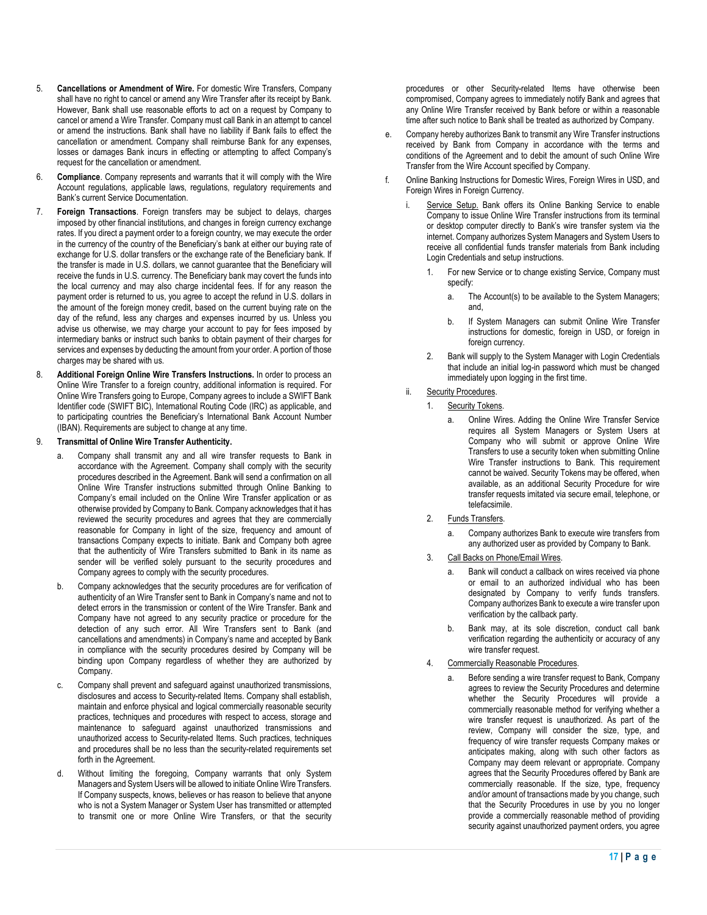5. **Cancellations or Amendment of Wire.** For domestic Wire Transfers, Company shall have no right to cancel or amend any Wire Transfer after its receipt by Bank. However, Bank shall use reasonable efforts to act on a request by Company to cancel or amend a Wire Transfer. Company must call Bank in an attempt to cancel or amend the instructions. Bank shall have no liability if Bank fails to effect the cancellation or amendment. Company shall reimburse Bank for any expenses, losses or damages Bank incurs in effecting or attempting to affect Company's request for the cancellation or amendment.

6. **Compliance**. Company represents and warrants that it will comply with the Wire Account regulations, applicable laws, regulations, regulatory requirements and Bank's current Service Documentation.

7. **Foreign Transactions**. Foreign transfers may be subject to delays, charges imposed by other financial institutions, and changes in foreign currency exchange rates. If you direct a payment order to a foreign country, we may execute the order in the currency of the country of the Beneficiary's bank at either our buying rate of exchange for U.S. dollar transfers or the exchange rate of the Beneficiary bank. If the transfer is made in U.S. dollars, we cannot guarantee that the Beneficiary will receive the funds in U.S. currency. The Beneficiary bank may covert the funds into the local currency and may also charge incidental fees. If for any reason the payment order is returned to us, you agree to accept the refund in U.S. dollars in the amount of the foreign money credit, based on the current buying rate on the day of the refund, less any charges and expenses incurred by us. Unless you advise us otherwise, we may charge your account to pay for fees imposed by intermediary banks or instruct such banks to obtain payment of their charges for services and expenses by deducting the amount from your order. A portion of those charges may be shared with us.

8. **Additional Foreign Online Wire Transfers Instructions.** In order to process an Online Wire Transfer to a foreign country, additional information is required. For Online Wire Transfers going to Europe, Company agrees to include a SWIFT Bank Identifier code (SWIFT BIC), International Routing Code (IRC) as applicable, and to participating countries the Beneficiary's International Bank Account Number (IBAN). Requirements are subject to change at any time.

9. **Transmittal of Online Wire Transfer Authenticity.**

   a. Company shall transmit any and all wire transfer requests to Bank in accordance with the Agreement. Company shall comply with the security procedures described in the Agreement. Bank will send a confirmation on all Online Wire Transfer instructions submitted through Online Banking to Company's email included on the Online Wire Transfer application or as otherwise provided by Company to Bank. Company acknowledges that it has reviewed the security procedures and agrees that they are commercially reasonable for Company in light of the size, frequency and amount of transactions Company expects to initiate. Bank and Company both agree that the authenticity of Wire Transfers submitted to Bank in its name as sender will be verified solely pursuant to the security procedures and Company agrees to comply with the security procedures.

   b. Company acknowledges that the security procedures are for verification of authenticity of an Wire Transfer sent to Bank in Company's name and not to detect errors in the transmission or content of the Wire Transfer. Bank and Company have not agreed to any security practice or procedure for the detection of any such error. All Wire Transfers sent to Bank (and cancellations and amendments) in Company's name and accepted by Bank in compliance with the security procedures desired by Company will be binding upon Company regardless of whether they are authorized by Company.

   c. Company shall prevent and safeguard against unauthorized transmissions, disclosures and access to Security-related Items. Company shall establish, maintain and enforce physical and logical commercially reasonable security practices, techniques and procedures with respect to access, storage and maintenance to safeguard against unauthorized transmissions and unauthorized access to Security-related Items. Such practices, techniques and procedures shall be no less than the security-related requirements set forth in the Agreement.

   d. Without limiting the foregoing, Company warrants that only System Managers and System Users will be allowed to initiate Online Wire Transfers. If Company suspects, knows, believes or has reason to believe that anyone who is not a System Manager or System User has transmitted or attempted to transmit one or more Online Wire Transfers, or that the security procedures or other Security-related Items have otherwise been compromised, Company agrees to immediately notify Bank and agrees that any Online Wire Transfer received by Bank before or within a reasonable time after such notice to Bank shall be treated as authorized by Company.

   e. Company hereby authorizes Bank to transmit any Wire Transfer instructions received by Bank from Company in accordance with the terms and conditions of the Agreement and to debit the amount of such Online Wire Transfer from the Wire Account specified by Company.

   f. Online Banking Instructions for Domestic Wires, Foreign Wires in USD, and Foreign Wires in Foreign Currency.

      i. Service Setup. Bank offers its Online Banking Service to enable Company to issue Online Wire Transfer instructions from its terminal or desktop computer directly to Bank's wire transfer system via the internet. Company authorizes System Managers and System Users to receive all confidential funds transfer materials from Bank including Login Credentials and setup instructions.

         1. For new Service or to change existing Service, Company must specify:

            a. The Account(s) to be available to the System Managers; and,

            b. If System Managers can submit Online Wire Transfer instructions for domestic, foreign in USD, or foreign in foreign currency.

         2. Bank will supply to the System Manager with Login Credentials that include an initial log-in password which must be changed immediately upon logging in the first time.

      ii. Security Procedures.

         1. Security Tokens.

            a. Online Wires. Adding the Online Wire Transfer Service requires all System Managers or System Users at Company who will submit or approve Online Wire Transfers to use a security token when submitting Online Wire Transfer instructions to Bank. This requirement cannot be waived. Security Tokens may be offered, when available, as an additional Security Procedure for wire transfer requests imitated via secure email, telephone, or telefacsimile.

         2. Funds Transfers.

            a. Company authorizes Bank to execute wire transfers from any authorized user as provided by Company to Bank.

         3. Call Backs on Phone/Email Wires.

            a. Bank will conduct a callback on wires received via phone or email to an authorized individual who has been designated by Company to verify funds transfers. Company authorizes Bank to execute a wire transfer upon verification by the callback party.

            b. Bank may, at its sole discretion, conduct call bank verification regarding the authenticity or accuracy of any wire transfer request.

         4. Commercially Reasonable Procedures.

            a. Before sending a wire transfer request to Bank, Company agrees to review the Security Procedures and determine whether the Security Procedures will provide a commercially reasonable method for verifying whether a wire transfer request is unauthorized. As part of the review, Company will consider the size, type, and frequency of wire transfer requests Company makes or anticipates making, along with such other factors as Company may deem relevant or appropriate. Company agrees that the Security Procedures offered by Bank are commercially reasonable. If the size, type, frequency and/or amount of transactions made by you change, such that the Security Procedures in use by you no longer provide a commercially reasonable method of providing security against unauthorized payment orders, you agree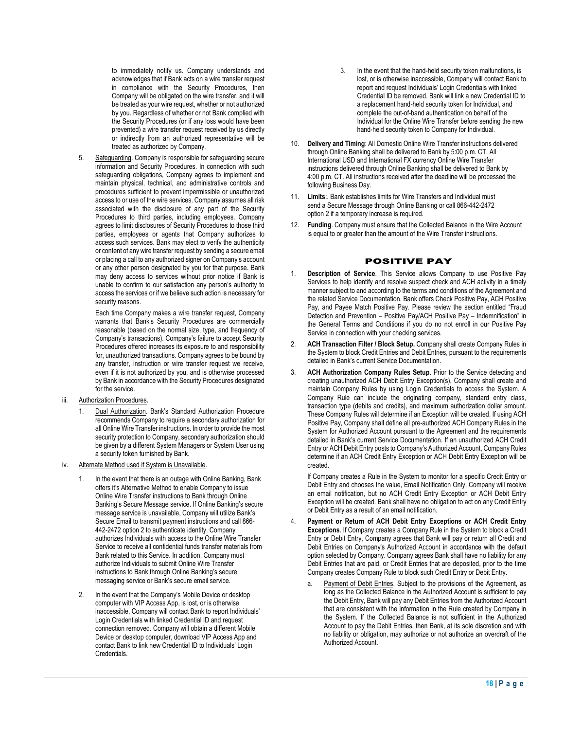to immediately notify us. Company understands and acknowledges that if Bank acts on a wire transfer request in compliance with the Security Procedures, then Company will be obligated on the wire transfer, and it will be treated as your wire request, whether or not authorized by you. Regardless of whether or not Bank complied with the Security Procedures (or if any loss would have been prevented) a wire transfer request received by us directly or indirectly from an authorized representative will be treated as authorized by Company.

5. Safeguarding. Company is responsible for safeguarding secure information and Security Procedures. In connection with such safeguarding obligations, Company agrees to implement and maintain physical, technical, and administrative controls and procedures sufficient to prevent impermissible or unauthorized access to or use of the wire services. Company assumes all risk associated with the disclosure of any part of the Security Procedures to third parties, including employees. Company agrees to limit disclosures of Security Procedures to those third parties, employees or agents that Company authorizes to access such services. Bank may elect to verify the authenticity or content of any wire transfer request by sending a secure email or placing a call to any authorized signer on Company's account or any other person designated by you for that purpose. Bank may deny access to services without prior notice if Bank is unable to confirm to our satisfaction any person's authority to access the services or if we believe such action is necessary for security reasons.

   Each time Company makes a wire transfer request, Company warrants that Bank's Security Procedures are commercially reasonable (based on the normal size, type, and frequency of Company's transactions). Company's failure to accept Security Procedures offered increases its exposure to and responsibility for, unauthorized transactions. Company agrees to be bound by any transfer, instruction or wire transfer request we receive, even if it is not authorized by you, and is otherwise processed by Bank in accordance with the Security Procedures designated for the service.

iii. Authorization Procedures.

1. Dual Authorization. Bank's Standard Authorization Procedure recommends Company to require a secondary authorization for all Online Wire Transfer instructions. In order to provide the most security protection to Company, secondary authorization should be given by a different System Managers or System User using a security token furnished by Bank.

iv. Alternate Method used if System is Unavailable.

1. In the event that there is an outage with Online Banking, Bank offers it's Alternative Method to enable Company to issue Online Wire Transfer instructions to Bank through Online Banking's Secure Message service. If Online Banking's secure message service is unavailable, Company will utilize Bank's Secure Email to transmit payment instructions and call 866-442-2472 option 2 to authenticate identity. Company authorizes Individuals with access to the Online Wire Transfer Service to receive all confidential funds transfer materials from Bank related to this Service. In addition, Company must authorize Individuals to submit Online Wire Transfer instructions to Bank through Online Banking's secure messaging service or Bank's secure email service.

2. In the event that the Company's Mobile Device or desktop computer with VIP Access App, is lost, or is otherwise inaccessible, Company will contact Bank to report Individuals' Login Credentials with linked Credential ID and request connection removed. Company will obtain a different Mobile Device or desktop computer, download VIP Access App and contact Bank to link new Credential ID to Individuals' Login Credentials.

3. In the event that the hand-held security token malfunctions, is lost, or is otherwise inaccessible, Company will contact Bank to report and request Individuals' Login Credentials with linked Credential ID be removed. Bank will link a new Credential ID to a replacement hand-held security token for Individual, and complete the out-of-band authentication on behalf of the Individual for the Online Wire Transfer before sending the new hand-held security token to Company for Individual.

10. **Delivery and Timing**: All Domestic Online Wire Transfer instructions delivered through Online Banking shall be delivered to Bank by 5:00 p.m. CT. All International USD and International FX currency Online Wire Transfer instructions delivered through Online Banking shall be delivered to Bank by 4:00 p.m. CT. All instructions received after the deadline will be processed the following Business Day.

11. **Limits**:. Bank establishes limits for Wire Transfers and Individual must send a Secure Message through Online Banking or call 866-442-2472 option 2 if a temporary increase is required.

12. **Funding**. Company must ensure that the Collected Balance in the Wire Account is equal to or greater than the amount of the Wire Transfer instructions.

## POSITIVE PAY

1. **Description of Service**. This Service allows Company to use Positive Pay Services to help identify and resolve suspect check and ACH activity in a timely manner subject to and according to the terms and conditions of the Agreement and the related Service Documentation. Bank offers Check Positive Pay, ACH Positive Pay, and Payee Match Positive Pay. Please review the section entitled "Fraud Detection and Prevention – Positive Pay/ACH Positive Pay – Indemnification" in the General Terms and Conditions if you do no not enroll in our Positive Pay Service in connection with your checking services.

2. **ACH Transaction Filter / Block Setup.** Company shall create Company Rules in the System to block Credit Entries and Debit Entries, pursuant to the requirements detailed in Bank's current Service Documentation.

3. **ACH Authorization Company Rules Setup**. Prior to the Service detecting and creating unauthorized ACH Debit Entry Exception(s), Company shall create and maintain Company Rules by using Login Credentials to access the System. A Company Rule can include the originating company, standard entry class, transaction type (debits and credits), and maximum authorization dollar amount. These Company Rules will determine if an Exception will be created. If using ACH Positive Pay, Company shall define all pre-authorized ACH Company Rules in the System for Authorized Account pursuant to the Agreement and the requirements detailed in Bank's current Service Documentation. If an unauthorized ACH Credit Entry or ACH Debit Entry posts to Company's Authorized Account, Company Rules determine if an ACH Credit Entry Exception or ACH Debit Entry Exception will be created.

   If Company creates a Rule in the System to monitor for a specific Credit Entry or Debit Entry and chooses the value, Email Notification Only, Company will receive an email notification, but no ACH Credit Entry Exception or ACH Debit Entry Exception will be created. Bank shall have no obligation to act on any Credit Entry or Debit Entry as a result of an email notification.

4. **Payment or Return of ACH Debit Entry Exceptions or ACH Credit Entry Exceptions**. If Company creates a Company Rule in the System to block a Credit Entry or Debit Entry, Company agrees that Bank will pay or return all Credit and Debit Entries on Company's Authorized Account in accordance with the default option selected by Company. Company agrees Bank shall have no liability for any Debit Entries that are paid, or Credit Entries that are deposited, prior to the time Company creates Company Rule to block such Credit Entry or Debit Entry.

   a. Payment of Debit Entries. Subject to the provisions of the Agreement, as long as the Collected Balance in the Authorized Account is sufficient to pay the Debit Entry, Bank will pay any Debit Entries from the Authorized Account that are consistent with the information in the Rule created by Company in the System. If the Collected Balance is not sufficient in the Authorized Account to pay the Debit Entries, then Bank, at its sole discretion and with no liability or obligation, may authorize or not authorize an overdraft of the Authorized Account.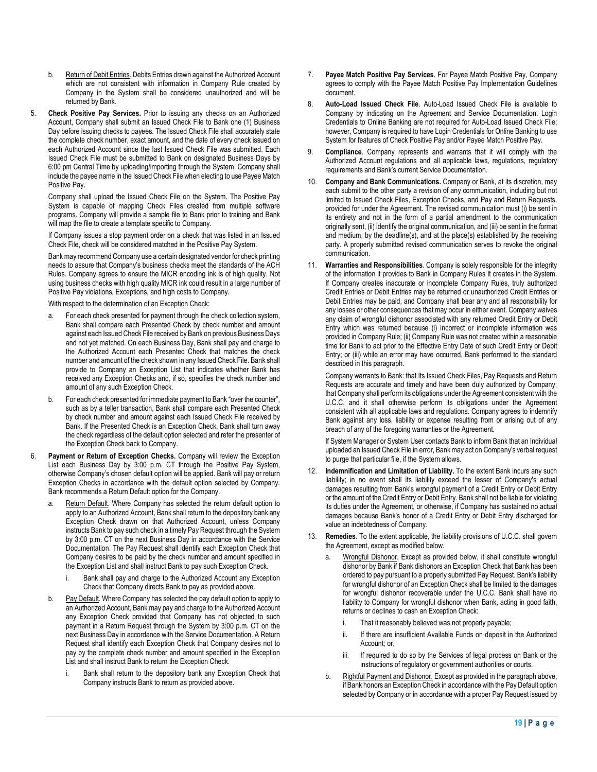b. Return of Debit Entries. Debits Entries drawn against the Authorized Account which are not consistent with information in Company Rule created by Company in the System shall be considered unauthorized and will be returned by Bank.

5. **Check Positive Pay Services.** Prior to issuing any checks on an Authorized Account, Company shall submit an Issued Check File to Bank one (1) Business Day before issuing checks to payees. The Issued Check File shall accurately state the complete check number, exact amount, and the date of every check issued on each Authorized Account since the last Issued Check File was submitted. Each Issued Check File must be submitted to Bank on designated Business Days by 6:00 pm Central Time by uploading/importing through the System. Company shall include the payee name in the Issued Check File when electing to use Payee Match Positive Pay.

   Company shall upload the Issued Check File on the System. The Positive Pay System is capable of mapping Check Files created from multiple software programs. Company will provide a sample file to Bank prior to training and Bank will map the file to create a template specific to Company.

   If Company issues a stop payment order on a check that was listed in an Issued Check File, check will be considered matched in the Positive Pay System.

   Bank may recommend Company use a certain designated vendor for check printing needs to assure that Company's business checks meet the standards of the ACH Rules. Company agrees to ensure the MICR encoding ink is of high quality. Not using business checks with high quality MICR ink could result in a large number of Positive Pay violations, Exceptions, and high costs to Company.

   With respect to the determination of an Exception Check:

   a. For each check presented for payment through the check collection system, Bank shall compare each Presented Check by check number and amount against each Issued Check File received by Bank on previous Business Days and not yet matched. On each Business Day, Bank shall pay and charge to the Authorized Account each Presented Check that matches the check number and amount of the check shown in any Issued Check File. Bank shall provide to Company an Exception List that indicates whether Bank has received any Exception Checks and, if so, specifies the check number and amount of any such Exception Check.

   b. For each check presented for immediate payment to Bank "over the counter", such as by a teller transaction, Bank shall compare each Presented Check by check number and amount against each Issued Check File received by Bank. If the Presented Check is an Exception Check, Bank shall turn away the check regardless of the default option selected and refer the presenter of the Exception Check back to Company.

6. **Payment or Return of Exception Checks.** Company will review the Exception List each Business Day by 3:00 p.m. CT through the Positive Pay System, otherwise Company's chosen default option will be applied. Bank will pay or return Exception Checks in accordance with the default option selected by Company. Bank recommends a Return Default option for the Company.

   a. Return Default. Where Company has selected the return default option to apply to an Authorized Account, Bank shall return to the depository bank any Exception Check drawn on that Authorized Account, unless Company instructs Bank to pay such check in a timely Pay Request through the System by 3:00 p.m. CT on the next Business Day in accordance with the Service Documentation. The Pay Request shall identify each Exception Check that Company desires to be paid by the check number and amount specified in the Exception List and shall instruct Bank to pay such Exception Check.

      i. Bank shall pay and charge to the Authorized Account any Exception Check that Company directs Bank to pay as provided above.

   b. Pay Default. Where Company has selected the pay default option to apply to an Authorized Account, Bank may pay and charge to the Authorized Account any Exception Check provided that Company has not objected to such payment in a Return Request through the System by 3:00 p.m. CT on the next Business Day in accordance with the Service Documentation. A Return Request shall identify each Exception Check that Company desires not to pay by the complete check number and amount specified in the Exception List and shall instruct Bank to return the Exception Check.

      i. Bank shall return to the depository bank any Exception Check that Company instructs Bank to return as provided above.

7. **Payee Match Positive Pay Services**. For Payee Match Positive Pay, Company agrees to comply with the Payee Match Positive Pay Implementation Guidelines document.

8. **Auto-Load Issued Check File**. Auto-Load Issued Check File is available to Company by indicating on the Agreement and Service Documentation. Login Credentials to Online Banking are not required for Auto-Load Issued Check File; however, Company is required to have Login Credentials for Online Banking to use System for features of Check Positive Pay and/or Payee Match Positive Pay.

9. **Compliance**. Company represents and warrants that it will comply with the Authorized Account regulations and all applicable laws, regulations, regulatory requirements and Bank's current Service Documentation.

10. **Company and Bank Communications.** Company or Bank, at its discretion, may each submit to the other party a revision of any communication, including but not limited to Issued Check Files, Exception Checks, and Pay and Return Requests, provided for under the Agreement. The revised communication must (i) be sent in its entirety and not in the form of a partial amendment to the communication originally sent, (ii) identify the original communication, and (iii) be sent in the format and medium, by the deadline(s), and at the place(s) established by the receiving party. A properly submitted revised communication serves to revoke the original communication.

11. **Warranties and Responsibilities**. Company is solely responsible for the integrity of the information it provides to Bank in Company Rules It creates in the System. If Company creates inaccurate or incomplete Company Rules, truly authorized Credit Entries or Debit Entries may be returned or unauthorized Credit Entries or Debit Entries may be paid, and Company shall bear any and all responsibility for any losses or other consequences that may occur in either event. Company waives any claim of wrongful dishonor associated with any returned Credit Entry or Debit Entry which was returned because (i) incorrect or incomplete information was provided in Company Rule; (ii) Company Rule was not created within a reasonable time for Bank to act prior to the Effective Entry Date of such Credit Entry or Debit Entry; or (iii) while an error may have occurred, Bank performed to the standard described in this paragraph.

    Company warrants to Bank: that Its Issued Check Files, Pay Requests and Return Requests are accurate and timely and have been duly authorized by Company; that Company shall perform its obligations under the Agreement consistent with the U.C.C. and it shall otherwise perform its obligations under the Agreement consistent with all applicable laws and regulations. Company agrees to indemnify Bank against any loss, liability or expense resulting from or arising out of any breach of any of the foregoing warranties or the Agreement.

    If System Manager or System User contacts Bank to inform Bank that an Individual uploaded an Issued Check File in error, Bank may act on Company's verbal request to purge that particular file, if the System allows.

12. **Indemnification and Limitation of Liability.** To the extent Bank incurs any such liability; in no event shall its liability exceed the lesser of Company's actual damages resulting from Bank's wrongful payment of a Credit Entry or Debit Entry or the amount of the Credit Entry or Debit Entry. Bank shall not be liable for violating its duties under the Agreement, or otherwise, if Company has sustained no actual damages because Bank's honor of a Credit Entry or Debit Entry discharged for value an indebtedness of Company.

13. **Remedies**. To the extent applicable, the liability provisions of U.C.C. shall govern the Agreement, except as modified below.

    a. Wrongful Dishonor. Except as provided below, it shall constitute wrongful dishonor by Bank if Bank dishonors an Exception Check that Bank has been ordered to pay pursuant to a properly submitted Pay Request. Bank's liability for wrongful dishonor of an Exception Check shall be limited to the damages for wrongful dishonor recoverable under the U.C.C. Bank shall have no liability to Company for wrongful dishonor when Bank, acting in good faith, returns or declines to cash an Exception Check:

       i. That it reasonably believed was not properly payable;

       ii. If there are insufficient Available Funds on deposit in the Authorized Account; or,

       iii. If required to do so by the Services of legal process on Bank or the instructions of regulatory or government authorities or courts.

    b. Rightful Payment and Dishonor. Except as provided in the paragraph above, if Bank honors an Exception Check in accordance with the Pay Default option selected by Company or in accordance with a proper Pay Request issued by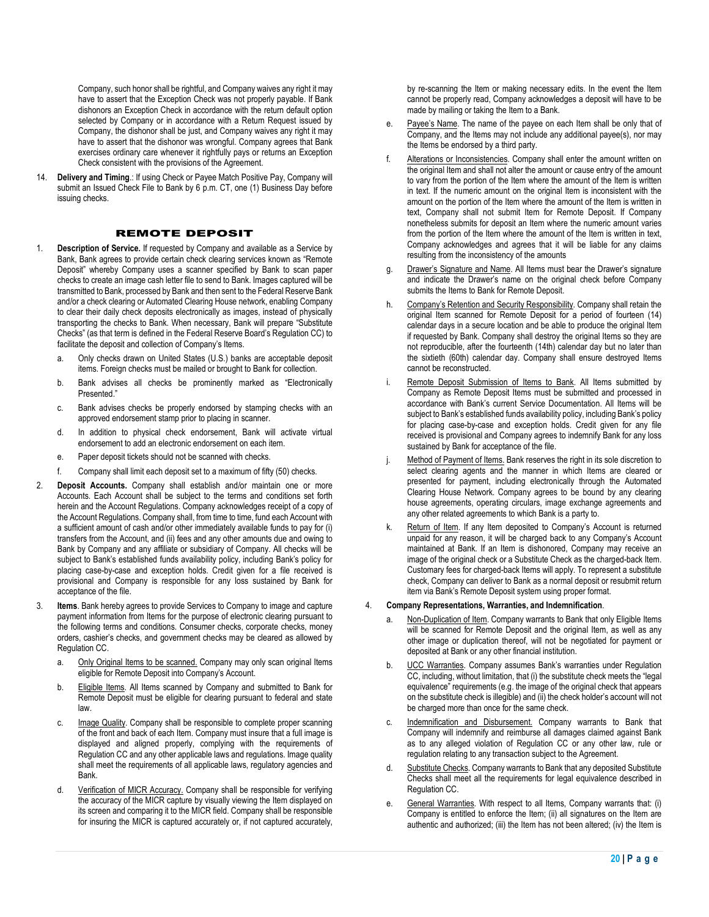Company, such honor shall be rightful, and Company waives any right it may have to assert that the Exception Check was not properly payable. If Bank dishonors an Exception Check in accordance with the return default option selected by Company or in accordance with a Return Request issued by Company, the dishonor shall be just, and Company waives any right it may have to assert that the dishonor was wrongful. Company agrees that Bank exercises ordinary care whenever it rightfully pays or returns an Exception Check consistent with the provisions of the Agreement.

14. **Delivery and Timing**.: If using Check or Payee Match Positive Pay, Company will submit an Issued Check File to Bank by 6 p.m. CT, one (1) Business Day before issuing checks.

## REMOTE DEPOSIT

1. **Description of Service.** If requested by Company and available as a Service by Bank, Bank agrees to provide certain check clearing services known as "Remote Deposit" whereby Company uses a scanner specified by Bank to scan paper checks to create an image cash letter file to send to Bank. Images captured will be transmitted to Bank, processed by Bank and then sent to the Federal Reserve Bank and/or a check clearing or Automated Clearing House network, enabling Company to clear their daily check deposits electronically as images, instead of physically transporting the checks to Bank. When necessary, Bank will prepare "Substitute Checks" (as that term is defined in the Federal Reserve Board's Regulation CC) to facilitate the deposit and collection of Company's Items.
   a. Only checks drawn on United States (U.S.) banks are acceptable deposit items. Foreign checks must be mailed or brought to Bank for collection.
   b. Bank advises all checks be prominently marked as "Electronically Presented."
   c. Bank advises checks be properly endorsed by stamping checks with an approved endorsement stamp prior to placing in scanner.
   d. In addition to physical check endorsement, Bank will activate virtual endorsement to add an electronic endorsement on each item.
   e. Paper deposit tickets should not be scanned with checks.
   f. Company shall limit each deposit set to a maximum of fifty (50) checks.

2. **Deposit Accounts.** Company shall establish and/or maintain one or more Accounts. Each Account shall be subject to the terms and conditions set forth herein and the Account Regulations. Company acknowledges receipt of a copy of the Account Regulations. Company shall, from time to time, fund each Account with a sufficient amount of cash and/or other immediately available funds to pay for (i) transfers from the Account, and (ii) fees and any other amounts due and owing to Bank by Company and any affiliate or subsidiary of Company. All checks will be subject to Bank's established funds availability policy, including Bank's policy for placing case-by-case and exception holds. Credit given for a file received is provisional and Company is responsible for any loss sustained by Bank for acceptance of the file.

3. **Items**. Bank hereby agrees to provide Services to Company to image and capture payment information from Items for the purpose of electronic clearing pursuant to the following terms and conditions. Consumer checks, corporate checks, money orders, cashier's checks, and government checks may be cleared as allowed by Regulation CC.
   a. Only Original Items to be scanned. Company may only scan original Items eligible for Remote Deposit into Company's Account.
   b. Eligible Items. All Items scanned by Company and submitted to Bank for Remote Deposit must be eligible for clearing pursuant to federal and state law.
   c. Image Quality. Company shall be responsible to complete proper scanning of the front and back of each Item. Company must insure that a full image is displayed and aligned properly, complying with the requirements of Regulation CC and any other applicable laws and regulations. Image quality shall meet the requirements of all applicable laws, regulatory agencies and Bank.
   d. Verification of MICR Accuracy. Company shall be responsible for verifying the accuracy of the MICR capture by visually viewing the Item displayed on its screen and comparing it to the MICR field. Company shall be responsible for insuring the MICR is captured accurately or, if not captured accurately, by re-scanning the Item or making necessary edits. In the event the Item cannot be properly read, Company acknowledges a deposit will have to be made by mailing or taking the Item to a Bank.
   e. Payee's Name. The name of the payee on each Item shall be only that of Company, and the Items may not include any additional payee(s), nor may the Items be endorsed by a third party.
   f. Alterations or Inconsistencies. Company shall enter the amount written on the original Item and shall not alter the amount or cause entry of the amount to vary from the portion of the Item where the amount of the Item is written in text. If the numeric amount on the original Item is inconsistent with the amount on the portion of the Item where the amount of the Item is written in text, Company shall not submit Item for Remote Deposit. If Company nonetheless submits for deposit an Item where the numeric amount varies from the portion of the Item where the amount of the Item is written in text, Company acknowledges and agrees that it will be liable for any claims resulting from the inconsistency of the amounts
   g. Drawer's Signature and Name. All Items must bear the Drawer's signature and indicate the Drawer's name on the original check before Company submits the Items to Bank for Remote Deposit.
   h. Company's Retention and Security Responsibility. Company shall retain the original Item scanned for Remote Deposit for a period of fourteen (14) calendar days in a secure location and be able to produce the original Item if requested by Bank. Company shall destroy the original Items so they are not reproducible, after the fourteenth (14th) calendar day but no later than the sixtieth (60th) calendar day. Company shall ensure destroyed Items cannot be reconstructed.
   i. Remote Deposit Submission of Items to Bank. All Items submitted by Company as Remote Deposit Items must be submitted and processed in accordance with Bank's current Service Documentation. All Items will be subject to Bank's established funds availability policy, including Bank's policy for placing case-by-case and exception holds. Credit given for any file received is provisional and Company agrees to indemnify Bank for any loss sustained by Bank for acceptance of the file.
   j. Method of Payment of Items. Bank reserves the right in its sole discretion to select clearing agents and the manner in which Items are cleared or presented for payment, including electronically through the Automated Clearing House Network. Company agrees to be bound by any clearing house agreements, operating circulars, image exchange agreements and any other related agreements to which Bank is a party to.
   k. Return of Item. If any Item deposited to Company's Account is returned unpaid for any reason, it will be charged back to any Company's Account maintained at Bank. If an Item is dishonored, Company may receive an image of the original check or a Substitute Check as the charged-back Item. Customary fees for charged-back Items will apply. To represent a substitute check, Company can deliver to Bank as a normal deposit or resubmit return item via Bank's Remote Deposit system using proper format.

4. **Company Representations, Warranties, and Indemnification**.
   a. Non-Duplication of Item. Company warrants to Bank that only Eligible Items will be scanned for Remote Deposit and the original Item, as well as any other image or duplication thereof, will not be negotiated for payment or deposited at Bank or any other financial institution.
   b. UCC Warranties. Company assumes Bank's warranties under Regulation CC, including, without limitation, that (i) the substitute check meets the "legal equivalence" requirements (e.g. the image of the original check that appears on the substitute check is illegible) and (ii) the check holder's account will not be charged more than once for the same check.
   c. Indemnification and Disbursement. Company warrants to Bank that Company will indemnify and reimburse all damages claimed against Bank as to any alleged violation of Regulation CC or any other law, rule or regulation relating to any transaction subject to the Agreement.
   d. Substitute Checks. Company warrants to Bank that any deposited Substitute Checks shall meet all the requirements for legal equivalence described in Regulation CC.
   e. General Warranties. With respect to all Items, Company warrants that: (i) Company is entitled to enforce the Item; (ii) all signatures on the Item are authentic and authorized; (iii) the Item has not been altered; (iv) the Item is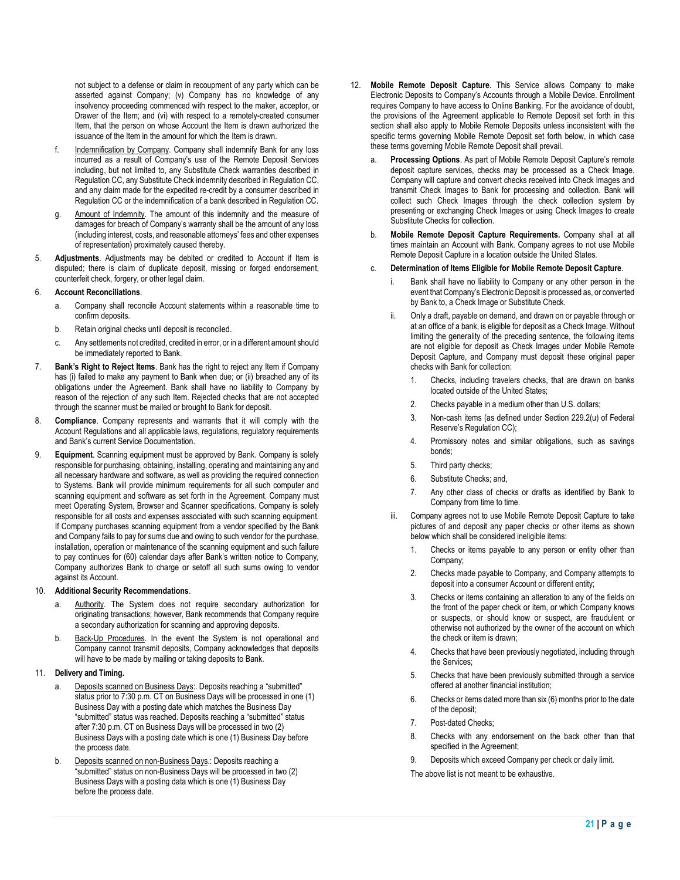not subject to a defense or claim in recoupment of any party which can be asserted against Company; (v) Company has no knowledge of any insolvency proceeding commenced with respect to the maker, acceptor, or Drawer of the Item; and (vi) with respect to a remotely-created consumer Item, that the person on whose Account the Item is drawn authorized the issuance of the Item in the amount for which the Item is drawn.

f. Indemnification by Company. Company shall indemnify Bank for any loss incurred as a result of Company's use of the Remote Deposit Services including, but not limited to, any Substitute Check warranties described in Regulation CC, any Substitute Check indemnity described in Regulation CC, and any claim made for the expedited re-credit by a consumer described in Regulation CC or the indemnification of a bank described in Regulation CC.

g. Amount of Indemnity. The amount of this indemnity and the measure of damages for breach of Company's warranty shall be the amount of any loss (including interest, costs, and reasonable attorneys' fees and other expenses of representation) proximately caused thereby.

5. **Adjustments**. Adjustments may be debited or credited to Account if Item is disputed; there is claim of duplicate deposit, missing or forged endorsement, counterfeit check, forgery, or other legal claim.

6. **Account Reconciliations**.

   a. Company shall reconcile Account statements within a reasonable time to confirm deposits.

   b. Retain original checks until deposit is reconciled.

   c. Any settlements not credited, credited in error, or in a different amount should be immediately reported to Bank.

7. **Bank's Right to Reject Items**. Bank has the right to reject any Item if Company has (i) failed to make any payment to Bank when due; or (ii) breached any of its obligations under the Agreement. Bank shall have no liability to Company by reason of the rejection of any such Item. Rejected checks that are not accepted through the scanner must be mailed or brought to Bank for deposit.

8. **Compliance**. Company represents and warrants that it will comply with the Account Regulations and all applicable laws, regulations, regulatory requirements and Bank's current Service Documentation.

9. **Equipment**. Scanning equipment must be approved by Bank. Company is solely responsible for purchasing, obtaining, installing, operating and maintaining any and all necessary hardware and software, as well as providing the required connection to Systems. Bank will provide minimum requirements for all such computer and scanning equipment and software as set forth in the Agreement. Company must meet Operating System, Browser and Scanner specifications. Company is solely responsible for all costs and expenses associated with such scanning equipment. If Company purchases scanning equipment from a vendor specified by the Bank and Company fails to pay for sums due and owing to such vendor for the purchase, installation, operation or maintenance of the scanning equipment and such failure to pay continues for (60) calendar days after Bank's written notice to Company, Company authorizes Bank to charge or setoff all such sums owing to vendor against its Account.

10. **Additional Security Recommendations**.

    a. Authority. The System does not require secondary authorization for originating transactions; however, Bank recommends that Company require a secondary authorization for scanning and approving deposits.

    b. Back-Up Procedures. In the event the System is not operational and Company cannot transmit deposits, Company acknowledges that deposits will have to be made by mailing or taking deposits to Bank.

11. **Delivery and Timing.**

    a. Deposits scanned on Business Days:. Deposits reaching a "submitted" status prior to 7:30 p.m. CT on Business Days will be processed in one (1) Business Day with a posting date which matches the Business Day "submitted" status was reached. Deposits reaching a "submitted" status after 7:30 p.m. CT on Business Days will be processed in two (2) Business Days with a posting date which is one (1) Business Day before the process date.

    b. Deposits scanned on non-Business Days.: Deposits reaching a "submitted" status on non-Business Days will be processed in two (2) Business Days with a posting data which is one (1) Business Day before the process date.

12. **Mobile Remote Deposit Capture**. This Service allows Company to make Electronic Deposits to Company's Accounts through a Mobile Device. Enrollment requires Company to have access to Online Banking. For the avoidance of doubt, the provisions of the Agreement applicable to Remote Deposit set forth in this section shall also apply to Mobile Remote Deposits unless inconsistent with the specific terms governing Mobile Remote Deposit set forth below, in which case these terms governing Mobile Remote Deposit shall prevail.

    a. **Processing Options**. As part of Mobile Remote Deposit Capture's remote deposit capture services, checks may be processed as a Check Image. Company will capture and convert checks received into Check Images and transmit Check Images to Bank for processing and collection. Bank will collect such Check Images through the check collection system by presenting or exchanging Check Images or using Check Images to create Substitute Checks for collection.

    b. **Mobile Remote Deposit Capture Requirements.** Company shall at all times maintain an Account with Bank. Company agrees to not use Mobile Remote Deposit Capture in a location outside the United States.

    c. **Determination of Items Eligible for Mobile Remote Deposit Capture**.

       i. Bank shall have no liability to Company or any other person in the event that Company's Electronic Deposit is processed as, or converted by Bank to, a Check Image or Substitute Check.

       ii. Only a draft, payable on demand, and drawn on or payable through or at an office of a bank, is eligible for deposit as a Check Image. Without limiting the generality of the preceding sentence, the following items are not eligible for deposit as Check Images under Mobile Remote Deposit Capture, and Company must deposit these original paper checks with Bank for collection:

          1. Checks, including travelers checks, that are drawn on banks located outside of the United States;
          2. Checks payable in a medium other than U.S. dollars;
          3. Non-cash items (as defined under Section 229.2(u) of Federal Reserve's Regulation CC);
          4. Promissory notes and similar obligations, such as savings bonds;
          5. Third party checks;
          6. Substitute Checks; and,
          7. Any other class of checks or drafts as identified by Bank to Company from time to time.

       iii. Company agrees not to use Mobile Remote Deposit Capture to take pictures of and deposit any paper checks or other items as shown below which shall be considered ineligible items:

          1. Checks or items payable to any person or entity other than Company;
          2. Checks made payable to Company, and Company attempts to deposit into a consumer Account or different entity;
          3. Checks or items containing an alteration to any of the fields on the front of the paper check or item, or which Company knows or suspects, or should know or suspect, are fraudulent or otherwise not authorized by the owner of the account on which the check or item is drawn;
          4. Checks that have been previously negotiated, including through the Services;
          5. Checks that have been previously submitted through a service offered at another financial institution;
          6. Checks or items dated more than six (6) months prior to the date of the deposit;
          7. Post-dated Checks;
          8. Checks with any endorsement on the back other than that specified in the Agreement;
          9. Deposits which exceed Company per check or daily limit.

          The above list is not meant to be exhaustive.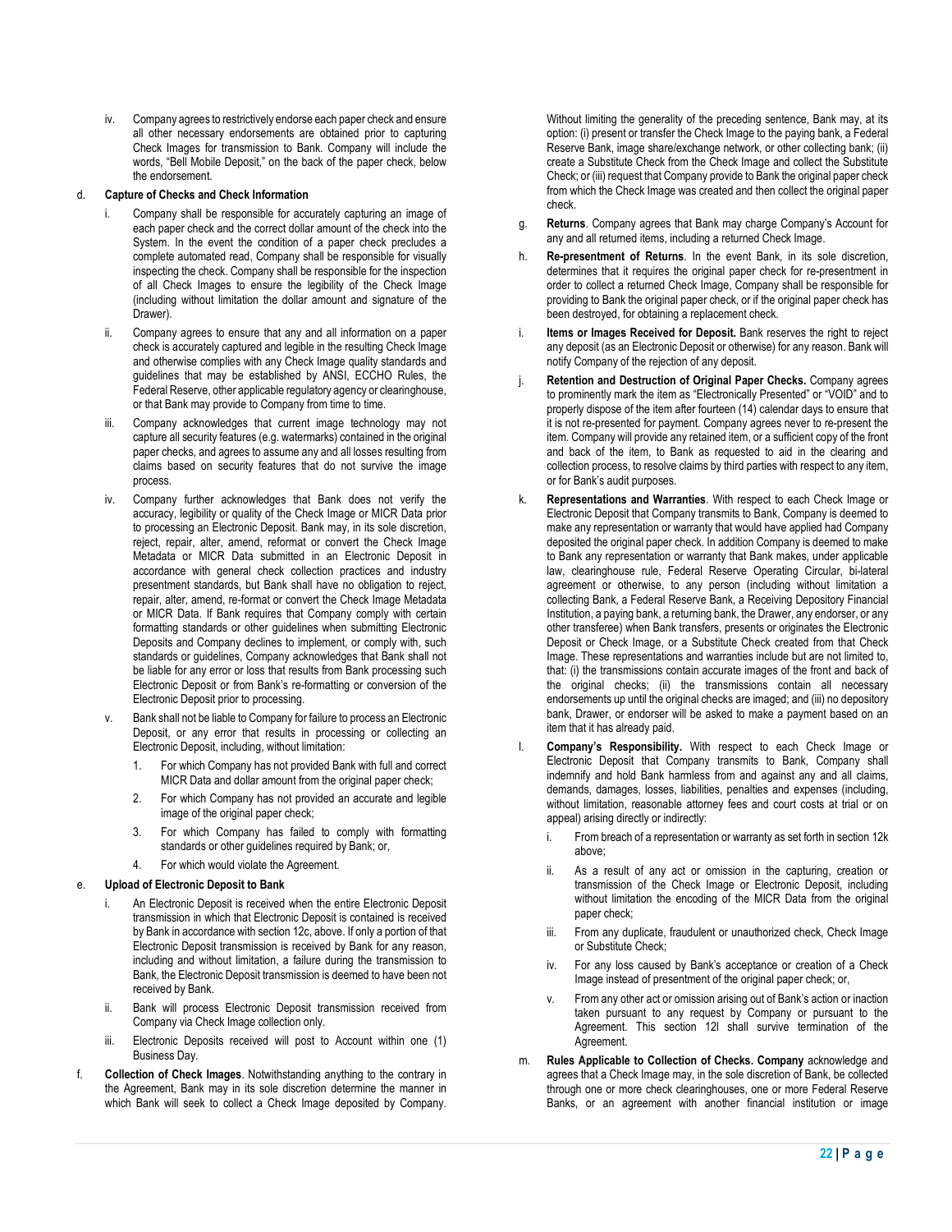iv. Company agrees to restrictively endorse each paper check and ensure all other necessary endorsements are obtained prior to capturing Check Images for transmission to Bank. Company will include the words, "Bell Mobile Deposit," on the back of the paper check, below the endorsement.

d. **Capture of Checks and Check Information**

i. Company shall be responsible for accurately capturing an image of each paper check and the correct dollar amount of the check into the System. In the event the condition of a paper check precludes a complete automated read, Company shall be responsible for visually inspecting the check. Company shall be responsible for the inspection of all Check Images to ensure the legibility of the Check Image (including without limitation the dollar amount and signature of the Drawer).

ii. Company agrees to ensure that any and all information on a paper check is accurately captured and legible in the resulting Check Image and otherwise complies with any Check Image quality standards and guidelines that may be established by ANSI, ECCHO Rules, the Federal Reserve, other applicable regulatory agency or clearinghouse, or that Bank may provide to Company from time to time.

iii. Company acknowledges that current image technology may not capture all security features (e.g. watermarks) contained in the original paper checks, and agrees to assume any and all losses resulting from claims based on security features that do not survive the image process.

iv. Company further acknowledges that Bank does not verify the accuracy, legibility or quality of the Check Image or MICR Data prior to processing an Electronic Deposit. Bank may, in its sole discretion, reject, repair, alter, amend, reformat or convert the Check Image Metadata or MICR Data submitted in an Electronic Deposit in accordance with general check collection practices and industry presentment standards, but Bank shall have no obligation to reject, repair, alter, amend, re-format or convert the Check Image Metadata or MICR Data. If Bank requires that Company comply with certain formatting standards or other guidelines when submitting Electronic Deposits and Company declines to implement, or comply with, such standards or guidelines, Company acknowledges that Bank shall not be liable for any error or loss that results from Bank processing such Electronic Deposit or from Bank's re-formatting or conversion of the Electronic Deposit prior to processing.

v. Bank shall not be liable to Company for failure to process an Electronic Deposit, or any error that results in processing or collecting an Electronic Deposit, including, without limitation:

1. For which Company has not provided Bank with full and correct MICR Data and dollar amount from the original paper check;
2. For which Company has not provided an accurate and legible image of the original paper check;
3. For which Company has failed to comply with formatting standards or other guidelines required by Bank; or,
4. For which would violate the Agreement.

e. **Upload of Electronic Deposit to Bank**

i. An Electronic Deposit is received when the entire Electronic Deposit transmission in which that Electronic Deposit is contained is received by Bank in accordance with section 12c, above. If only a portion of that Electronic Deposit transmission is received by Bank for any reason, including and without limitation, a failure during the transmission to Bank, the Electronic Deposit transmission is deemed to have been not received by Bank.

ii. Bank will process Electronic Deposit transmission received from Company via Check Image collection only.

iii. Electronic Deposits received will post to Account within one (1) Business Day.

f. **Collection of Check Images**. Notwithstanding anything to the contrary in the Agreement, Bank may in its sole discretion determine the manner in which Bank will seek to collect a Check Image deposited by Company. Without limiting the generality of the preceding sentence, Bank may, at its option: (i) present or transfer the Check Image to the paying bank, a Federal Reserve Bank, image share/exchange network, or other collecting bank; (ii) create a Substitute Check from the Check Image and collect the Substitute Check; or (iii) request that Company provide to Bank the original paper check from which the Check Image was created and then collect the original paper check.

g. **Returns**. Company agrees that Bank may charge Company's Account for any and all returned items, including a returned Check Image.

h. **Re-presentment of Returns**. In the event Bank, in its sole discretion, determines that it requires the original paper check for re-presentment in order to collect a returned Check Image, Company shall be responsible for providing to Bank the original paper check, or if the original paper check has been destroyed, for obtaining a replacement check.

i. **Items or Images Received for Deposit.** Bank reserves the right to reject any deposit (as an Electronic Deposit or otherwise) for any reason. Bank will notify Company of the rejection of any deposit.

j. **Retention and Destruction of Original Paper Checks.** Company agrees to prominently mark the item as "Electronically Presented" or "VOID" and to properly dispose of the item after fourteen (14) calendar days to ensure that it is not re-presented for payment. Company agrees never to re-present the item. Company will provide any retained item, or a sufficient copy of the front and back of the item, to Bank as requested to aid in the clearing and collection process, to resolve claims by third parties with respect to any item, or for Bank's audit purposes.

k. **Representations and Warranties**. With respect to each Check Image or Electronic Deposit that Company transmits to Bank, Company is deemed to make any representation or warranty that would have applied had Company deposited the original paper check. In addition Company is deemed to make to Bank any representation or warranty that Bank makes, under applicable law, clearinghouse rule, Federal Reserve Operating Circular, bi-lateral agreement or otherwise, to any person (including without limitation a collecting Bank, a Federal Reserve Bank, a Receiving Depository Financial Institution, a paying bank, a returning bank, the Drawer, any endorser, or any other transferee) when Bank transfers, presents or originates the Electronic Deposit or Check Image, or a Substitute Check created from that Check Image. These representations and warranties include but are not limited to, that: (i) the transmissions contain accurate images of the front and back of the original checks; (ii) the transmissions contain all necessary endorsements up until the original checks are imaged; and (iii) no depository bank, Drawer, or endorser will be asked to make a payment based on an item that it has already paid.

l. **Company's Responsibility.** With respect to each Check Image or Electronic Deposit that Company transmits to Bank, Company shall indemnify and hold Bank harmless from and against any and all claims, demands, damages, losses, liabilities, penalties and expenses (including, without limitation, reasonable attorney fees and court costs at trial or on appeal) arising directly or indirectly:

i. From breach of a representation or warranty as set forth in section 12k above;

ii. As a result of any act or omission in the capturing, creation or transmission of the Check Image or Electronic Deposit, including without limitation the encoding of the MICR Data from the original paper check;

iii. From any duplicate, fraudulent or unauthorized check, Check Image or Substitute Check;

iv. For any loss caused by Bank's acceptance or creation of a Check Image instead of presentment of the original paper check; or,

v. From any other act or omission arising out of Bank's action or inaction taken pursuant to any request by Company or pursuant to the Agreement. This section 12l shall survive termination of the Agreement.

m. **Rules Applicable to Collection of Checks. Company** acknowledge and agrees that a Check Image may, in the sole discretion of Bank, be collected through one or more check clearinghouses, one or more Federal Reserve Banks, or an agreement with another financial institution or image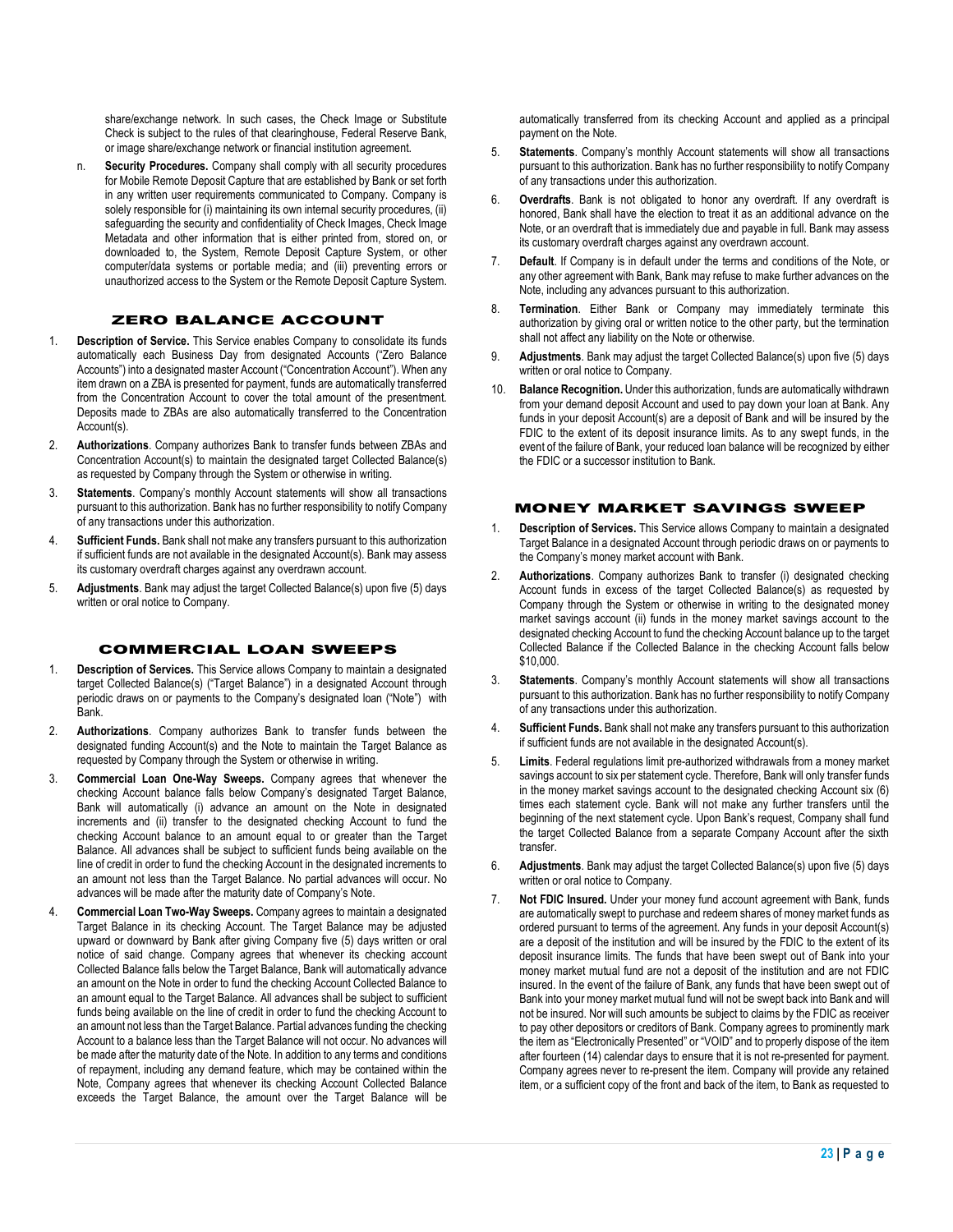share/exchange network. In such cases, the Check Image or Substitute Check is subject to the rules of that clearinghouse, Federal Reserve Bank, or image share/exchange network or financial institution agreement.

n. **Security Procedures.** Company shall comply with all security procedures for Mobile Remote Deposit Capture that are established by Bank or set forth in any written user requirements communicated to Company. Company is solely responsible for (i) maintaining its own internal security procedures, (ii) safeguarding the security and confidentiality of Check Images, Check Image Metadata and other information that is either printed from, stored on, or downloaded to, the System, Remote Deposit Capture System, or other computer/data systems or portable media; and (iii) preventing errors or unauthorized access to the System or the Remote Deposit Capture System.

## ZERO BALANCE ACCOUNT

1. **Description of Service.** This Service enables Company to consolidate its funds automatically each Business Day from designated Accounts ("Zero Balance Accounts") into a designated master Account ("Concentration Account"). When any item drawn on a ZBA is presented for payment, funds are automatically transferred from the Concentration Account to cover the total amount of the presentment. Deposits made to ZBAs are also automatically transferred to the Concentration Account(s).
2. **Authorizations**. Company authorizes Bank to transfer funds between ZBAs and Concentration Account(s) to maintain the designated target Collected Balance(s) as requested by Company through the System or otherwise in writing.
3. **Statements**. Company's monthly Account statements will show all transactions pursuant to this authorization. Bank has no further responsibility to notify Company of any transactions under this authorization.
4. **Sufficient Funds.** Bank shall not make any transfers pursuant to this authorization if sufficient funds are not available in the designated Account(s). Bank may assess its customary overdraft charges against any overdrawn account.
5. **Adjustments**. Bank may adjust the target Collected Balance(s) upon five (5) days written or oral notice to Company.

## COMMERCIAL LOAN SWEEPS

1. **Description of Services.** This Service allows Company to maintain a designated target Collected Balance(s) ("Target Balance") in a designated Account through periodic draws on or payments to the Company's designated loan ("Note") with Bank.
2. **Authorizations**. Company authorizes Bank to transfer funds between the designated funding Account(s) and the Note to maintain the Target Balance as requested by Company through the System or otherwise in writing.
3. **Commercial Loan One-Way Sweeps.** Company agrees that whenever the checking Account balance falls below Company's designated Target Balance, Bank will automatically (i) advance an amount on the Note in designated increments and (ii) transfer to the designated checking Account to fund the checking Account balance to an amount equal to or greater than the Target Balance. All advances shall be subject to sufficient funds being available on the line of credit in order to fund the checking Account in the designated increments to an amount not less than the Target Balance. No partial advances will occur. No advances will be made after the maturity date of Company's Note.
4. **Commercial Loan Two-Way Sweeps.** Company agrees to maintain a designated Target Balance in its checking Account. The Target Balance may be adjusted upward or downward by Bank after giving Company five (5) days written or oral notice of said change. Company agrees that whenever its checking account Collected Balance falls below the Target Balance, Bank will automatically advance an amount on the Note in order to fund the checking Account Collected Balance to an amount equal to the Target Balance. All advances shall be subject to sufficient funds being available on the line of credit in order to fund the checking Account to an amount not less than the Target Balance. Partial advances funding the checking Account to a balance less than the Target Balance will not occur. No advances will be made after the maturity date of the Note. In addition to any terms and conditions of repayment, including any demand feature, which may be contained within the Note, Company agrees that whenever its checking Account Collected Balance exceeds the Target Balance, the amount over the Target Balance will be automatically transferred from its checking Account and applied as a principal payment on the Note.
5. **Statements**. Company's monthly Account statements will show all transactions pursuant to this authorization. Bank has no further responsibility to notify Company of any transactions under this authorization.
6. **Overdrafts**. Bank is not obligated to honor any overdraft. If any overdraft is honored, Bank shall have the election to treat it as an additional advance on the Note, or an overdraft that is immediately due and payable in full. Bank may assess its customary overdraft charges against any overdrawn account.
7. **Default**. If Company is in default under the terms and conditions of the Note, or any other agreement with Bank, Bank may refuse to make further advances on the Note, including any advances pursuant to this authorization.
8. **Termination**. Either Bank or Company may immediately terminate this authorization by giving oral or written notice to the other party, but the termination shall not affect any liability on the Note or otherwise.
9. **Adjustments**. Bank may adjust the target Collected Balance(s) upon five (5) days written or oral notice to Company.
10. **Balance Recognition.** Under this authorization, funds are automatically withdrawn from your demand deposit Account and used to pay down your loan at Bank. Any funds in your deposit Account(s) are a deposit of Bank and will be insured by the FDIC to the extent of its deposit insurance limits. As to any swept funds, in the event of the failure of Bank, your reduced loan balance will be recognized by either the FDIC or a successor institution to Bank.

## MONEY MARKET SAVINGS SWEEP

1. **Description of Services.** This Service allows Company to maintain a designated Target Balance in a designated Account through periodic draws on or payments to the Company's money market account with Bank.
2. **Authorizations**. Company authorizes Bank to transfer (i) designated checking Account funds in excess of the target Collected Balance(s) as requested by Company through the System or otherwise in writing to the designated money market savings account (ii) funds in the money market savings account to the designated checking Account to fund the checking Account balance up to the target Collected Balance if the Collected Balance in the checking Account falls below $10,000.
3. **Statements**. Company's monthly Account statements will show all transactions pursuant to this authorization. Bank has no further responsibility to notify Company of any transactions under this authorization.
4. **Sufficient Funds.** Bank shall not make any transfers pursuant to this authorization if sufficient funds are not available in the designated Account(s).
5. **Limits**. Federal regulations limit pre-authorized withdrawals from a money market savings account to six per statement cycle. Therefore, Bank will only transfer funds in the money market savings account to the designated checking Account six (6) times each statement cycle. Bank will not make any further transfers until the beginning of the next statement cycle. Upon Bank's request, Company shall fund the target Collected Balance from a separate Company Account after the sixth transfer.
6. **Adjustments**. Bank may adjust the target Collected Balance(s) upon five (5) days written or oral notice to Company.
7. **Not FDIC Insured.** Under your money fund account agreement with Bank, funds are automatically swept to purchase and redeem shares of money market funds as ordered pursuant to terms of the agreement. Any funds in your deposit Account(s) are a deposit of the institution and will be insured by the FDIC to the extent of its deposit insurance limits. The funds that have been swept out of Bank into your money market mutual fund are not a deposit of the institution and are not FDIC insured. In the event of the failure of Bank, any funds that have been swept out of Bank into your money market mutual fund will not be swept back into Bank and will not be insured. Nor will such amounts be subject to claims by the FDIC as receiver to pay other depositors or creditors of Bank. Company agrees to prominently mark the item as "Electronically Presented" or "VOID" and to properly dispose of the item after fourteen (14) calendar days to ensure that it is not re-presented for payment. Company agrees never to re-present the item. Company will provide any retained item, or a sufficient copy of the front and back of the item, to Bank as requested to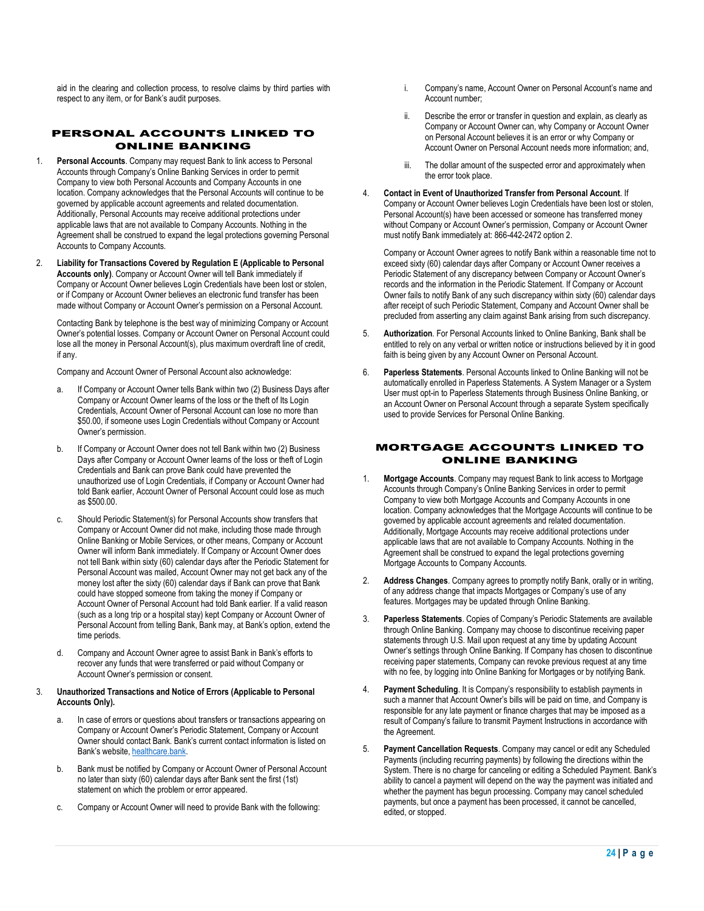aid in the clearing and collection process, to resolve claims by third parties with respect to any item, or for Bank's audit purposes.

## PERSONAL ACCOUNTS LINKED TO ONLINE BANKING

1. **Personal Accounts**. Company may request Bank to link access to Personal Accounts through Company's Online Banking Services in order to permit Company to view both Personal Accounts and Company Accounts in one location. Company acknowledges that the Personal Accounts will continue to be governed by applicable account agreements and related documentation. Additionally, Personal Accounts may receive additional protections under applicable laws that are not available to Company Accounts. Nothing in the Agreement shall be construed to expand the legal protections governing Personal Accounts to Company Accounts.

2. **Liability for Transactions Covered by Regulation E (Applicable to Personal Accounts only)**. Company or Account Owner will tell Bank immediately if Company or Account Owner believes Login Credentials have been lost or stolen, or if Company or Account Owner believes an electronic fund transfer has been made without Company or Account Owner's permission on a Personal Account.

   Contacting Bank by telephone is the best way of minimizing Company or Account Owner's potential losses. Company or Account Owner on Personal Account could lose all the money in Personal Account(s), plus maximum overdraft line of credit, if any.

   Company and Account Owner of Personal Account also acknowledge:

   a. If Company or Account Owner tells Bank within two (2) Business Days after Company or Account Owner learns of the loss or the theft of Its Login Credentials, Account Owner of Personal Account can lose no more than $50.00, if someone uses Login Credentials without Company or Account Owner's permission.

   b. If Company or Account Owner does not tell Bank within two (2) Business Days after Company or Account Owner learns of the loss or theft of Login Credentials and Bank can prove Bank could have prevented the unauthorized use of Login Credentials, if Company or Account Owner had told Bank earlier, Account Owner of Personal Account could lose as much as $500.00.

   c. Should Periodic Statement(s) for Personal Accounts show transfers that Company or Account Owner did not make, including those made through Online Banking or Mobile Services, or other means, Company or Account Owner will inform Bank immediately. If Company or Account Owner does not tell Bank within sixty (60) calendar days after the Periodic Statement for Personal Account was mailed, Account Owner may not get back any of the money lost after the sixty (60) calendar days if Bank can prove that Bank could have stopped someone from taking the money if Company or Account Owner of Personal Account had told Bank earlier. If a valid reason (such as a long trip or a hospital stay) kept Company or Account Owner of Personal Account from telling Bank, Bank may, at Bank's option, extend the time periods.

   d. Company and Account Owner agree to assist Bank in Bank's efforts to recover any funds that were transferred or paid without Company or Account Owner's permission or consent.

3. **Unauthorized Transactions and Notice of Errors (Applicable to Personal Accounts Only).**

   a. In case of errors or questions about transfers or transactions appearing on Company or Account Owner's Periodic Statement, Company or Account Owner should contact Bank. Bank's current contact information is listed on Bank's website, [healthcare.bank](healthcare.bank).

   b. Bank must be notified by Company or Account Owner of Personal Account no later than sixty (60) calendar days after Bank sent the first (1st) statement on which the problem or error appeared.

   c. Company or Account Owner will need to provide Bank with the following:

      i. Company's name, Account Owner on Personal Account's name and Account number;

      ii. Describe the error or transfer in question and explain, as clearly as Company or Account Owner can, why Company or Account Owner on Personal Account believes it is an error or why Company or Account Owner on Personal Account needs more information; and,

      iii. The dollar amount of the suspected error and approximately when the error took place.

4. **Contact in Event of Unauthorized Transfer from Personal Account**. If Company or Account Owner believes Login Credentials have been lost or stolen, Personal Account(s) have been accessed or someone has transferred money without Company or Account Owner's permission, Company or Account Owner must notify Bank immediately at: 866-442-2472 option 2.

   Company or Account Owner agrees to notify Bank within a reasonable time not to exceed sixty (60) calendar days after Company or Account Owner receives a Periodic Statement of any discrepancy between Company or Account Owner's records and the information in the Periodic Statement. If Company or Account Owner fails to notify Bank of any such discrepancy within sixty (60) calendar days after receipt of such Periodic Statement, Company and Account Owner shall be precluded from asserting any claim against Bank arising from such discrepancy.

5. **Authorization**. For Personal Accounts linked to Online Banking, Bank shall be entitled to rely on any verbal or written notice or instructions believed by it in good faith is being given by any Account Owner on Personal Account.

6. **Paperless Statements**. Personal Accounts linked to Online Banking will not be automatically enrolled in Paperless Statements. A System Manager or a System User must opt-in to Paperless Statements through Business Online Banking, or an Account Owner on Personal Account through a separate System specifically used to provide Services for Personal Online Banking.

## MORTGAGE ACCOUNTS LINKED TO ONLINE BANKING

1. **Mortgage Accounts**. Company may request Bank to link access to Mortgage Accounts through Company's Online Banking Services in order to permit Company to view both Mortgage Accounts and Company Accounts in one location. Company acknowledges that the Mortgage Accounts will continue to be governed by applicable account agreements and related documentation. Additionally, Mortgage Accounts may receive additional protections under applicable laws that are not available to Company Accounts. Nothing in the Agreement shall be construed to expand the legal protections governing Mortgage Accounts to Company Accounts.

2. **Address Changes**. Company agrees to promptly notify Bank, orally or in writing, of any address change that impacts Mortgages or Company's use of any features. Mortgages may be updated through Online Banking.

3. **Paperless Statements**. Copies of Company's Periodic Statements are available through Online Banking. Company may choose to discontinue receiving paper statements through U.S. Mail upon request at any time by updating Account Owner's settings through Online Banking. If Company has chosen to discontinue receiving paper statements, Company can revoke previous request at any time with no fee, by logging into Online Banking for Mortgages or by notifying Bank.

4. **Payment Scheduling**. It is Company's responsibility to establish payments in such a manner that Account Owner's bills will be paid on time, and Company is responsible for any late payment or finance charges that may be imposed as a result of Company's failure to transmit Payment Instructions in accordance with the Agreement.

5. **Payment Cancellation Requests**. Company may cancel or edit any Scheduled Payments (including recurring payments) by following the directions within the System. There is no charge for canceling or editing a Scheduled Payment. Bank's ability to cancel a payment will depend on the way the payment was initiated and whether the payment has begun processing. Company may cancel scheduled payments, but once a payment has been processed, it cannot be cancelled, edited, or stopped.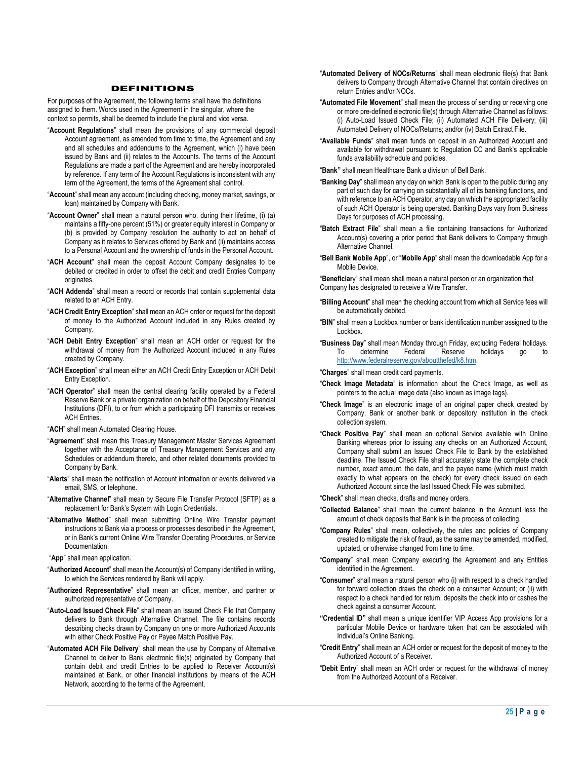## DEFINITIONS

For purposes of the Agreement, the following terms shall have the definitions assigned to them. Words used in the Agreement in the singular, where the context so permits, shall be deemed to include the plural and vice versa.

"**Account Regulations**" shall mean the provisions of any commercial deposit Account agreement, as amended from time to time, the Agreement and any and all schedules and addendums to the Agreement, which (i) have been issued by Bank and (ii) relates to the Accounts. The terms of the Account Regulations are made a part of the Agreement and are hereby incorporated by reference. If any term of the Account Regulations is inconsistent with any term of the Agreement, the terms of the Agreement shall control.

"**Account**" shall mean any account (including checking, money market, savings, or loan) maintained by Company with Bank.

"**Account Owner**" shall mean a natural person who, during their lifetime, (i) (a) maintains a fifty-one percent (51%) or greater equity interest in Company or (b) is provided by Company resolution the authority to act on behalf of Company as it relates to Services offered by Bank and (ii) maintains access to a Personal Account and the ownership of funds in the Personal Account.

"**ACH Account**" shall mean the deposit Account Company designates to be debited or credited in order to offset the debit and credit Entries Company originates.

"**ACH Addenda**" shall mean a record or records that contain supplemental data related to an ACH Entry.

"**ACH Credit Entry Exception**" shall mean an ACH order or request for the deposit of money to the Authorized Account included in any Rules created by Company.

"**ACH Debit Entry Exception**" shall mean an ACH order or request for the withdrawal of money from the Authorized Account included in any Rules created by Company.

"**ACH Exception**" shall mean either an ACH Credit Entry Exception or ACH Debit Entry Exception.

"**ACH Operator**" shall mean the central clearing facility operated by a Federal Reserve Bank or a private organization on behalf of the Depository Financial Institutions (DFI), to or from which a participating DFI transmits or receives ACH Entries.

"**ACH**" shall mean Automated Clearing House.

"**Agreement**" shall mean this Treasury Management Master Services Agreement together with the Acceptance of Treasury Management Services and any Schedules or addendum thereto, and other related documents provided to Company by Bank.

"**Alerts**" shall mean the notification of Account information or events delivered via email, SMS, or telephone.

"**Alternative Channel**" shall mean by Secure File Transfer Protocol (SFTP) as a replacement for Bank's System with Login Credentials.

"**Alternative Method**" shall mean submitting Online Wire Transfer payment instructions to Bank via a process or processes described in the Agreement, or in Bank's current Online Wire Transfer Operating Procedures, or Service Documentation.

"**App**" shall mean application.

"**Authorized Account**" shall mean the Account(s) of Company identified in writing, to which the Services rendered by Bank will apply.

"**Authorized Representative**" shall mean an officer, member, and partner or authorized representative of Company.

"**Auto-Load Issued Check File**" shall mean an Issued Check File that Company delivers to Bank through Alternative Channel. The file contains records describing checks drawn by Company on one or more Authorized Accounts with either Check Positive Pay or Payee Match Positive Pay.

"**Automated ACH File Delivery**" shall mean the use by Company of Alternative Channel to deliver to Bank electronic file(s) originated by Company that contain debit and credit Entries to be applied to Receiver Account(s) maintained at Bank, or other financial institutions by means of the ACH Network, according to the terms of the Agreement.

"**Automated Delivery of NOCs/Returns**" shall mean electronic file(s) that Bank delivers to Company through Alternative Channel that contain directives on return Entries and/or NOCs.

"**Automated File Movement**" shall mean the process of sending or receiving one or more pre-defined electronic file(s) through Alternative Channel as follows: (i) Auto-Load Issued Check File; (ii) Automated ACH File Delivery; (iii) Automated Delivery of NOCs/Returns; and/or (iv) Batch Extract File.

"**Available Funds**" shall mean funds on deposit in an Authorized Account and available for withdrawal pursuant to Regulation CC and Bank's applicable funds availability schedule and policies.

"**Bank"** shall mean Healthcare Bank a division of Bell Bank.

"**Banking Day**" shall mean any day on which Bank is open to the public during any part of such day for carrying on substantially all of its banking functions, and with reference to an ACH Operator, any day on which the appropriated facility of such ACH Operator is being operated. Banking Days vary from Business Days for purposes of ACH processing.

"**Batch Extract File**" shall mean a file containing transactions for Authorized Account(s) covering a prior period that Bank delivers to Company through Alternative Channel.

"**Bell Bank Mobile App**", or "**Mobile App**" shall mean the downloadable App for a Mobile Device.

"**Beneficiar**y" shall mean shall mean a natural person or an organization that Company has designated to receive a Wire Transfer.

"**Billing Account**" shall mean the checking account from which all Service fees will be automatically debited.

"**BIN**" shall mean a Lockbox number or bank identification number assigned to the Lockbox.

"**Business Day**" shall mean Monday through Friday, excluding Federal holidays. To determine Federal Reserve holidays go to http://www.federalreserve.gov/aboutthefed/k8.htm.

"**Charges**" shall mean credit card payments.

"**Check Image Metadata**" is information about the Check Image, as well as pointers to the actual image data (also known as image tags).

"**Check Image**" is an electronic image of an original paper check created by Company, Bank or another bank or depository institution in the check collection system.

"**Check Positive Pay**" shall mean an optional Service available with Online Banking whereas prior to issuing any checks on an Authorized Account, Company shall submit an Issued Check File to Bank by the established deadline. The Issued Check File shall accurately state the complete check number, exact amount, the date, and the payee name (which must match exactly to what appears on the check) for every check issued on each Authorized Account since the last Issued Check File was submitted.

"**Check**" shall mean checks, drafts and money orders.

"**Collected Balance**" shall mean the current balance in the Account less the amount of check deposits that Bank is in the process of collecting.

"**Company Rules**" shall mean, collectively, the rules and policies of Company created to mitigate the risk of fraud, as the same may be amended, modified, updated, or otherwise changed from time to time.

"**Company**" shall mean Company executing the Agreement and any Entities identified in the Agreement.

"**Consumer**" shall mean a natural person who (i) with respect to a check handled for forward collection draws the check on a consumer Account; or (ii) with respect to a check handled for return, deposits the check into or cashes the check against a consumer Account.

**"Credential ID"** shall mean a unique identifier VIP Access App provisions for a particular Mobile Device or hardware token that can be associated with Individual's Online Banking.

"**Credit Entry**" shall mean an ACH order or request for the deposit of money to the Authorized Account of a Receiver.

"**Debit Entry**" shall mean an ACH order or request for the withdrawal of money from the Authorized Account of a Receiver.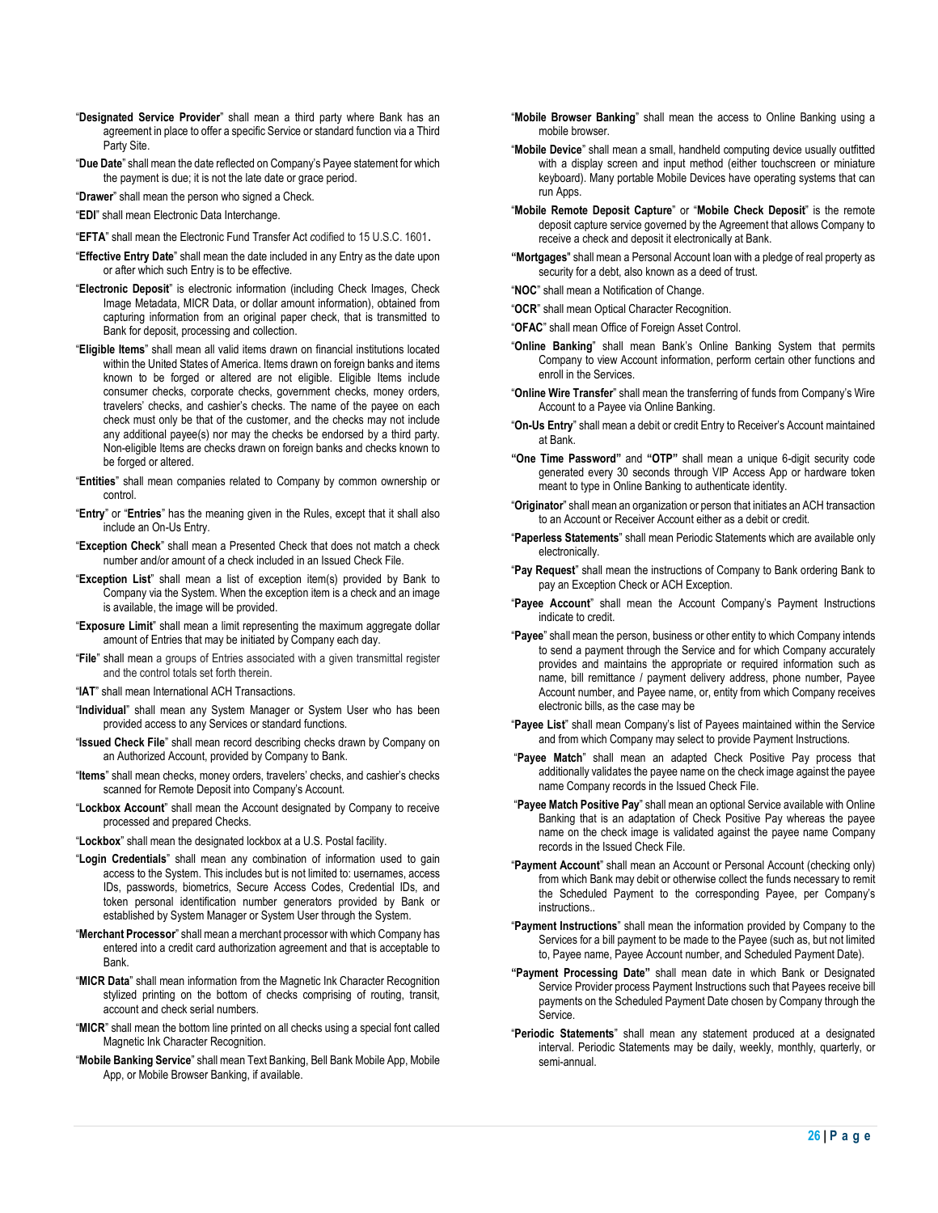"**Designated Service Provider**" shall mean a third party where Bank has an agreement in place to offer a specific Service or standard function via a Third Party Site.

"**Due Date**" shall mean the date reflected on Company's Payee statement for which the payment is due; it is not the late date or grace period.

"**Drawer**" shall mean the person who signed a Check.

"**EDI**" shall mean Electronic Data Interchange.

"**EFTA**" shall mean the Electronic Fund Transfer Act codified to 15 U.S.C. 1601.

"**Effective Entry Date**" shall mean the date included in any Entry as the date upon or after which such Entry is to be effective.

"**Electronic Deposit**" is electronic information (including Check Images, Check Image Metadata, MICR Data, or dollar amount information), obtained from capturing information from an original paper check, that is transmitted to Bank for deposit, processing and collection.

"**Eligible Items**" shall mean all valid items drawn on financial institutions located within the United States of America. Items drawn on foreign banks and items known to be forged or altered are not eligible. Eligible Items include consumer checks, corporate checks, government checks, money orders, travelers' checks, and cashier's checks. The name of the payee on each check must only be that of the customer, and the checks may not include any additional payee(s) nor may the checks be endorsed by a third party. Non-eligible Items are checks drawn on foreign banks and checks known to be forged or altered.

"**Entities**" shall mean companies related to Company by common ownership or control.

"**Entry**" or "**Entries**" has the meaning given in the Rules, except that it shall also include an On-Us Entry.

"**Exception Check**" shall mean a Presented Check that does not match a check number and/or amount of a check included in an Issued Check File.

"**Exception List**" shall mean a list of exception item(s) provided by Bank to Company via the System. When the exception item is a check and an image is available, the image will be provided.

"**Exposure Limit**" shall mean a limit representing the maximum aggregate dollar amount of Entries that may be initiated by Company each day.

"**File**" shall mean a groups of Entries associated with a given transmittal register and the control totals set forth therein.

"**IAT**" shall mean International ACH Transactions.

"**Individual**" shall mean any System Manager or System User who has been provided access to any Services or standard functions.

"**Issued Check File**" shall mean record describing checks drawn by Company on an Authorized Account, provided by Company to Bank.

"**Items**" shall mean checks, money orders, travelers' checks, and cashier's checks scanned for Remote Deposit into Company's Account.

"**Lockbox Account**" shall mean the Account designated by Company to receive processed and prepared Checks.

"**Lockbox**" shall mean the designated lockbox at a U.S. Postal facility.

"**Login Credentials**" shall mean any combination of information used to gain access to the System. This includes but is not limited to: usernames, access IDs, passwords, biometrics, Secure Access Codes, Credential IDs, and token personal identification number generators provided by Bank or established by System Manager or System User through the System.

"**Merchant Processor**" shall mean a merchant processor with which Company has entered into a credit card authorization agreement and that is acceptable to Bank.

"**MICR Data**" shall mean information from the Magnetic Ink Character Recognition stylized printing on the bottom of checks comprising of routing, transit, account and check serial numbers.

"**MICR**" shall mean the bottom line printed on all checks using a special font called Magnetic Ink Character Recognition.

"**Mobile Banking Service**" shall mean Text Banking, Bell Bank Mobile App, Mobile App, or Mobile Browser Banking, if available.

"**Mobile Browser Banking**" shall mean the access to Online Banking using a mobile browser.

"**Mobile Device**" shall mean a small, handheld computing device usually outfitted with a display screen and input method (either touchscreen or miniature keyboard). Many portable Mobile Devices have operating systems that can run Apps.

"**Mobile Remote Deposit Capture**" or "**Mobile Check Deposit**" is the remote deposit capture service governed by the Agreement that allows Company to receive a check and deposit it electronically at Bank.

**"Mortgages"** shall mean a Personal Account loan with a pledge of real property as security for a debt, also known as a deed of trust.

"**NOC**" shall mean a Notification of Change.

"**OCR**" shall mean Optical Character Recognition.

"**OFAC**" shall mean Office of Foreign Asset Control.

"**Online Banking**" shall mean Bank's Online Banking System that permits Company to view Account information, perform certain other functions and enroll in the Services.

"**Online Wire Transfer**" shall mean the transferring of funds from Company's Wire Account to a Payee via Online Banking.

"**On-Us Entry**" shall mean a debit or credit Entry to Receiver's Account maintained at Bank.

**"One Time Password"** and **"OTP"** shall mean a unique 6-digit security code generated every 30 seconds through VIP Access App or hardware token meant to type in Online Banking to authenticate identity.

"**Originator**" shall mean an organization or person that initiates an ACH transaction to an Account or Receiver Account either as a debit or credit.

"**Paperless Statements**" shall mean Periodic Statements which are available only electronically.

"**Pay Request**" shall mean the instructions of Company to Bank ordering Bank to pay an Exception Check or ACH Exception.

"**Payee Account**" shall mean the Account Company's Payment Instructions indicate to credit.

"**Payee**" shall mean the person, business or other entity to which Company intends to send a payment through the Service and for which Company accurately provides and maintains the appropriate or required information such as name, bill remittance / payment delivery address, phone number, Payee Account number, and Payee name, or, entity from which Company receives electronic bills, as the case may be

"**Payee List**" shall mean Company's list of Payees maintained within the Service and from which Company may select to provide Payment Instructions.

"**Payee Match**" shall mean an adapted Check Positive Pay process that additionally validates the payee name on the check image against the payee name Company records in the Issued Check File.

"**Payee Match Positive Pay**" shall mean an optional Service available with Online Banking that is an adaptation of Check Positive Pay whereas the payee name on the check image is validated against the payee name Company records in the Issued Check File.

"**Payment Account**" shall mean an Account or Personal Account (checking only) from which Bank may debit or otherwise collect the funds necessary to remit the Scheduled Payment to the corresponding Payee, per Company's instructions..

"**Payment Instructions**" shall mean the information provided by Company to the Services for a bill payment to be made to the Payee (such as, but not limited to, Payee name, Payee Account number, and Scheduled Payment Date).

**"Payment Processing Date"** shall mean date in which Bank or Designated Service Provider process Payment Instructions such that Payees receive bill payments on the Scheduled Payment Date chosen by Company through the Service.

"**Periodic Statements**" shall mean any statement produced at a designated interval. Periodic Statements may be daily, weekly, monthly, quarterly, or semi-annual.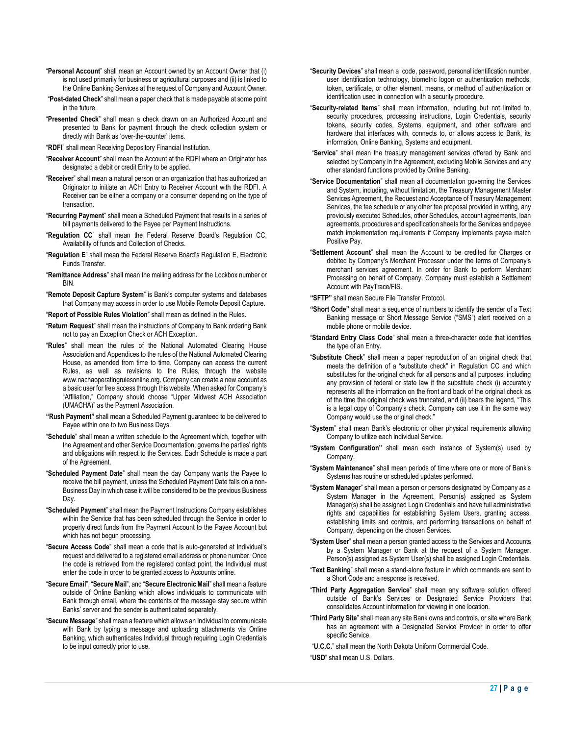"**Personal Account**" shall mean an Account owned by an Account Owner that (i) is not used primarily for business or agricultural purposes and (ii) is linked to the Online Banking Services at the request of Company and Account Owner.

"**Post-dated Check**" shall mean a paper check that is made payable at some point in the future.

"**Presented Check**" shall mean a check drawn on an Authorized Account and presented to Bank for payment through the check collection system or directly with Bank as 'over-the-counter' items.

"**RDFI**" shall mean Receiving Depository Financial Institution.

"**Receiver Account**" shall mean the Account at the RDFI where an Originator has designated a debit or credit Entry to be applied.

"**Receiver**" shall mean a natural person or an organization that has authorized an Originator to initiate an ACH Entry to Receiver Account with the RDFI. A Receiver can be either a company or a consumer depending on the type of transaction.

"**Recurring Payment**" shall mean a Scheduled Payment that results in a series of bill payments delivered to the Payee per Payment Instructions.

"**Regulation CC**" shall mean the Federal Reserve Board's Regulation CC, Availability of funds and Collection of Checks.

"**Regulation E**" shall mean the Federal Reserve Board's Regulation E, Electronic Funds Transfer.

"**Remittance Address**" shall mean the mailing address for the Lockbox number or BIN.

"**Remote Deposit Capture System**" is Bank's computer systems and databases that Company may access in order to use Mobile Remote Deposit Capture.

"**Report of Possible Rules Violation**" shall mean as defined in the Rules.

"**Return Request**" shall mean the instructions of Company to Bank ordering Bank not to pay an Exception Check or ACH Exception.

"**Rules**" shall mean the rules of the National Automated Clearing House Association and Appendices to the rules of the National Automated Clearing House, as amended from time to time. Company can access the current Rules, as well as revisions to the Rules, through the website www.nachaoperatingrulesonline.org. Company can create a new account as a basic user for free access through this website. When asked for Company's "Affiliation," Company should choose "Upper Midwest ACH Association (UMACHA)" as the Payment Association.

**"Rush Payment"** shall mean a Scheduled Payment guaranteed to be delivered to Payee within one to two Business Days.

"**Schedule**" shall mean a written schedule to the Agreement which, together with the Agreement and other Service Documentation, governs the parties' rights and obligations with respect to the Services. Each Schedule is made a part of the Agreement.

"**Scheduled Payment Date**" shall mean the day Company wants the Payee to receive the bill payment, unless the Scheduled Payment Date falls on a non-Business Day in which case it will be considered to be the previous Business Day.

"**Scheduled Payment**" shall mean the Payment Instructions Company establishes within the Service that has been scheduled through the Service in order to properly direct funds from the Payment Account to the Payee Account but which has not begun processing.

"**Secure Access Code**" shall mean a code that is auto-generated at Individual's request and delivered to a registered email address or phone number. Once the code is retrieved from the registered contact point, the Individual must enter the code in order to be granted access to Accounts online.

"**Secure Email**", "**Secure Mail**", and "**Secure Electronic Mail**" shall mean a feature outside of Online Banking which allows individuals to communicate with Bank through email, where the contents of the message stay secure within Banks' server and the sender is authenticated separately.

"**Secure Message**" shall mean a feature which allows an Individual to communicate with Bank by typing a message and uploading attachments via Online Banking, which authenticates Individual through requiring Login Credentials to be input correctly prior to use.

"**Security Devices**" shall mean a code, password, personal identification number, user identification technology, biometric logon or authentication methods, token, certificate, or other element, means, or method of authentication or identification used in connection with a security procedure.

"**Security-related Items**" shall mean information, including but not limited to, security procedures, processing instructions, Login Credentials, security tokens, security codes, Systems, equipment, and other software and hardware that interfaces with, connects to, or allows access to Bank, its information, Online Banking, Systems and equipment.

"**Service**" shall mean the treasury management services offered by Bank and selected by Company in the Agreement, excluding Mobile Services and any other standard functions provided by Online Banking.

"**Service Documentation**" shall mean all documentation governing the Services and System, including, without limitation, the Treasury Management Master Services Agreement, the Request and Acceptance of Treasury Management Services, the fee schedule or any other fee proposal provided in writing, any previously executed Schedules, other Schedules, account agreements, loan agreements, procedures and specification sheets for the Services and payee match implementation requirements if Company implements payee match Positive Pay.

"**Settlement Account**" shall mean the Account to be credited for Charges or debited by Company's Merchant Processor under the terms of Company's merchant services agreement. In order for Bank to perform Merchant Processing on behalf of Company, Company must establish a Settlement Account with PayTrace/FIS.

**"SFTP"** shall mean Secure File Transfer Protocol.

**"Short Code"** shall mean a sequence of numbers to identify the sender of a Text Banking message or Short Message Service ("SMS") alert received on a mobile phone or mobile device.

"**Standard Entry Class Code**" shall mean a three-character code that identifies the type of an Entry.

"**Substitute Check**" shall mean a paper reproduction of an original check that meets the definition of a "substitute check" in Regulation CC and which substitutes for the original check for all persons and all purposes, including any provision of federal or state law if the substitute check (i) accurately represents all the information on the front and back of the original check as of the time the original check was truncated, and (ii) bears the legend, "This is a legal copy of Company's check. Company can use it in the same way Company would use the original check."

"**System**" shall mean Bank's electronic or other physical requirements allowing Company to utilize each individual Service.

**"System Configuration"** shall mean each instance of System(s) used by Company.

"**System Maintenance**" shall mean periods of time where one or more of Bank's Systems has routine or scheduled updates performed.

"**System Manager**" shall mean a person or persons designated by Company as a System Manager in the Agreement. Person(s) assigned as System Manager(s) shall be assigned Login Credentials and have full administrative rights and capabilities for establishing System Users, granting access, establishing limits and controls, and performing transactions on behalf of Company, depending on the chosen Services.

"**System User**" shall mean a person granted access to the Services and Accounts by a System Manager or Bank at the request of a System Manager. Person(s) assigned as System User(s) shall be assigned Login Credentials.

"**Text Banking**" shall mean a stand-alone feature in which commands are sent to a Short Code and a response is received.

"**Third Party Aggregation Service**" shall mean any software solution offered outside of Bank's Services or Designated Service Providers that consolidates Account information for viewing in one location.

"**Third Party Site**" shall mean any site Bank owns and controls, or site where Bank has an agreement with a Designated Service Provider in order to offer specific Service.

"**U.C.C.**" shall mean the North Dakota Uniform Commercial Code.

"**USD**" shall mean U.S. Dollars.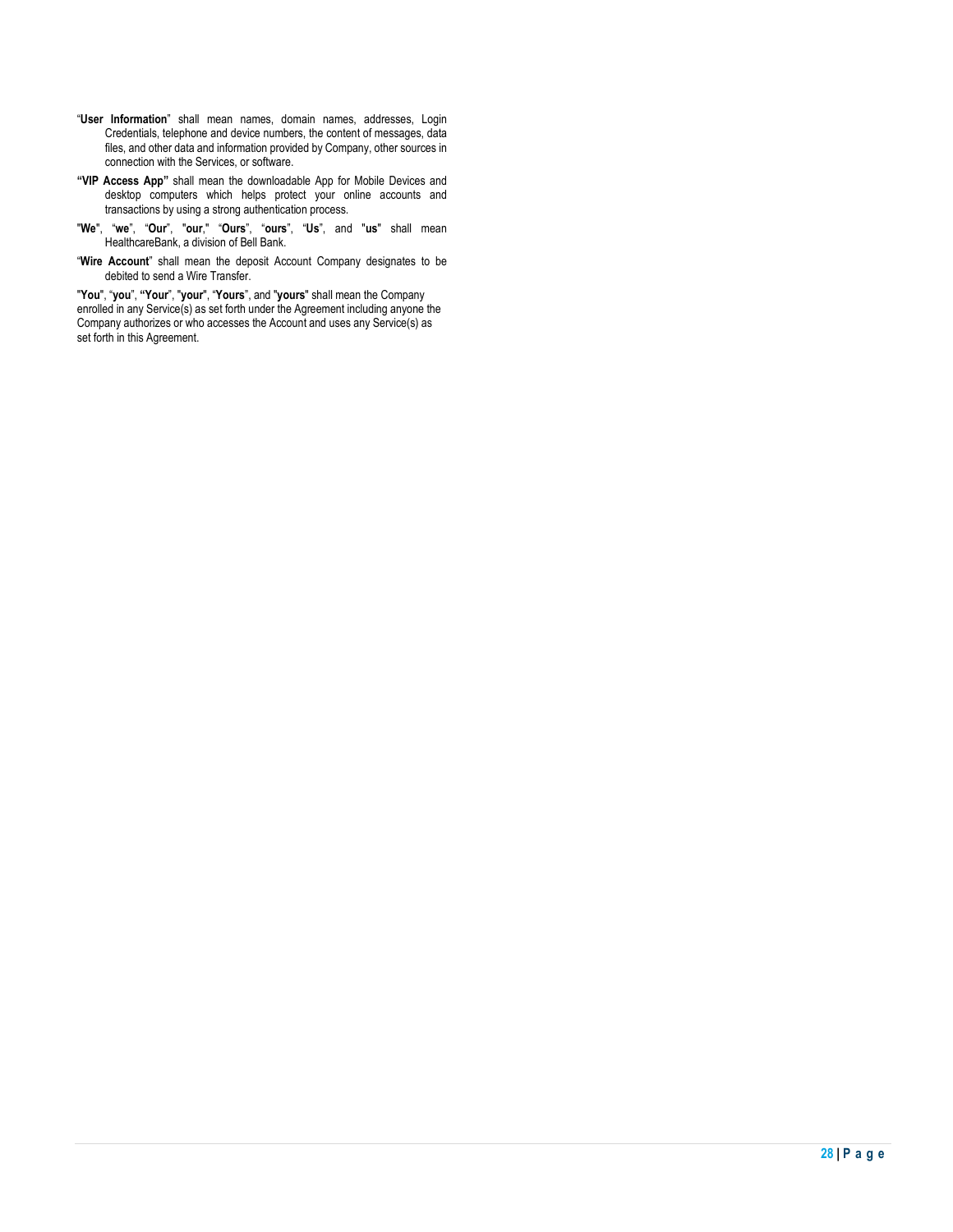"**User Information**" shall mean names, domain names, addresses, Login Credentials, telephone and device numbers, the content of messages, data files, and other data and information provided by Company, other sources in connection with the Services, or software.

**"VIP Access App"** shall mean the downloadable App for Mobile Devices and desktop computers which helps protect your online accounts and transactions by using a strong authentication process.

"**We**", "**we**", "**Our**", "**our**," "**Ours**", "**ours**", "**Us**", and "**us**" shall mean HealthcareBank, a division of Bell Bank.

"**Wire Account**" shall mean the deposit Account Company designates to be debited to send a Wire Transfer.

"**You**", "**you**", **"Your"**, "**your**", "**Yours**", and "**yours**" shall mean the Company enrolled in any Service(s) as set forth under the Agreement including anyone the Company authorizes or who accesses the Account and uses any Service(s) as set forth in this Agreement.